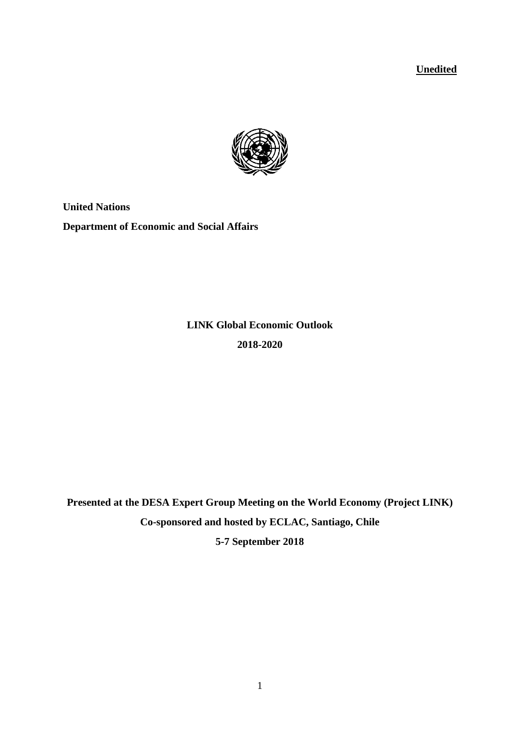**Unedited**

**United Nations**

**Department of Economic and Social Affairs**

**LINK Global Economic Outlook**

**2018-2020**

**Presented at the DESA Expert Group Meeting on the World Economy (Project LINK)**

**Co-sponsored and hosted by ECLAC, Santiago, Chile**

**5-7 September 2018**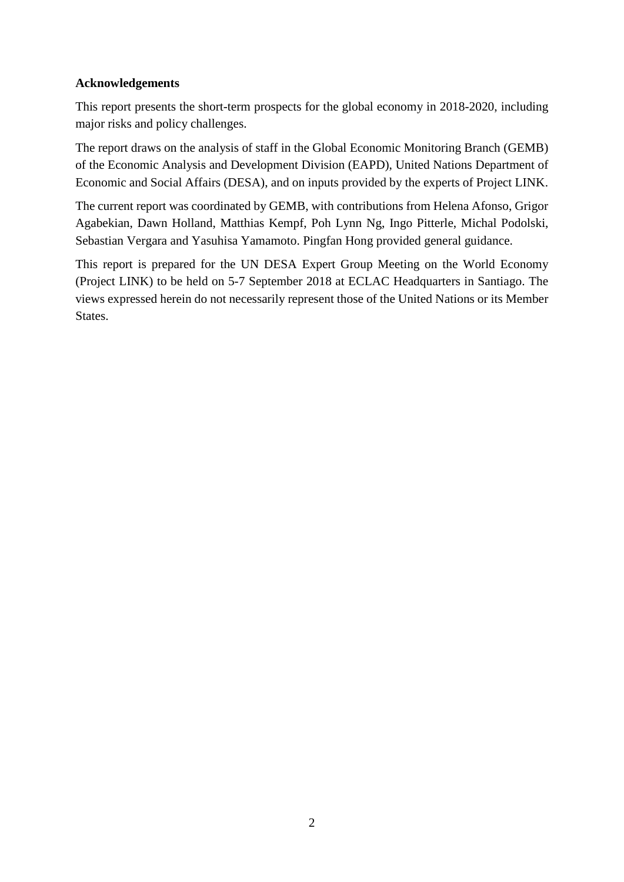## Acknowledgements

This report presents the short-term prospects for the global economy in 2018-2020, including major risks and policy challenges.

The report draws on the analysis of staff in the Global Economic Monitoring Branch (GEMB) of the Economic Analysis and Development Division (EAPD), United Nations Department of Economic and Social Affairs (DESA), and on inputs provided by the experts of Project LINK.

The current report was coordinated by GEMB, with contributions from Helena Afonso, Grigor Agabekian, Dawn Holland, Matthias Kempf, Poh Lynn Ng, Ingo Pitterle, Michal Podolski, Sebastian Vergara and Yasuhisa Yamamoto. Pingfan Hong provided general guidance.

This report is prepared for the UN DESA Expert Group Meeting on the World Economy (Project LINK) to be held on 5-7 September 2018 at ECLAC Headquarters in Santiago. The views expressed herein do not necessarily represent those of the United Nations or its Member States.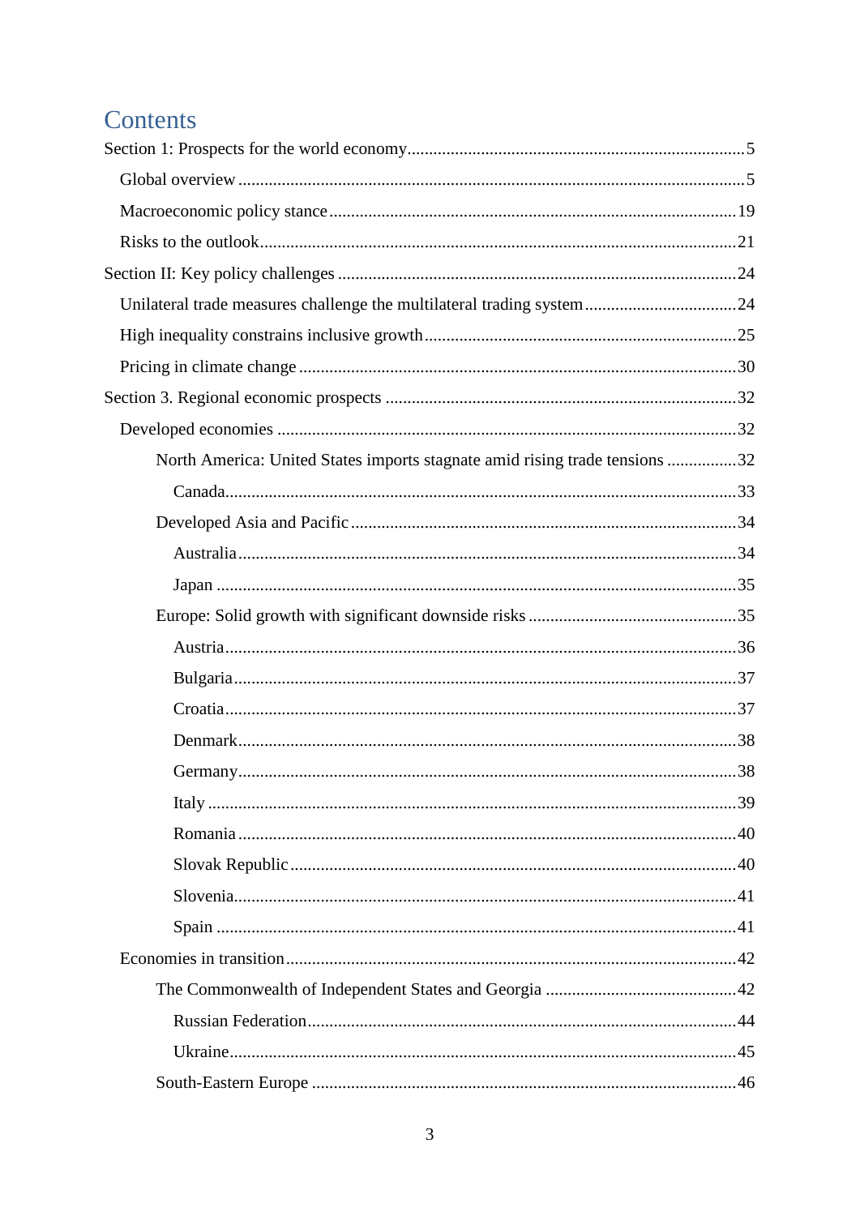# Contents

Section 1: Prospects for the world economy .......... 5

- Global overview .......... 5
- Macroeconomic policy stance .......... 19
- Risks to the outlook .......... 21

Section II: Key policy challenges .......... 24

- Unilateral trade measures challenge the multilateral trading system .......... 24
- High inequality constrains inclusive growth .......... 25
- Pricing in climate change .......... 30

Section 3. Regional economic prospects .......... 32

- Developed economies .......... 32
  - North America: United States imports stagnate amid rising trade tensions .......... 32
    - Canada .......... 33
  - Developed Asia and Pacific .......... 34
    - Australia .......... 34
    - Japan .......... 35
  - Europe: Solid growth with significant downside risks .......... 35
    - Austria .......... 36
    - Bulgaria .......... 37
    - Croatia .......... 37
    - Denmark .......... 38
    - Germany .......... 38
    - Italy .......... 39
    - Romania .......... 40
    - Slovak Republic .......... 40
    - Slovenia .......... 41
    - Spain .......... 41
- Economies in transition .......... 42
  - The Commonwealth of Independent States and Georgia .......... 42
    - Russian Federation .......... 44
    - Ukraine .......... 45
  - South-Eastern Europe .......... 46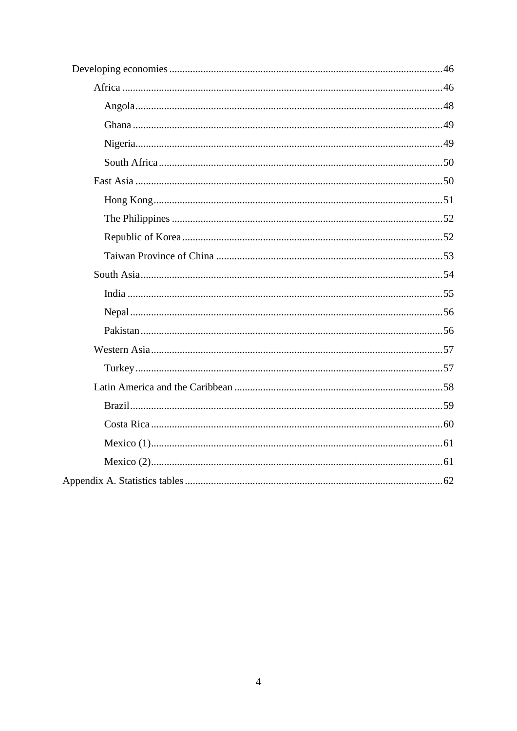- Developing economies ........ 46
  - Africa ........ 46
    - Angola ........ 48
    - Ghana ........ 49
    - Nigeria ........ 49
    - South Africa ........ 50
  - East Asia ........ 50
    - Hong Kong ........ 51
    - The Philippines ........ 52
    - Republic of Korea ........ 52
    - Taiwan Province of China ........ 53
  - South Asia ........ 54
    - India ........ 55
    - Nepal ........ 56
    - Pakistan ........ 56
  - Western Asia ........ 57
    - Turkey ........ 57
  - Latin America and the Caribbean ........ 58
    - Brazil ........ 59
    - Costa Rica ........ 60
    - Mexico (1) ........ 61
    - Mexico (2) ........ 61

Appendix A. Statistics tables ........ 62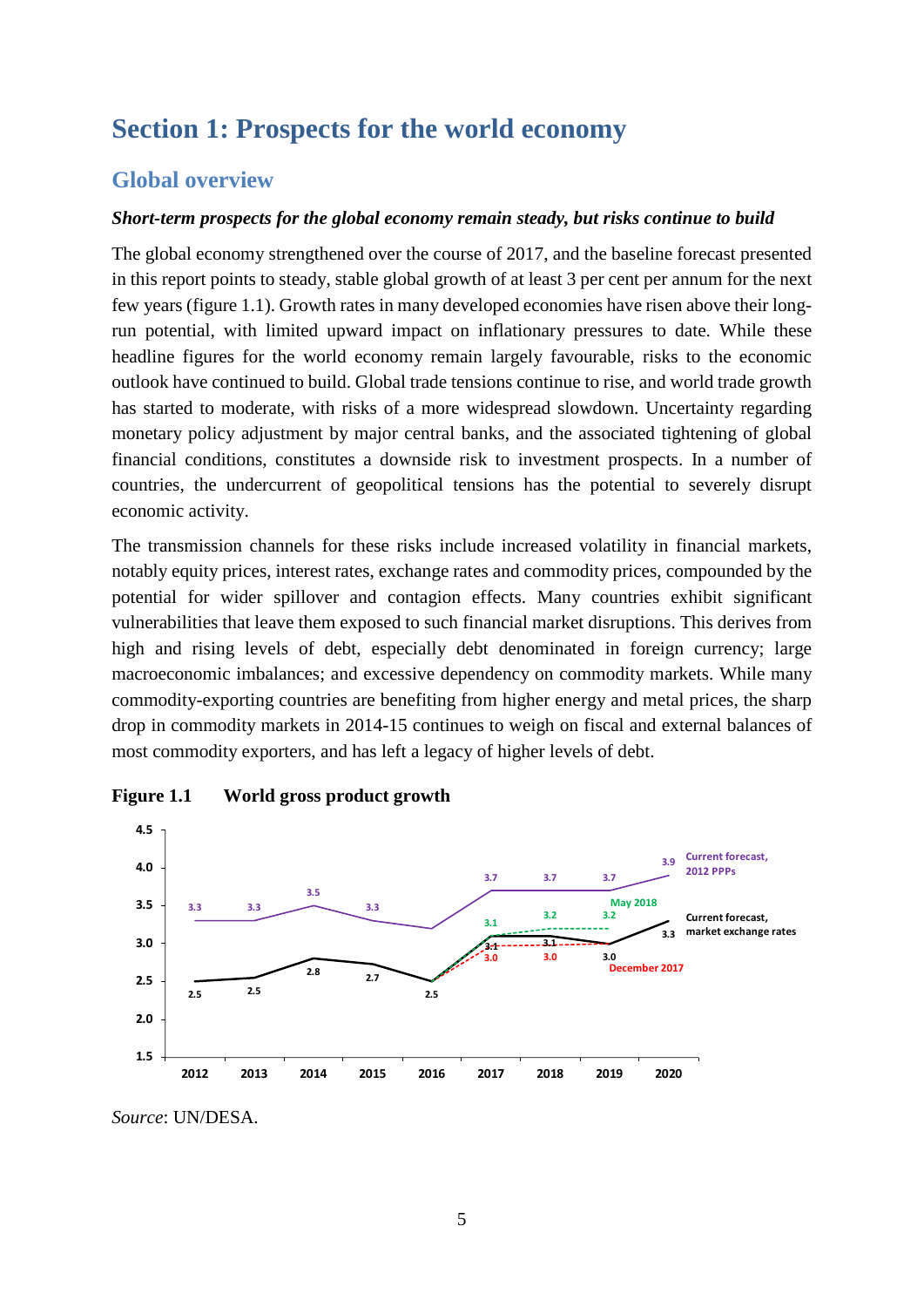# Section 1: Prospects for the world economy

## Global overview

***Short-term prospects for the global economy remain steady, but risks continue to build***

The global economy strengthened over the course of 2017, and the baseline forecast presented in this report points to steady, stable global growth of at least 3 per cent per annum for the next few years (figure 1.1). Growth rates in many developed economies have risen above their long-run potential, with limited upward impact on inflationary pressures to date. While these headline figures for the world economy remain largely favourable, risks to the economic outlook have continued to build. Global trade tensions continue to rise, and world trade growth has started to moderate, with risks of a more widespread slowdown. Uncertainty regarding monetary policy adjustment by major central banks, and the associated tightening of global financial conditions, constitutes a downside risk to investment prospects. In a number of countries, the undercurrent of geopolitical tensions has the potential to severely disrupt economic activity.

The transmission channels for these risks include increased volatility in financial markets, notably equity prices, interest rates, exchange rates and commodity prices, compounded by the potential for wider spillover and contagion effects. Many countries exhibit significant vulnerabilities that leave them exposed to such financial market disruptions. This derives from high and rising levels of debt, especially debt denominated in foreign currency; large macroeconomic imbalances; and excessive dependency on commodity markets. While many commodity-exporting countries are benefiting from higher energy and metal prices, the sharp drop in commodity markets in 2014-15 continues to weigh on fiscal and external balances of most commodity exporters, and has left a legacy of higher levels of debt.

**Figure 1.1 World gross product growth**

| | 2012 | 2013 | 2014 | 2015 | 2016 | 2017 | 2018 | 2019 | 2020 |
|---|---|---|---|---|---|---|---|---|---|
| Current forecast, 2012 PPPs | 3.3 | 3.3 | 3.5 | 3.3 | | 3.7 | 3.7 | 3.7 | 3.9 |
| Current forecast, market exchange rates | 2.5 | 2.5 | 2.8 | 2.7 | 2.5 | 3.1 | 3.1 | 3.0 | 3.3 |
| May 2018 | | | | | | 3.1 | 3.2 | 3.2 | |
| December 2017 | | | | | | 3.0 | 3.0 | 3.0 | |

*Source*: UN/DESA.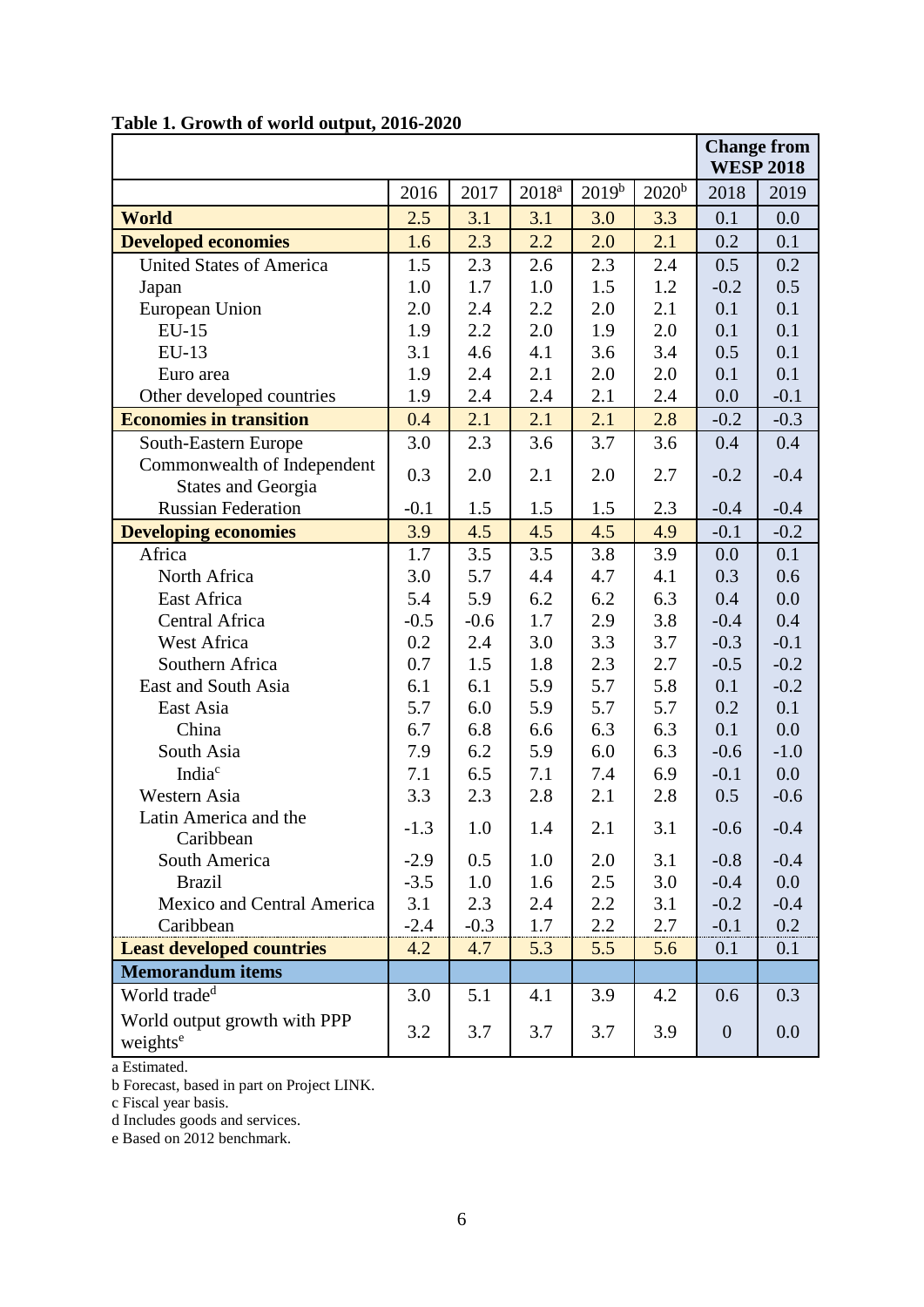**Table 1. Growth of world output, 2016-2020**

| | 2016 | 2017 | 2018[a] | 2019[b] | 2020[b] | Change from WESP 2018: 2018 | Change from WESP 2018: 2019 |
|---|---|---|---|---|---|---|---|
| **World** | 2.5 | 3.1 | 3.1 | 3.0 | 3.3 | 0.1 | 0.0 |
| **Developed economies** | 1.6 | 2.3 | 2.2 | 2.0 | 2.1 | 0.2 | 0.1 |
| United States of America | 1.5 | 2.3 | 2.6 | 2.3 | 2.4 | 0.5 | 0.2 |
| Japan | 1.0 | 1.7 | 1.0 | 1.5 | 1.2 | -0.2 | 0.5 |
| European Union | 2.0 | 2.4 | 2.2 | 2.0 | 2.1 | 0.1 | 0.1 |
| EU-15 | 1.9 | 2.2 | 2.0 | 1.9 | 2.0 | 0.1 | 0.1 |
| EU-13 | 3.1 | 4.6 | 4.1 | 3.6 | 3.4 | 0.5 | 0.1 |
| Euro area | 1.9 | 2.4 | 2.1 | 2.0 | 2.0 | 0.1 | 0.1 |
| Other developed countries | 1.9 | 2.4 | 2.4 | 2.1 | 2.4 | 0.0 | -0.1 |
| **Economies in transition** | 0.4 | 2.1 | 2.1 | 2.1 | 2.8 | -0.2 | -0.3 |
| South-Eastern Europe | 3.0 | 2.3 | 3.6 | 3.7 | 3.6 | 0.4 | 0.4 |
| Commonwealth of Independent States and Georgia | 0.3 | 2.0 | 2.1 | 2.0 | 2.7 | -0.2 | -0.4 |
| Russian Federation | -0.1 | 1.5 | 1.5 | 1.5 | 2.3 | -0.4 | -0.4 |
| **Developing economies** | 3.9 | 4.5 | 4.5 | 4.5 | 4.9 | -0.1 | -0.2 |
| Africa | 1.7 | 3.5 | 3.5 | 3.8 | 3.9 | 0.0 | 0.1 |
| North Africa | 3.0 | 5.7 | 4.4 | 4.7 | 4.1 | 0.3 | 0.6 |
| East Africa | 5.4 | 5.9 | 6.2 | 6.2 | 6.3 | 0.4 | 0.0 |
| Central Africa | -0.5 | -0.6 | 1.7 | 2.9 | 3.8 | -0.4 | 0.4 |
| West Africa | 0.2 | 2.4 | 3.0 | 3.3 | 3.7 | -0.3 | -0.1 |
| Southern Africa | 0.7 | 1.5 | 1.8 | 2.3 | 2.7 | -0.5 | -0.2 |
| East and South Asia | 6.1 | 6.1 | 5.9 | 5.7 | 5.8 | 0.1 | -0.2 |
| East Asia | 5.7 | 6.0 | 5.9 | 5.7 | 5.7 | 0.2 | 0.1 |
| China | 6.7 | 6.8 | 6.6 | 6.3 | 6.3 | 0.1 | 0.0 |
| South Asia | 7.9 | 6.2 | 5.9 | 6.0 | 6.3 | -0.6 | -1.0 |
| India[c] | 7.1 | 6.5 | 7.1 | 7.4 | 6.9 | -0.1 | 0.0 |
| Western Asia | 3.3 | 2.3 | 2.8 | 2.1 | 2.8 | 0.5 | -0.6 |
| Latin America and the Caribbean | -1.3 | 1.0 | 1.4 | 2.1 | 3.1 | -0.6 | -0.4 |
| South America | -2.9 | 0.5 | 1.0 | 2.0 | 3.1 | -0.8 | -0.4 |
| Brazil | -3.5 | 1.0 | 1.6 | 2.5 | 3.0 | -0.4 | 0.0 |
| Mexico and Central America | 3.1 | 2.3 | 2.4 | 2.2 | 3.1 | -0.2 | -0.4 |
| Caribbean | -2.4 | -0.3 | 1.7 | 2.2 | 2.7 | -0.1 | 0.2 |
| **Least developed countries** | 4.2 | 4.7 | 5.3 | 5.5 | 5.6 | 0.1 | 0.1 |
| **Memorandum items** | | | | | | | |
| World trade[d] | 3.0 | 5.1 | 4.1 | 3.9 | 4.2 | 0.6 | 0.3 |
| World output growth with PPP weights[e] | 3.2 | 3.7 | 3.7 | 3.7 | 3.9 | 0 | 0.0 |

a Estimated.
b Forecast, based in part on Project LINK.
c Fiscal year basis.
d Includes goods and services.
e Based on 2012 benchmark.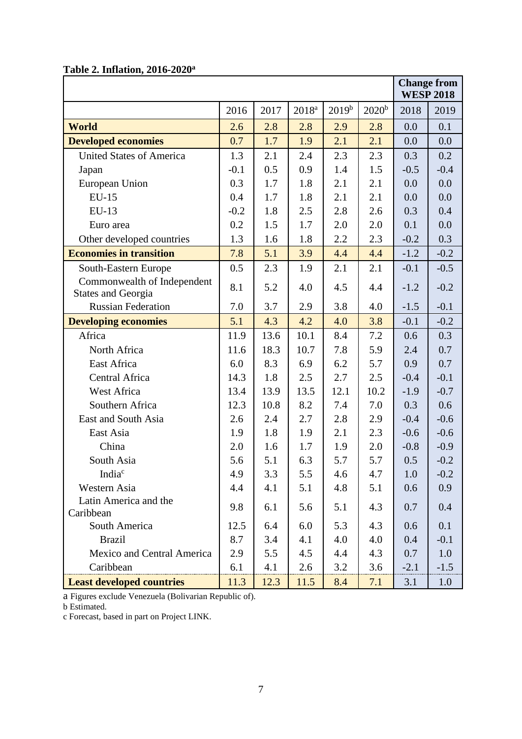**Table 2. Inflation, 2016-2020[a]**

| | | | | | | Change from WESP 2018 | |
|---|---|---|---|---|---|---|---|
| | 2016 | 2017 | 2018[a] | 2019[b] | 2020[b] | 2018 | 2019 |
| **World** | 2.6 | 2.8 | 2.8 | 2.9 | 2.8 | 0.0 | 0.1 |
| **Developed economies** | 0.7 | 1.7 | 1.9 | 2.1 | 2.1 | 0.0 | 0.0 |
| United States of America | 1.3 | 2.1 | 2.4 | 2.3 | 2.3 | 0.3 | 0.2 |
| Japan | -0.1 | 0.5 | 0.9 | 1.4 | 1.5 | -0.5 | -0.4 |
| European Union | 0.3 | 1.7 | 1.8 | 2.1 | 2.1 | 0.0 | 0.0 |
| EU-15 | 0.4 | 1.7 | 1.8 | 2.1 | 2.1 | 0.0 | 0.0 |
| EU-13 | -0.2 | 1.8 | 2.5 | 2.8 | 2.6 | 0.3 | 0.4 |
| Euro area | 0.2 | 1.5 | 1.7 | 2.0 | 2.0 | 0.1 | 0.0 |
| Other developed countries | 1.3 | 1.6 | 1.8 | 2.2 | 2.3 | -0.2 | 0.3 |
| **Economies in transition** | 7.8 | 5.1 | 3.9 | 4.4 | 4.4 | -1.2 | -0.2 |
| South-Eastern Europe | 0.5 | 2.3 | 1.9 | 2.1 | 2.1 | -0.1 | -0.5 |
| Commonwealth of Independent States and Georgia | 8.1 | 5.2 | 4.0 | 4.5 | 4.4 | -1.2 | -0.2 |
| Russian Federation | 7.0 | 3.7 | 2.9 | 3.8 | 4.0 | -1.5 | -0.1 |
| **Developing economies** | 5.1 | 4.3 | 4.2 | 4.0 | 3.8 | -0.1 | -0.2 |
| Africa | 11.9 | 13.6 | 10.1 | 8.4 | 7.2 | 0.6 | 0.3 |
| North Africa | 11.6 | 18.3 | 10.7 | 7.8 | 5.9 | 2.4 | 0.7 |
| East Africa | 6.0 | 8.3 | 6.9 | 6.2 | 5.7 | 0.9 | 0.7 |
| Central Africa | 14.3 | 1.8 | 2.5 | 2.7 | 2.5 | -0.4 | -0.1 |
| West Africa | 13.4 | 13.9 | 13.5 | 12.1 | 10.2 | -1.9 | -0.7 |
| Southern Africa | 12.3 | 10.8 | 8.2 | 7.4 | 7.0 | 0.3 | 0.6 |
| East and South Asia | 2.6 | 2.4 | 2.7 | 2.8 | 2.9 | -0.4 | -0.6 |
| East Asia | 1.9 | 1.8 | 1.9 | 2.1 | 2.3 | -0.6 | -0.6 |
| China | 2.0 | 1.6 | 1.7 | 1.9 | 2.0 | -0.8 | -0.9 |
| South Asia | 5.6 | 5.1 | 6.3 | 5.7 | 5.7 | 0.5 | -0.2 |
| India[c] | 4.9 | 3.3 | 5.5 | 4.6 | 4.7 | 1.0 | -0.2 |
| Western Asia | 4.4 | 4.1 | 5.1 | 4.8 | 5.1 | 0.6 | 0.9 |
| Latin America and the Caribbean | 9.8 | 6.1 | 5.6 | 5.1 | 4.3 | 0.7 | 0.4 |
| South America | 12.5 | 6.4 | 6.0 | 5.3 | 4.3 | 0.6 | 0.1 |
| Brazil | 8.7 | 3.4 | 4.1 | 4.0 | 4.0 | 0.4 | -0.1 |
| Mexico and Central America | 2.9 | 5.5 | 4.5 | 4.4 | 4.3 | 0.7 | 1.0 |
| Caribbean | 6.1 | 4.1 | 2.6 | 3.2 | 3.6 | -2.1 | -1.5 |
| **Least developed countries** | 11.3 | 12.3 | 11.5 | 8.4 | 7.1 | 3.1 | 1.0 |

a Figures exclude Venezuela (Bolivarian Republic of).
b Estimated.
c Forecast, based in part on Project LINK.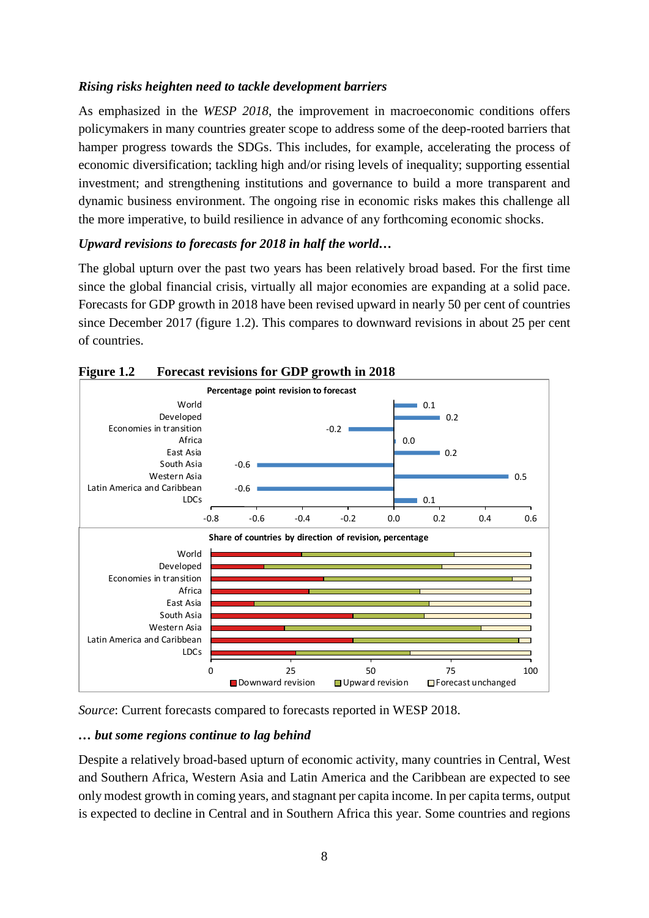### *Rising risks heighten need to tackle development barriers*

As emphasized in the *WESP 2018*, the improvement in macroeconomic conditions offers policymakers in many countries greater scope to address some of the deep-rooted barriers that hamper progress towards the SDGs. This includes, for example, accelerating the process of economic diversification; tackling high and/or rising levels of inequality; supporting essential investment; and strengthening institutions and governance to build a more transparent and dynamic business environment. The ongoing rise in economic risks makes this challenge all the more imperative, to build resilience in advance of any forthcoming economic shocks.

### *Upward revisions to forecasts for 2018 in half the world…*

The global upturn over the past two years has been relatively broad based. For the first time since the global financial crisis, virtually all major economies are expanding at a solid pace. Forecasts for GDP growth in 2018 have been revised upward in nearly 50 per cent of countries since December 2017 (figure 1.2). This compares to downward revisions in about 25 per cent of countries.

**Figure 1.2 Forecast revisions for GDP growth in 2018**

Percentage point revision to forecast

| Region | Revision |
|---|---|
| World | 0.1 |
| Developed | 0.2 |
| Economies in transition | -0.2 |
| Africa | 0.0 |
| East Asia | 0.2 |
| South Asia | -0.6 |
| Western Asia | 0.5 |
| Latin America and Caribbean | -0.6 |
| LDCs | 0.1 |

Share of countries by direction of revision, percentage (Downward revision / Upward revision / Forecast unchanged) for World, Developed, Economies in transition, Africa, East Asia, South Asia, Western Asia, Latin America and Caribbean, LDCs.

*Source*: Current forecasts compared to forecasts reported in WESP 2018.

### *… but some regions continue to lag behind*

Despite a relatively broad-based upturn of economic activity, many countries in Central, West and Southern Africa, Western Asia and Latin America and the Caribbean are expected to see only modest growth in coming years, and stagnant per capita income. In per capita terms, output is expected to decline in Central and in Southern Africa this year. Some countries and regions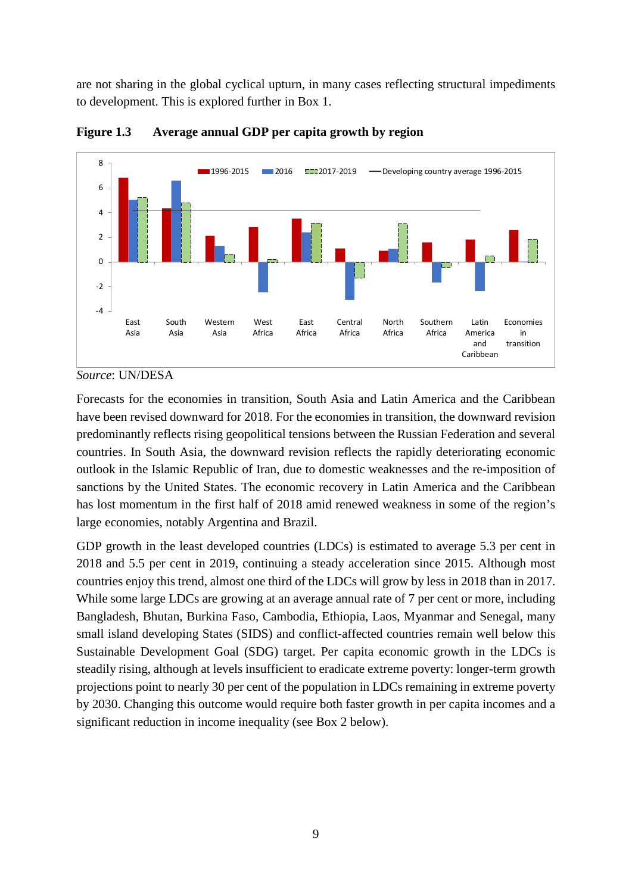are not sharing in the global cyclical upturn, in many cases reflecting structural impediments to development. This is explored further in Box 1.

**Figure 1.3 Average annual GDP per capita growth by region**

*Source*: UN/DESA

Forecasts for the economies in transition, South Asia and Latin America and the Caribbean have been revised downward for 2018. For the economies in transition, the downward revision predominantly reflects rising geopolitical tensions between the Russian Federation and several countries. In South Asia, the downward revision reflects the rapidly deteriorating economic outlook in the Islamic Republic of Iran, due to domestic weaknesses and the re-imposition of sanctions by the United States. The economic recovery in Latin America and the Caribbean has lost momentum in the first half of 2018 amid renewed weakness in some of the region's large economies, notably Argentina and Brazil.

GDP growth in the least developed countries (LDCs) is estimated to average 5.3 per cent in 2018 and 5.5 per cent in 2019, continuing a steady acceleration since 2015. Although most countries enjoy this trend, almost one third of the LDCs will grow by less in 2018 than in 2017. While some large LDCs are growing at an average annual rate of 7 per cent or more, including Bangladesh, Bhutan, Burkina Faso, Cambodia, Ethiopia, Laos, Myanmar and Senegal, many small island developing States (SIDS) and conflict-affected countries remain well below this Sustainable Development Goal (SDG) target. Per capita economic growth in the LDCs is steadily rising, although at levels insufficient to eradicate extreme poverty: longer-term growth projections point to nearly 30 per cent of the population in LDCs remaining in extreme poverty by 2030. Changing this outcome would require both faster growth in per capita incomes and a significant reduction in income inequality (see Box 2 below).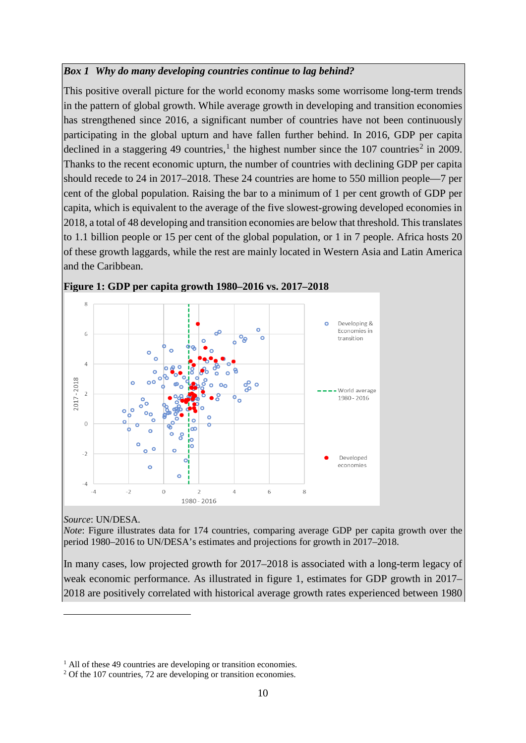***Box 1 Why do many developing countries continue to lag behind?***

This positive overall picture for the world economy masks some worrisome long-term trends in the pattern of global growth. While average growth in developing and transition economies has strengthened since 2016, a significant number of countries have not been continuously participating in the global upturn and have fallen further behind. In 2016, GDP per capita declined in a staggering 49 countries,[1] the highest number since the 107 countries[2] in 2009. Thanks to the recent economic upturn, the number of countries with declining GDP per capita should recede to 24 in 2017–2018. These 24 countries are home to 550 million people—7 per cent of the global population. Raising the bar to a minimum of 1 per cent growth of GDP per capita, which is equivalent to the average of the five slowest-growing developed economies in 2018, a total of 48 developing and transition economies are below that threshold. This translates to 1.1 billion people or 15 per cent of the global population, or 1 in 7 people. Africa hosts 20 of these growth laggards, while the rest are mainly located in Western Asia and Latin America and the Caribbean.

**Figure 1: GDP per capita growth 1980–2016 vs. 2017–2018**

*Source*: UN/DESA.

*Note*: Figure illustrates data for 174 countries, comparing average GDP per capita growth over the period 1980–2016 to UN/DESA's estimates and projections for growth in 2017–2018.

In many cases, low projected growth for 2017–2018 is associated with a long-term legacy of weak economic performance. As illustrated in figure 1, estimates for GDP growth in 2017–2018 are positively correlated with historical average growth rates experienced between 1980

---

[1] All of these 49 countries are developing or transition economies.

[2] Of the 107 countries, 72 are developing or transition economies.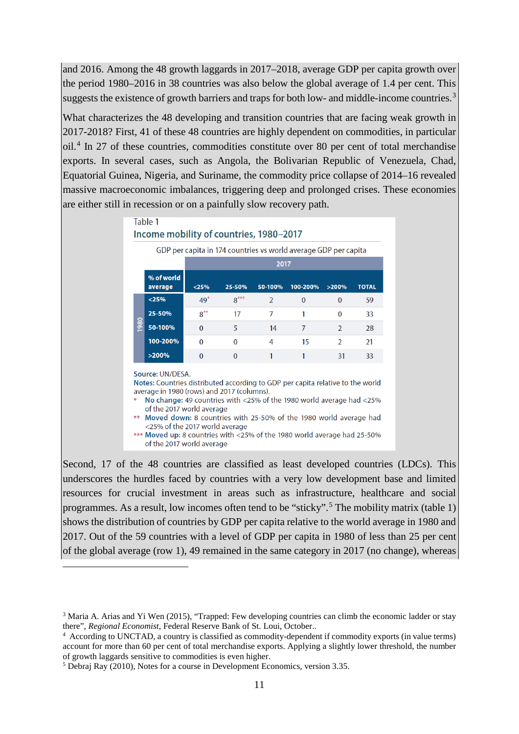and 2016. Among the 48 growth laggards in 2017–2018, average GDP per capita growth over the period 1980–2016 in 38 countries was also below the global average of 1.4 per cent. This suggests the existence of growth barriers and traps for both low- and middle-income countries.[3]

What characterizes the 48 developing and transition countries that are facing weak growth in 2017-2018? First, 41 of these 48 countries are highly dependent on commodities, in particular oil.[4] In 27 of these countries, commodities constitute over 80 per cent of total merchandise exports. In several cases, such as Angola, the Bolivarian Republic of Venezuela, Chad, Equatorial Guinea, Nigeria, and Suriname, the commodity price collapse of 2014–16 revealed massive macroeconomic imbalances, triggering deep and prolonged crises. These economies are either still in recession or on a painfully slow recovery path.

Table 1

**Income mobility of countries, 1980–2017**

GDP per capita in 174 countries vs world average GDP per capita

| | % of world average | 2017 <25% | 2017 25-50% | 2017 50-100% | 2017 100-200% | 2017 >200% | TOTAL |
|---|---|---|---|---|---|---|---|
| 1980 | <25% | 49* | 8*** | 2 | 0 | 0 | 59 |
| 1980 | 25-50% | 8** | 17 | 7 | 1 | 0 | 33 |
| 1980 | 50-100% | 0 | 5 | 14 | 7 | 2 | 28 |
| 1980 | 100-200% | 0 | 0 | 4 | 15 | 2 | 21 |
| 1980 | >200% | 0 | 0 | 1 | 1 | 31 | 33 |

**Source:** UN/DESA.
**Notes:** Countries distributed according to GDP per capita relative to the world average in 1980 (rows) and 2017 (columns).
\* **No change:** 49 countries with <25% of the 1980 world average had <25% of the 2017 world average
\*\* **Moved down:** 8 countries with 25-50% of the 1980 world average had <25% of the 2017 world average
\*\*\* **Moved up:** 8 countries with <25% of the 1980 world average had 25-50% of the 2017 world average

Second, 17 of the 48 countries are classified as least developed countries (LDCs). This underscores the hurdles faced by countries with a very low development base and limited resources for crucial investment in areas such as infrastructure, healthcare and social programmes. As a result, low incomes often tend to be "sticky".[5] The mobility matrix (table 1) shows the distribution of countries by GDP per capita relative to the world average in 1980 and 2017. Out of the 59 countries with a level of GDP per capita in 1980 of less than 25 per cent of the global average (row 1), 49 remained in the same category in 2017 (no change), whereas

---

[3] Maria A. Arias and Yi Wen (2015), "Trapped: Few developing countries can climb the economic ladder or stay there", *Regional Economist*, Federal Reserve Bank of St. Loui, October..

[4] According to UNCTAD, a country is classified as commodity-dependent if commodity exports (in value terms) account for more than 60 per cent of total merchandise exports. Applying a slightly lower threshold, the number of growth laggards sensitive to commodities is even higher.

[5] Debraj Ray (2010), Notes for a course in Development Economics, version 3.35.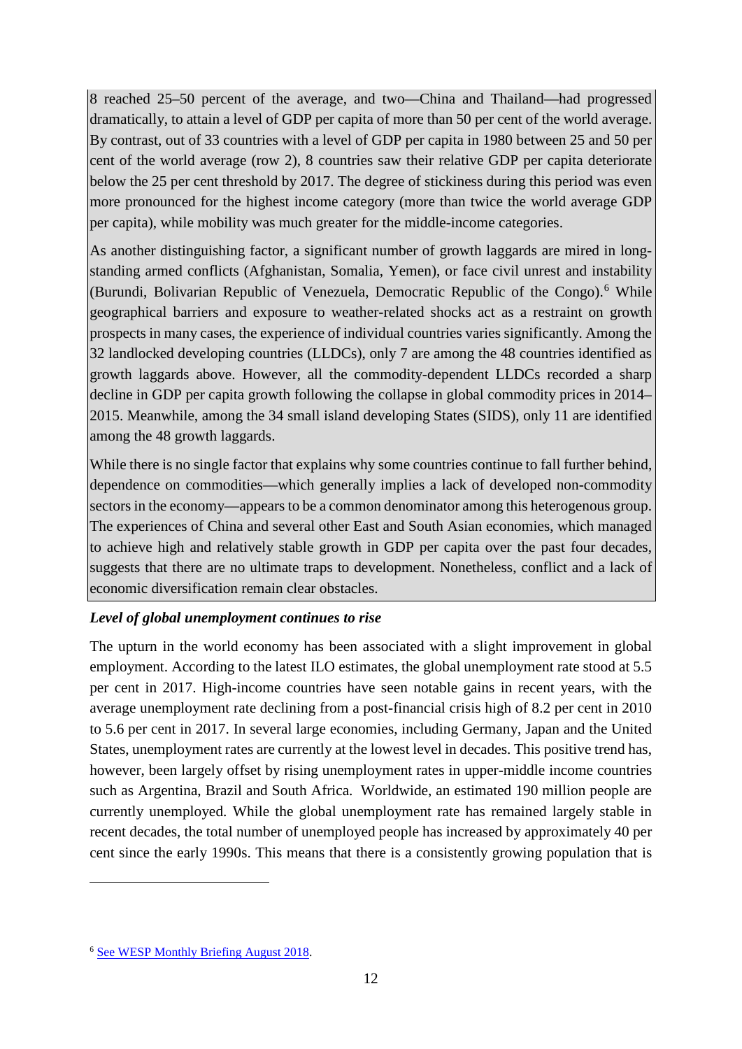8 reached 25–50 percent of the average, and two—China and Thailand—had progressed dramatically, to attain a level of GDP per capita of more than 50 per cent of the world average. By contrast, out of 33 countries with a level of GDP per capita in 1980 between 25 and 50 per cent of the world average (row 2), 8 countries saw their relative GDP per capita deteriorate below the 25 per cent threshold by 2017. The degree of stickiness during this period was even more pronounced for the highest income category (more than twice the world average GDP per capita), while mobility was much greater for the middle-income categories.

As another distinguishing factor, a significant number of growth laggards are mired in long-standing armed conflicts (Afghanistan, Somalia, Yemen), or face civil unrest and instability (Burundi, Bolivarian Republic of Venezuela, Democratic Republic of the Congo).[6] While geographical barriers and exposure to weather-related shocks act as a restraint on growth prospects in many cases, the experience of individual countries varies significantly. Among the 32 landlocked developing countries (LLDCs), only 7 are among the 48 countries identified as growth laggards above. However, all the commodity-dependent LLDCs recorded a sharp decline in GDP per capita growth following the collapse in global commodity prices in 2014–2015. Meanwhile, among the 34 small island developing States (SIDS), only 11 are identified among the 48 growth laggards.

While there is no single factor that explains why some countries continue to fall further behind, dependence on commodities—which generally implies a lack of developed non-commodity sectors in the economy—appears to be a common denominator among this heterogenous group. The experiences of China and several other East and South Asian economies, which managed to achieve high and relatively stable growth in GDP per capita over the past four decades, suggests that there are no ultimate traps to development. Nonetheless, conflict and a lack of economic diversification remain clear obstacles.

***Level of global unemployment continues to rise***

The upturn in the world economy has been associated with a slight improvement in global employment. According to the latest ILO estimates, the global unemployment rate stood at 5.5 per cent in 2017. High-income countries have seen notable gains in recent years, with the average unemployment rate declining from a post-financial crisis high of 8.2 per cent in 2010 to 5.6 per cent in 2017. In several large economies, including Germany, Japan and the United States, unemployment rates are currently at the lowest level in decades. This positive trend has, however, been largely offset by rising unemployment rates in upper-middle income countries such as Argentina, Brazil and South Africa. Worldwide, an estimated 190 million people are currently unemployed. While the global unemployment rate has remained largely stable in recent decades, the total number of unemployed people has increased by approximately 40 per cent since the early 1990s. This means that there is a consistently growing population that is

[6] See WESP Monthly Briefing August 2018.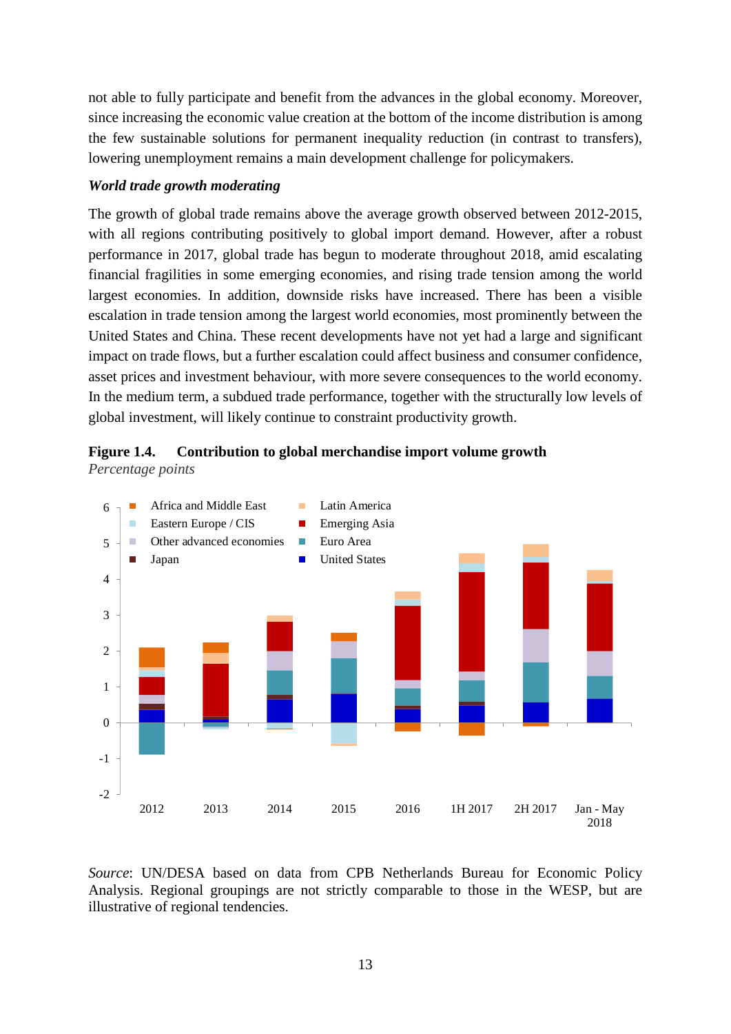not able to fully participate and benefit from the advances in the global economy. Moreover, since increasing the economic value creation at the bottom of the income distribution is among the few sustainable solutions for permanent inequality reduction (in contrast to transfers), lowering unemployment remains a main development challenge for policymakers.

***World trade growth moderating***

The growth of global trade remains above the average growth observed between 2012-2015, with all regions contributing positively to global import demand. However, after a robust performance in 2017, global trade has begun to moderate throughout 2018, amid escalating financial fragilities in some emerging economies, and rising trade tension among the world largest economies. In addition, downside risks have increased. There has been a visible escalation in trade tension among the largest world economies, most prominently between the United States and China. These recent developments have not yet had a large and significant impact on trade flows, but a further escalation could affect business and consumer confidence, asset prices and investment behaviour, with more severe consequences to the world economy. In the medium term, a subdued trade performance, together with the structurally low levels of global investment, will likely continue to constraint productivity growth.

**Figure 1.4. Contribution to global merchandise import volume growth**
*Percentage points*

*Source*: UN/DESA based on data from CPB Netherlands Bureau for Economic Policy Analysis. Regional groupings are not strictly comparable to those in the WESP, but are illustrative of regional tendencies.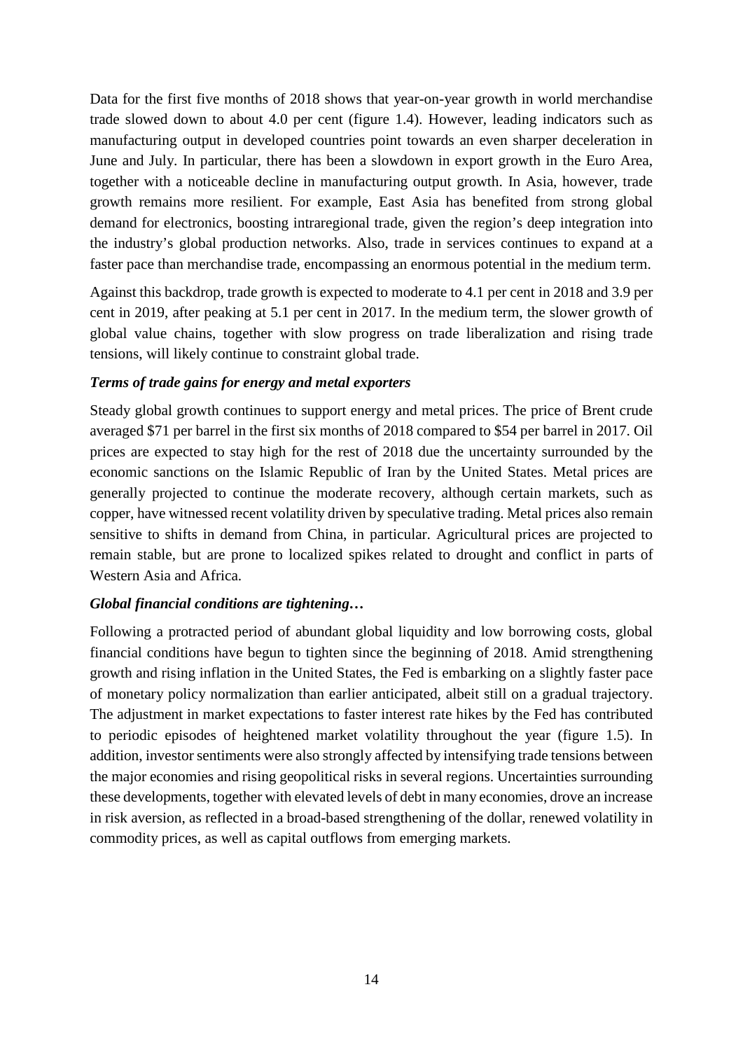Data for the first five months of 2018 shows that year-on-year growth in world merchandise trade slowed down to about 4.0 per cent (figure 1.4). However, leading indicators such as manufacturing output in developed countries point towards an even sharper deceleration in June and July. In particular, there has been a slowdown in export growth in the Euro Area, together with a noticeable decline in manufacturing output growth. In Asia, however, trade growth remains more resilient. For example, East Asia has benefited from strong global demand for electronics, boosting intraregional trade, given the region's deep integration into the industry's global production networks. Also, trade in services continues to expand at a faster pace than merchandise trade, encompassing an enormous potential in the medium term.

Against this backdrop, trade growth is expected to moderate to 4.1 per cent in 2018 and 3.9 per cent in 2019, after peaking at 5.1 per cent in 2017. In the medium term, the slower growth of global value chains, together with slow progress on trade liberalization and rising trade tensions, will likely continue to constraint global trade.

***Terms of trade gains for energy and metal exporters***

Steady global growth continues to support energy and metal prices. The price of Brent crude averaged $71 per barrel in the first six months of 2018 compared to $54 per barrel in 2017. Oil prices are expected to stay high for the rest of 2018 due the uncertainty surrounded by the economic sanctions on the Islamic Republic of Iran by the United States. Metal prices are generally projected to continue the moderate recovery, although certain markets, such as copper, have witnessed recent volatility driven by speculative trading. Metal prices also remain sensitive to shifts in demand from China, in particular. Agricultural prices are projected to remain stable, but are prone to localized spikes related to drought and conflict in parts of Western Asia and Africa.

***Global financial conditions are tightening…***

Following a protracted period of abundant global liquidity and low borrowing costs, global financial conditions have begun to tighten since the beginning of 2018. Amid strengthening growth and rising inflation in the United States, the Fed is embarking on a slightly faster pace of monetary policy normalization than earlier anticipated, albeit still on a gradual trajectory. The adjustment in market expectations to faster interest rate hikes by the Fed has contributed to periodic episodes of heightened market volatility throughout the year (figure 1.5). In addition, investor sentiments were also strongly affected by intensifying trade tensions between the major economies and rising geopolitical risks in several regions. Uncertainties surrounding these developments, together with elevated levels of debt in many economies, drove an increase in risk aversion, as reflected in a broad-based strengthening of the dollar, renewed volatility in commodity prices, as well as capital outflows from emerging markets.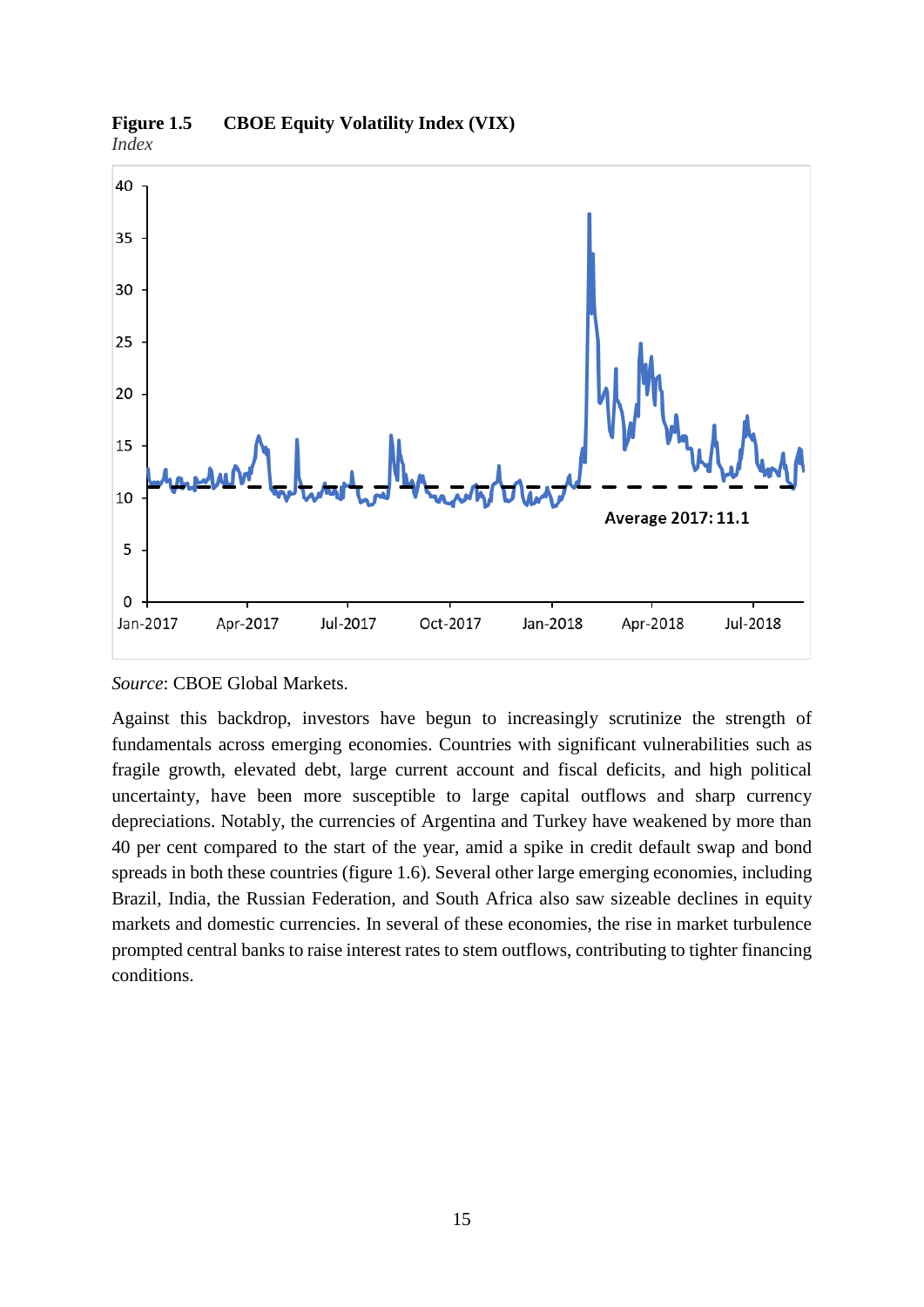**Figure 1.5 CBOE Equity Volatility Index (VIX)**
*Index*

*Source*: CBOE Global Markets.

Against this backdrop, investors have begun to increasingly scrutinize the strength of fundamentals across emerging economies. Countries with significant vulnerabilities such as fragile growth, elevated debt, large current account and fiscal deficits, and high political uncertainty, have been more susceptible to large capital outflows and sharp currency depreciations. Notably, the currencies of Argentina and Turkey have weakened by more than 40 per cent compared to the start of the year, amid a spike in credit default swap and bond spreads in both these countries (figure 1.6). Several other large emerging economies, including Brazil, India, the Russian Federation, and South Africa also saw sizeable declines in equity markets and domestic currencies. In several of these economies, the rise in market turbulence prompted central banks to raise interest rates to stem outflows, contributing to tighter financing conditions.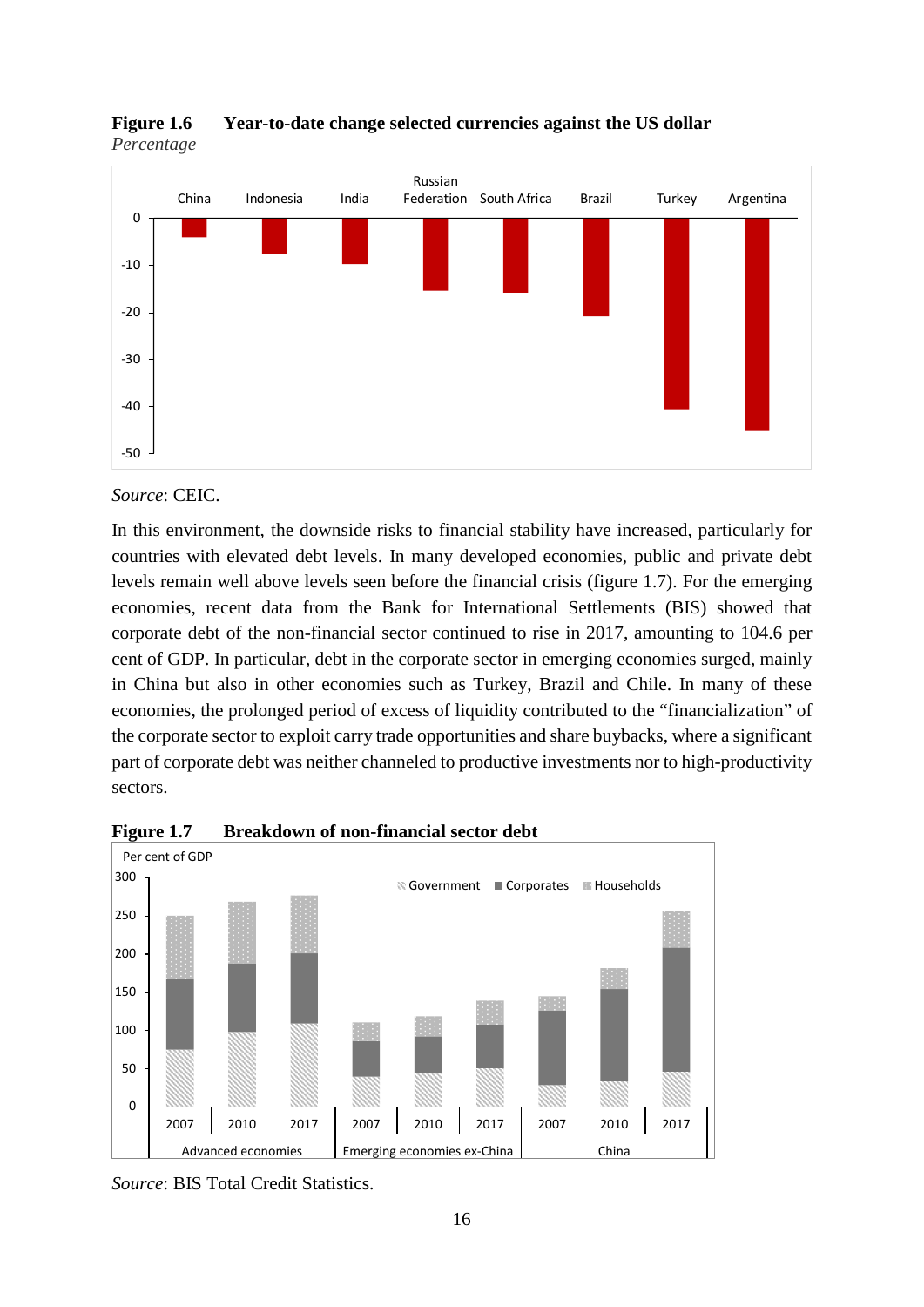**Figure 1.6 Year-to-date change selected currencies against the US dollar**
*Percentage*

*Source*: CEIC.

In this environment, the downside risks to financial stability have increased, particularly for countries with elevated debt levels. In many developed economies, public and private debt levels remain well above levels seen before the financial crisis (figure 1.7). For the emerging economies, recent data from the Bank for International Settlements (BIS) showed that corporate debt of the non-financial sector continued to rise in 2017, amounting to 104.6 per cent of GDP. In particular, debt in the corporate sector in emerging economies surged, mainly in China but also in other economies such as Turkey, Brazil and Chile. In many of these economies, the prolonged period of excess of liquidity contributed to the "financialization" of the corporate sector to exploit carry trade opportunities and share buybacks, where a significant part of corporate debt was neither channeled to productive investments nor to high-productivity sectors.

**Figure 1.7 Breakdown of non-financial sector debt**

*Source*: BIS Total Credit Statistics.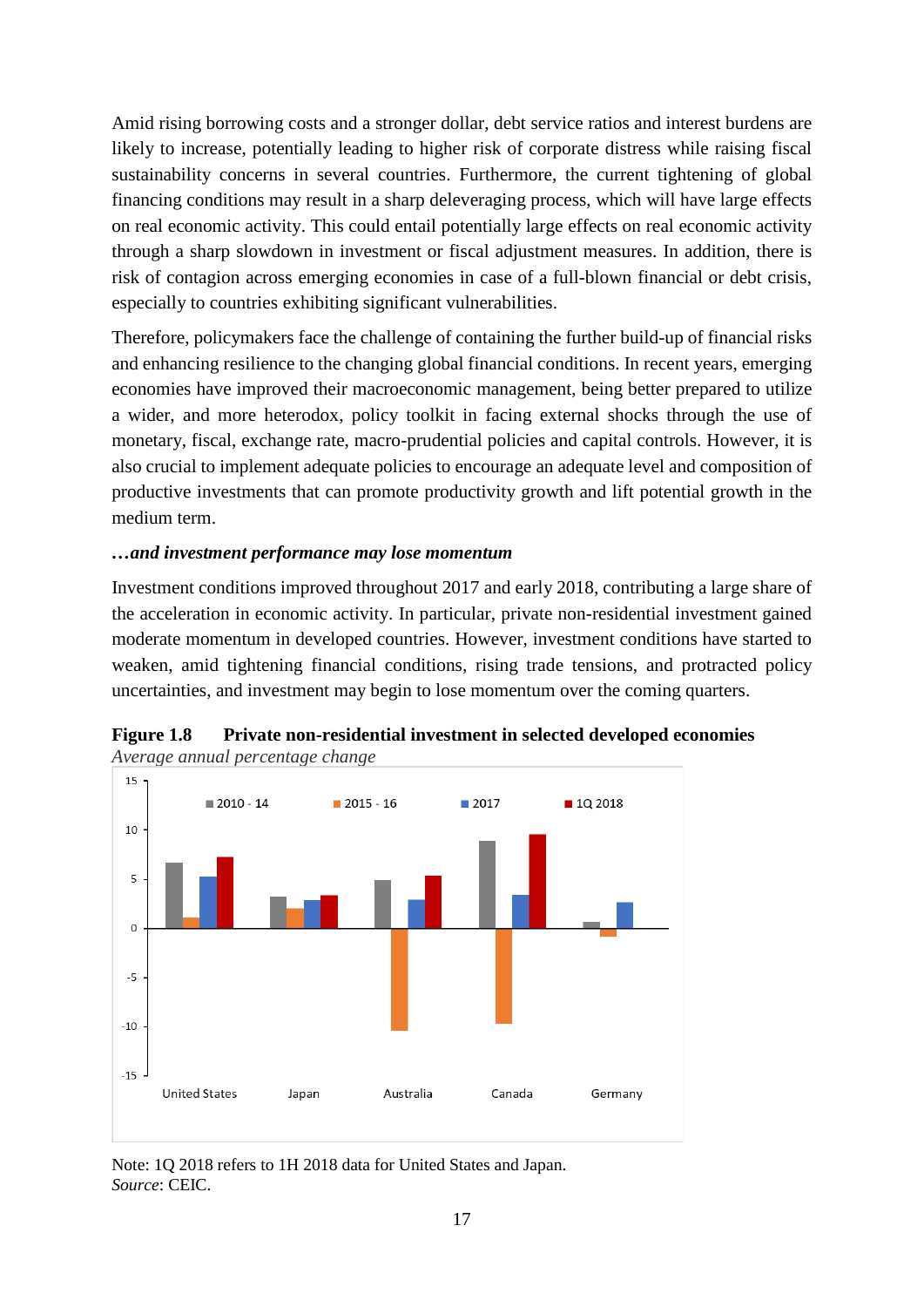Amid rising borrowing costs and a stronger dollar, debt service ratios and interest burdens are likely to increase, potentially leading to higher risk of corporate distress while raising fiscal sustainability concerns in several countries. Furthermore, the current tightening of global financing conditions may result in a sharp deleveraging process, which will have large effects on real economic activity. This could entail potentially large effects on real economic activity through a sharp slowdown in investment or fiscal adjustment measures. In addition, there is risk of contagion across emerging economies in case of a full-blown financial or debt crisis, especially to countries exhibiting significant vulnerabilities.

Therefore, policymakers face the challenge of containing the further build-up of financial risks and enhancing resilience to the changing global financial conditions. In recent years, emerging economies have improved their macroeconomic management, being better prepared to utilize a wider, and more heterodox, policy toolkit in facing external shocks through the use of monetary, fiscal, exchange rate, macro-prudential policies and capital controls. However, it is also crucial to implement adequate policies to encourage an adequate level and composition of productive investments that can promote productivity growth and lift potential growth in the medium term.

***…and investment performance may lose momentum***

Investment conditions improved throughout 2017 and early 2018, contributing a large share of the acceleration in economic activity. In particular, private non-residential investment gained moderate momentum in developed countries. However, investment conditions have started to weaken, amid tightening financial conditions, rising trade tensions, and protracted policy uncertainties, and investment may begin to lose momentum over the coming quarters.

**Figure 1.8 Private non-residential investment in selected developed economies**

*Average annual percentage change*

Note: 1Q 2018 refers to 1H 2018 data for United States and Japan.
*Source*: CEIC.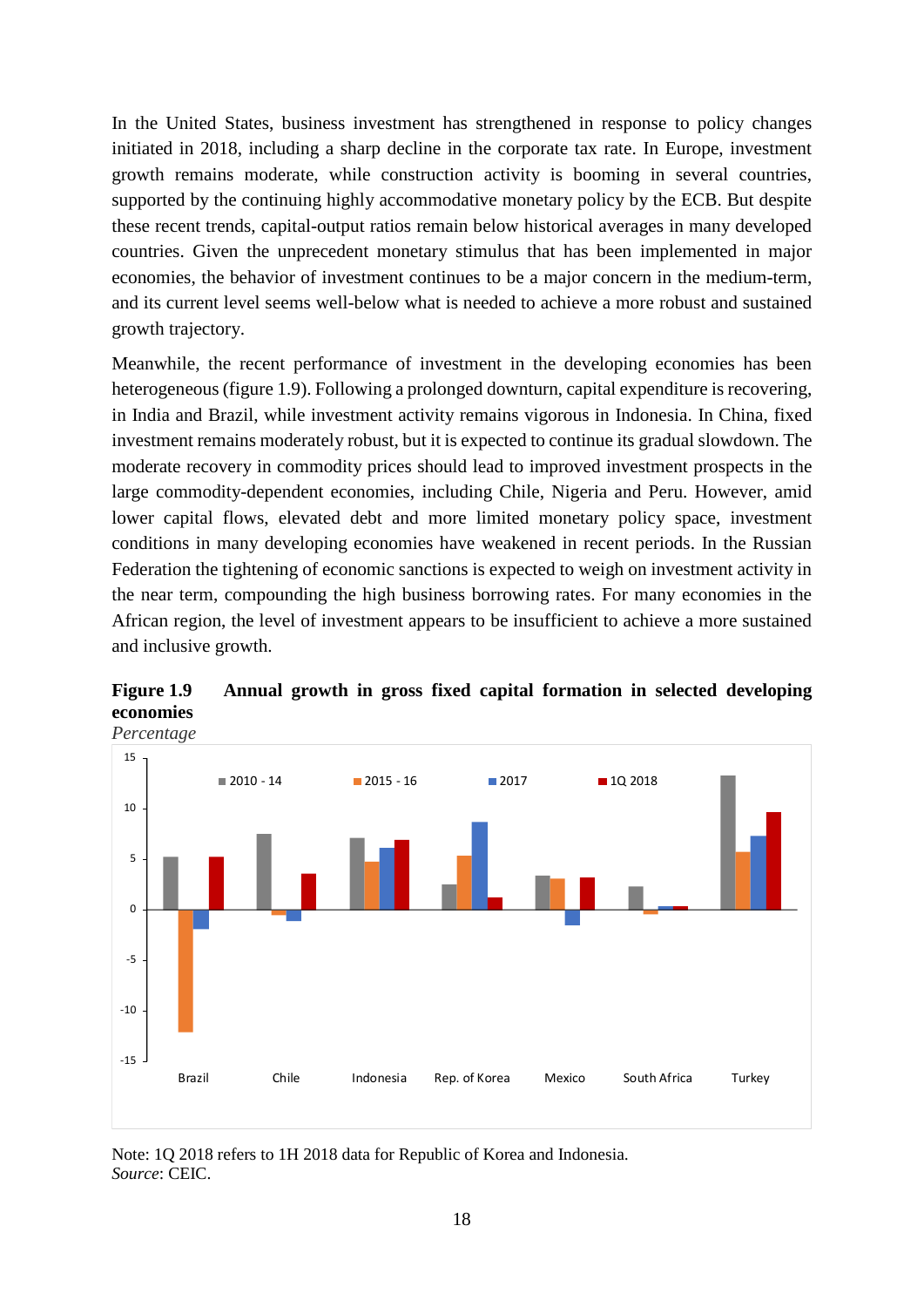In the United States, business investment has strengthened in response to policy changes initiated in 2018, including a sharp decline in the corporate tax rate. In Europe, investment growth remains moderate, while construction activity is booming in several countries, supported by the continuing highly accommodative monetary policy by the ECB. But despite these recent trends, capital-output ratios remain below historical averages in many developed countries. Given the unprecedent monetary stimulus that has been implemented in major economies, the behavior of investment continues to be a major concern in the medium-term, and its current level seems well-below what is needed to achieve a more robust and sustained growth trajectory.

Meanwhile, the recent performance of investment in the developing economies has been heterogeneous (figure 1.9). Following a prolonged downturn, capital expenditure is recovering, in India and Brazil, while investment activity remains vigorous in Indonesia. In China, fixed investment remains moderately robust, but it is expected to continue its gradual slowdown. The moderate recovery in commodity prices should lead to improved investment prospects in the large commodity-dependent economies, including Chile, Nigeria and Peru. However, amid lower capital flows, elevated debt and more limited monetary policy space, investment conditions in many developing economies have weakened in recent periods. In the Russian Federation the tightening of economic sanctions is expected to weigh on investment activity in the near term, compounding the high business borrowing rates. For many economies in the African region, the level of investment appears to be insufficient to achieve a more sustained and inclusive growth.

**Figure 1.9 Annual growth in gross fixed capital formation in selected developing economies**

*Percentage*

Note: 1Q 2018 refers to 1H 2018 data for Republic of Korea and Indonesia.
*Source*: CEIC.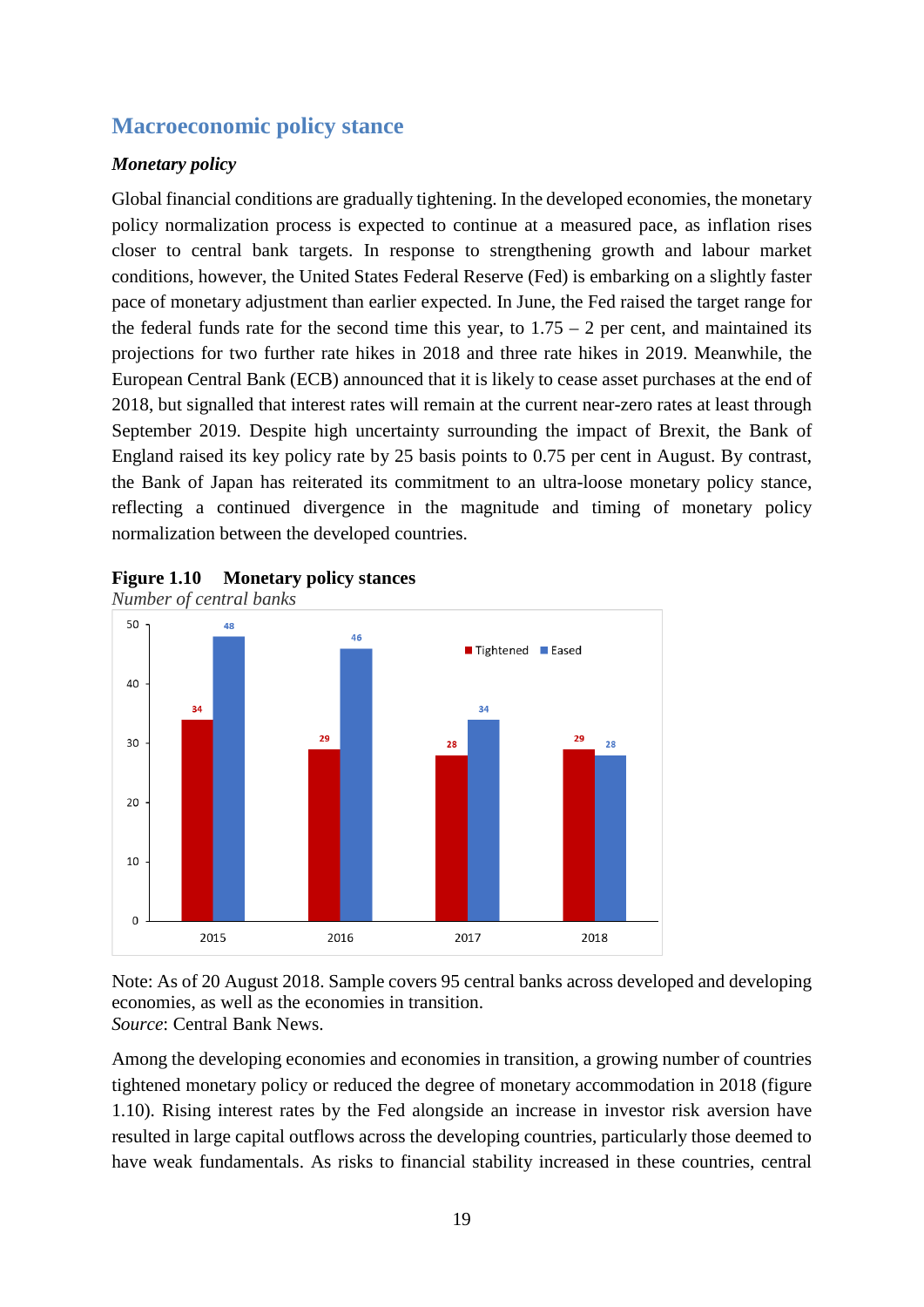## Macroeconomic policy stance

### *Monetary policy*

Global financial conditions are gradually tightening. In the developed economies, the monetary policy normalization process is expected to continue at a measured pace, as inflation rises closer to central bank targets. In response to strengthening growth and labour market conditions, however, the United States Federal Reserve (Fed) is embarking on a slightly faster pace of monetary adjustment than earlier expected. In June, the Fed raised the target range for the federal funds rate for the second time this year, to 1.75 – 2 per cent, and maintained its projections for two further rate hikes in 2018 and three rate hikes in 2019. Meanwhile, the European Central Bank (ECB) announced that it is likely to cease asset purchases at the end of 2018, but signalled that interest rates will remain at the current near-zero rates at least through September 2019. Despite high uncertainty surrounding the impact of Brexit, the Bank of England raised its key policy rate by 25 basis points to 0.75 per cent in August. By contrast, the Bank of Japan has reiterated its commitment to an ultra-loose monetary policy stance, reflecting a continued divergence in the magnitude and timing of monetary policy normalization between the developed countries.

**Figure 1.10 Monetary policy stances**
*Number of central banks*

| Year | Tightened | Eased |
|---|---|---|
| 2015 | 34 | 48 |
| 2016 | 29 | 46 |
| 2017 | 28 | 34 |
| 2018 | 29 | 28 |

Note: As of 20 August 2018. Sample covers 95 central banks across developed and developing economies, as well as the economies in transition.
*Source*: Central Bank News.

Among the developing economies and economies in transition, a growing number of countries tightened monetary policy or reduced the degree of monetary accommodation in 2018 (figure 1.10). Rising interest rates by the Fed alongside an increase in investor risk aversion have resulted in large capital outflows across the developing countries, particularly those deemed to have weak fundamentals. As risks to financial stability increased in these countries, central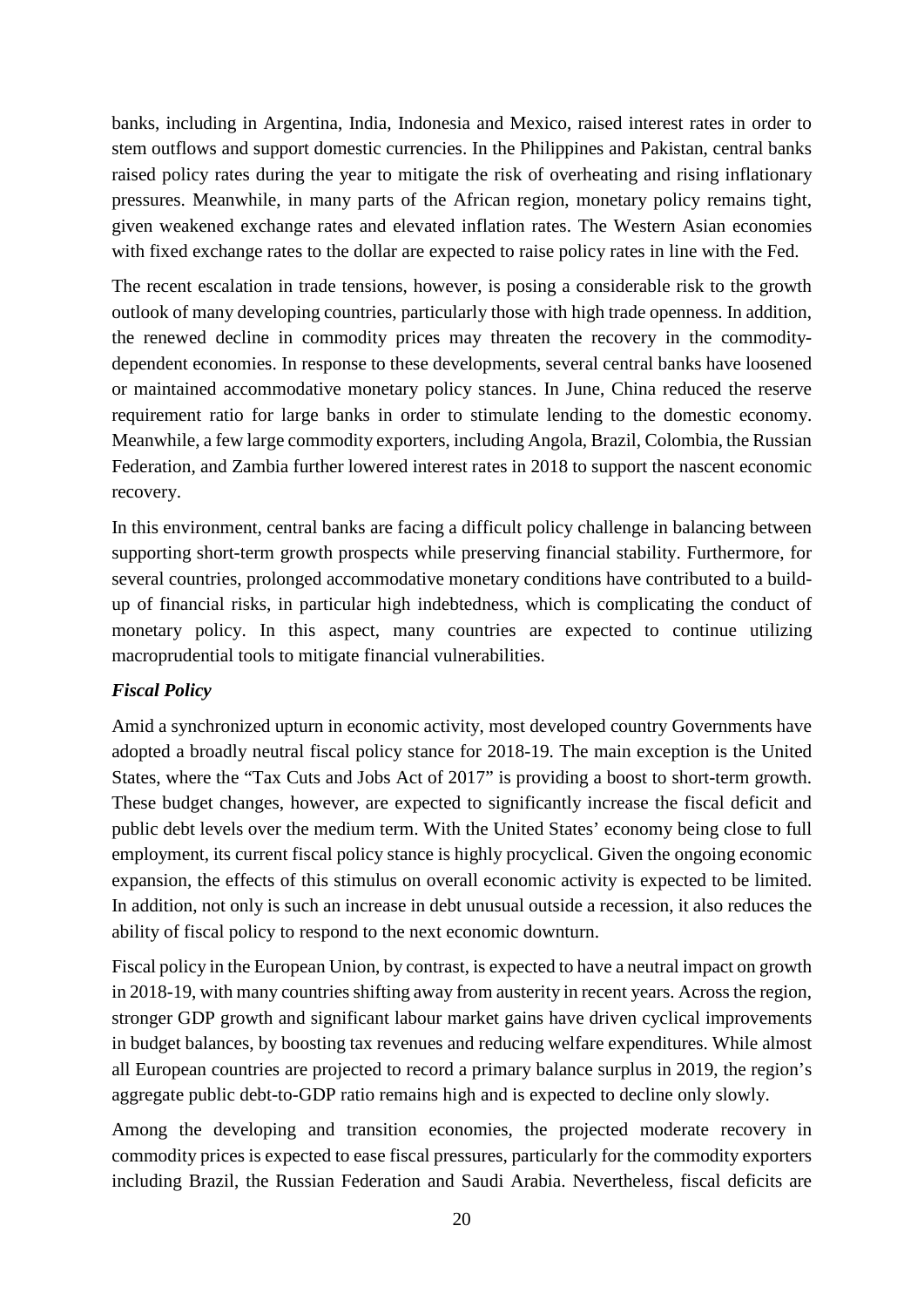banks, including in Argentina, India, Indonesia and Mexico, raised interest rates in order to stem outflows and support domestic currencies. In the Philippines and Pakistan, central banks raised policy rates during the year to mitigate the risk of overheating and rising inflationary pressures. Meanwhile, in many parts of the African region, monetary policy remains tight, given weakened exchange rates and elevated inflation rates. The Western Asian economies with fixed exchange rates to the dollar are expected to raise policy rates in line with the Fed.

The recent escalation in trade tensions, however, is posing a considerable risk to the growth outlook of many developing countries, particularly those with high trade openness. In addition, the renewed decline in commodity prices may threaten the recovery in the commodity-dependent economies. In response to these developments, several central banks have loosened or maintained accommodative monetary policy stances. In June, China reduced the reserve requirement ratio for large banks in order to stimulate lending to the domestic economy. Meanwhile, a few large commodity exporters, including Angola, Brazil, Colombia, the Russian Federation, and Zambia further lowered interest rates in 2018 to support the nascent economic recovery.

In this environment, central banks are facing a difficult policy challenge in balancing between supporting short-term growth prospects while preserving financial stability. Furthermore, for several countries, prolonged accommodative monetary conditions have contributed to a build-up of financial risks, in particular high indebtedness, which is complicating the conduct of monetary policy. In this aspect, many countries are expected to continue utilizing macroprudential tools to mitigate financial vulnerabilities.

### *Fiscal Policy*

Amid a synchronized upturn in economic activity, most developed country Governments have adopted a broadly neutral fiscal policy stance for 2018-19. The main exception is the United States, where the "Tax Cuts and Jobs Act of 2017" is providing a boost to short-term growth. These budget changes, however, are expected to significantly increase the fiscal deficit and public debt levels over the medium term. With the United States' economy being close to full employment, its current fiscal policy stance is highly procyclical. Given the ongoing economic expansion, the effects of this stimulus on overall economic activity is expected to be limited. In addition, not only is such an increase in debt unusual outside a recession, it also reduces the ability of fiscal policy to respond to the next economic downturn.

Fiscal policy in the European Union, by contrast, is expected to have a neutral impact on growth in 2018-19, with many countries shifting away from austerity in recent years. Across the region, stronger GDP growth and significant labour market gains have driven cyclical improvements in budget balances, by boosting tax revenues and reducing welfare expenditures. While almost all European countries are projected to record a primary balance surplus in 2019, the region's aggregate public debt-to-GDP ratio remains high and is expected to decline only slowly.

Among the developing and transition economies, the projected moderate recovery in commodity prices is expected to ease fiscal pressures, particularly for the commodity exporters including Brazil, the Russian Federation and Saudi Arabia. Nevertheless, fiscal deficits are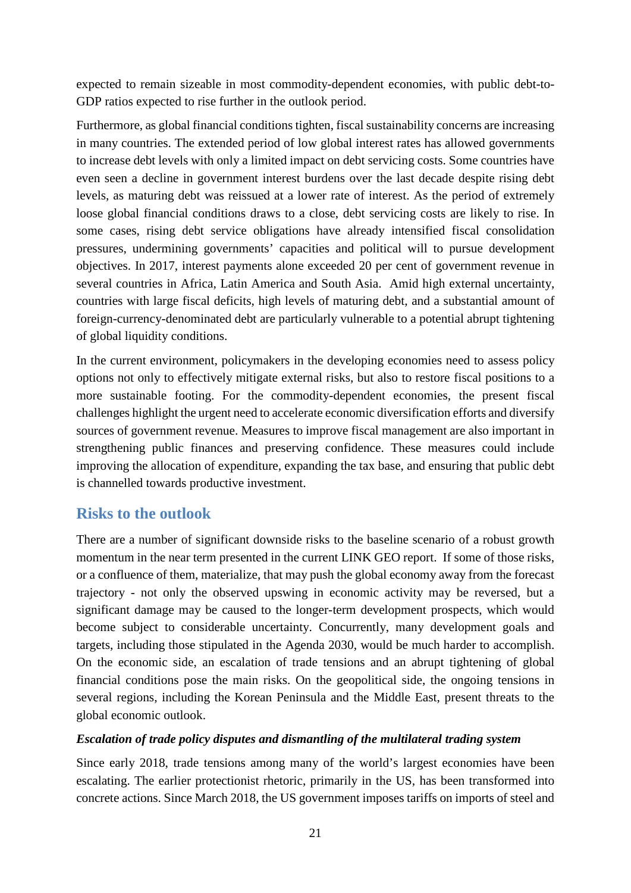expected to remain sizeable in most commodity-dependent economies, with public debt-to-GDP ratios expected to rise further in the outlook period.

Furthermore, as global financial conditions tighten, fiscal sustainability concerns are increasing in many countries. The extended period of low global interest rates has allowed governments to increase debt levels with only a limited impact on debt servicing costs. Some countries have even seen a decline in government interest burdens over the last decade despite rising debt levels, as maturing debt was reissued at a lower rate of interest. As the period of extremely loose global financial conditions draws to a close, debt servicing costs are likely to rise. In some cases, rising debt service obligations have already intensified fiscal consolidation pressures, undermining governments' capacities and political will to pursue development objectives. In 2017, interest payments alone exceeded 20 per cent of government revenue in several countries in Africa, Latin America and South Asia. Amid high external uncertainty, countries with large fiscal deficits, high levels of maturing debt, and a substantial amount of foreign-currency-denominated debt are particularly vulnerable to a potential abrupt tightening of global liquidity conditions.

In the current environment, policymakers in the developing economies need to assess policy options not only to effectively mitigate external risks, but also to restore fiscal positions to a more sustainable footing. For the commodity-dependent economies, the present fiscal challenges highlight the urgent need to accelerate economic diversification efforts and diversify sources of government revenue. Measures to improve fiscal management are also important in strengthening public finances and preserving confidence. These measures could include improving the allocation of expenditure, expanding the tax base, and ensuring that public debt is channelled towards productive investment.

## Risks to the outlook

There are a number of significant downside risks to the baseline scenario of a robust growth momentum in the near term presented in the current LINK GEO report. If some of those risks, or a confluence of them, materialize, that may push the global economy away from the forecast trajectory - not only the observed upswing in economic activity may be reversed, but a significant damage may be caused to the longer-term development prospects, which would become subject to considerable uncertainty. Concurrently, many development goals and targets, including those stipulated in the Agenda 2030, would be much harder to accomplish. On the economic side, an escalation of trade tensions and an abrupt tightening of global financial conditions pose the main risks. On the geopolitical side, the ongoing tensions in several regions, including the Korean Peninsula and the Middle East, present threats to the global economic outlook.

***Escalation of trade policy disputes and dismantling of the multilateral trading system***

Since early 2018, trade tensions among many of the world's largest economies have been escalating. The earlier protectionist rhetoric, primarily in the US, has been transformed into concrete actions. Since March 2018, the US government imposes tariffs on imports of steel and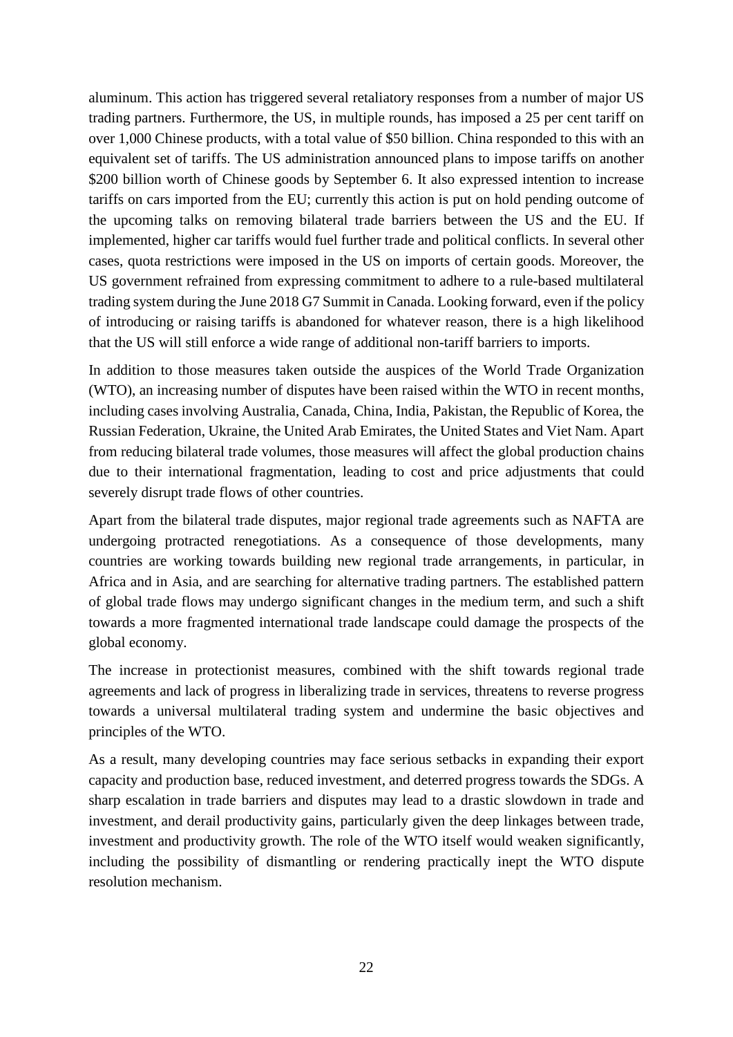aluminum. This action has triggered several retaliatory responses from a number of major US trading partners. Furthermore, the US, in multiple rounds, has imposed a 25 per cent tariff on over 1,000 Chinese products, with a total value of $50 billion. China responded to this with an equivalent set of tariffs. The US administration announced plans to impose tariffs on another $200 billion worth of Chinese goods by September 6. It also expressed intention to increase tariffs on cars imported from the EU; currently this action is put on hold pending outcome of the upcoming talks on removing bilateral trade barriers between the US and the EU. If implemented, higher car tariffs would fuel further trade and political conflicts. In several other cases, quota restrictions were imposed in the US on imports of certain goods. Moreover, the US government refrained from expressing commitment to adhere to a rule-based multilateral trading system during the June 2018 G7 Summit in Canada. Looking forward, even if the policy of introducing or raising tariffs is abandoned for whatever reason, there is a high likelihood that the US will still enforce a wide range of additional non-tariff barriers to imports.

In addition to those measures taken outside the auspices of the World Trade Organization (WTO), an increasing number of disputes have been raised within the WTO in recent months, including cases involving Australia, Canada, China, India, Pakistan, the Republic of Korea, the Russian Federation, Ukraine, the United Arab Emirates, the United States and Viet Nam. Apart from reducing bilateral trade volumes, those measures will affect the global production chains due to their international fragmentation, leading to cost and price adjustments that could severely disrupt trade flows of other countries.

Apart from the bilateral trade disputes, major regional trade agreements such as NAFTA are undergoing protracted renegotiations. As a consequence of those developments, many countries are working towards building new regional trade arrangements, in particular, in Africa and in Asia, and are searching for alternative trading partners. The established pattern of global trade flows may undergo significant changes in the medium term, and such a shift towards a more fragmented international trade landscape could damage the prospects of the global economy.

The increase in protectionist measures, combined with the shift towards regional trade agreements and lack of progress in liberalizing trade in services, threatens to reverse progress towards a universal multilateral trading system and undermine the basic objectives and principles of the WTO.

As a result, many developing countries may face serious setbacks in expanding their export capacity and production base, reduced investment, and deterred progress towards the SDGs. A sharp escalation in trade barriers and disputes may lead to a drastic slowdown in trade and investment, and derail productivity gains, particularly given the deep linkages between trade, investment and productivity growth. The role of the WTO itself would weaken significantly, including the possibility of dismantling or rendering practically inept the WTO dispute resolution mechanism.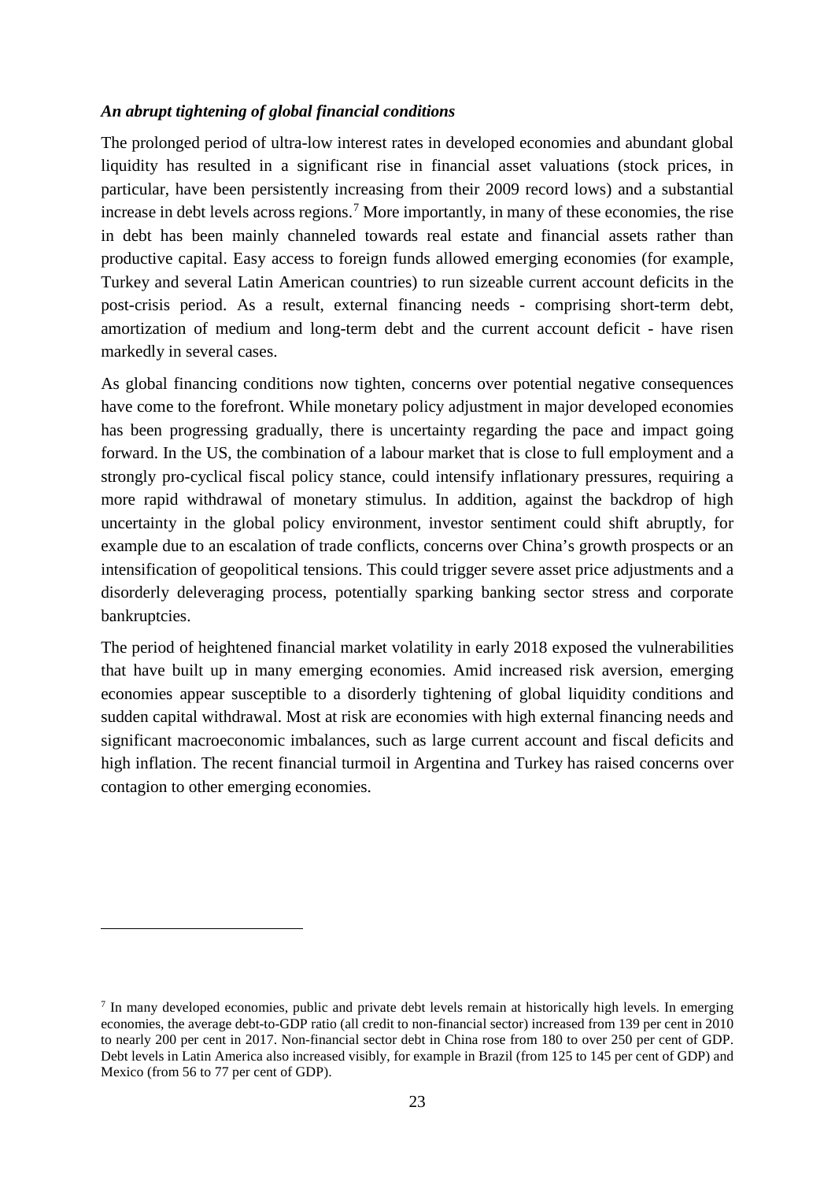***An abrupt tightening of global financial conditions***

The prolonged period of ultra-low interest rates in developed economies and abundant global liquidity has resulted in a significant rise in financial asset valuations (stock prices, in particular, have been persistently increasing from their 2009 record lows) and a substantial increase in debt levels across regions.[7] More importantly, in many of these economies, the rise in debt has been mainly channeled towards real estate and financial assets rather than productive capital. Easy access to foreign funds allowed emerging economies (for example, Turkey and several Latin American countries) to run sizeable current account deficits in the post-crisis period. As a result, external financing needs - comprising short-term debt, amortization of medium and long-term debt and the current account deficit - have risen markedly in several cases.

As global financing conditions now tighten, concerns over potential negative consequences have come to the forefront. While monetary policy adjustment in major developed economies has been progressing gradually, there is uncertainty regarding the pace and impact going forward. In the US, the combination of a labour market that is close to full employment and a strongly pro-cyclical fiscal policy stance, could intensify inflationary pressures, requiring a more rapid withdrawal of monetary stimulus. In addition, against the backdrop of high uncertainty in the global policy environment, investor sentiment could shift abruptly, for example due to an escalation of trade conflicts, concerns over China's growth prospects or an intensification of geopolitical tensions. This could trigger severe asset price adjustments and a disorderly deleveraging process, potentially sparking banking sector stress and corporate bankruptcies.

The period of heightened financial market volatility in early 2018 exposed the vulnerabilities that have built up in many emerging economies. Amid increased risk aversion, emerging economies appear susceptible to a disorderly tightening of global liquidity conditions and sudden capital withdrawal. Most at risk are economies with high external financing needs and significant macroeconomic imbalances, such as large current account and fiscal deficits and high inflation. The recent financial turmoil in Argentina and Turkey has raised concerns over contagion to other emerging economies.

---

[7] In many developed economies, public and private debt levels remain at historically high levels. In emerging economies, the average debt-to-GDP ratio (all credit to non-financial sector) increased from 139 per cent in 2010 to nearly 200 per cent in 2017. Non-financial sector debt in China rose from 180 to over 250 per cent of GDP. Debt levels in Latin America also increased visibly, for example in Brazil (from 125 to 145 per cent of GDP) and Mexico (from 56 to 77 per cent of GDP).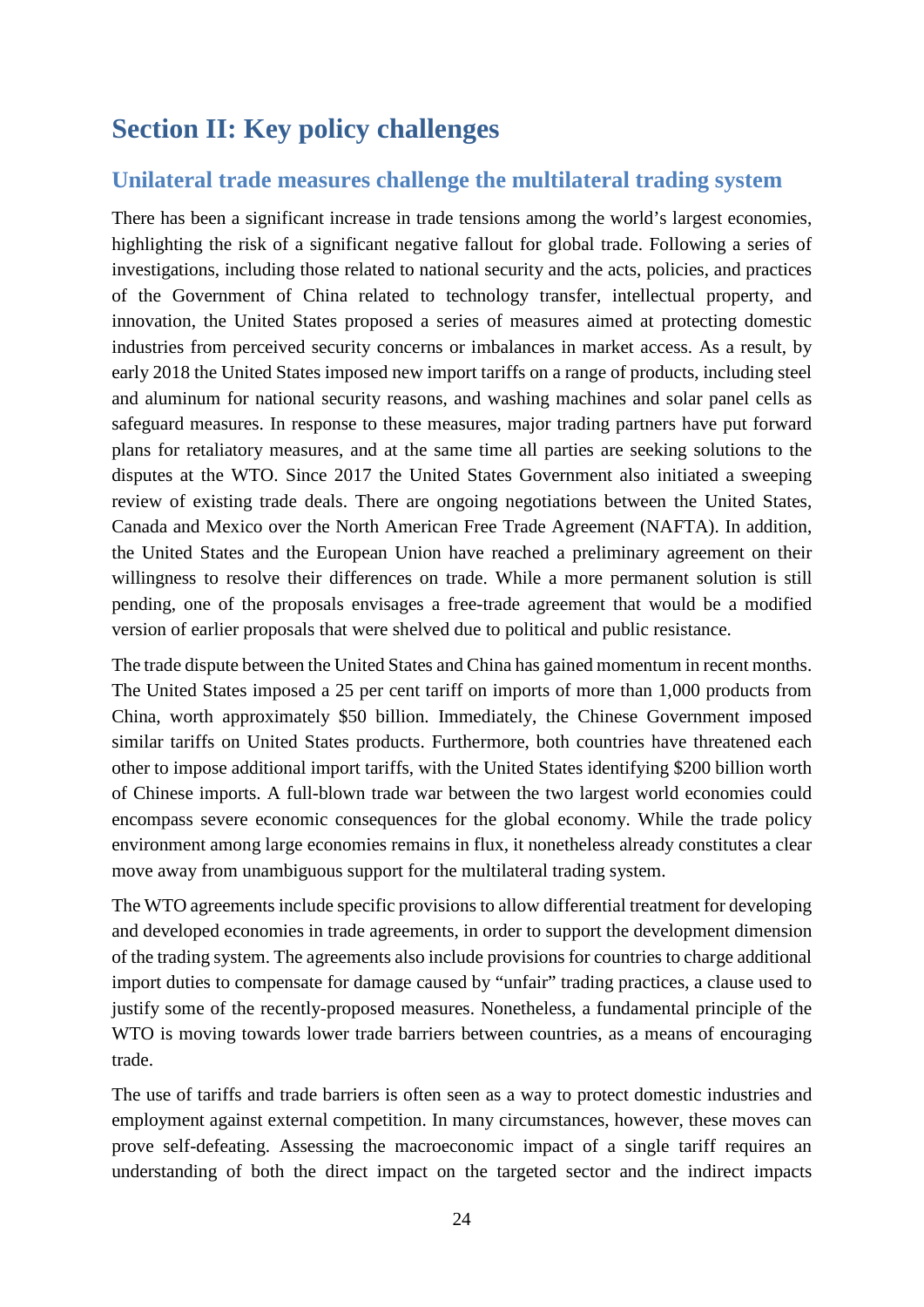# Section II: Key policy challenges

## Unilateral trade measures challenge the multilateral trading system

There has been a significant increase in trade tensions among the world's largest economies, highlighting the risk of a significant negative fallout for global trade. Following a series of investigations, including those related to national security and the acts, policies, and practices of the Government of China related to technology transfer, intellectual property, and innovation, the United States proposed a series of measures aimed at protecting domestic industries from perceived security concerns or imbalances in market access. As a result, by early 2018 the United States imposed new import tariffs on a range of products, including steel and aluminum for national security reasons, and washing machines and solar panel cells as safeguard measures. In response to these measures, major trading partners have put forward plans for retaliatory measures, and at the same time all parties are seeking solutions to the disputes at the WTO. Since 2017 the United States Government also initiated a sweeping review of existing trade deals. There are ongoing negotiations between the United States, Canada and Mexico over the North American Free Trade Agreement (NAFTA). In addition, the United States and the European Union have reached a preliminary agreement on their willingness to resolve their differences on trade. While a more permanent solution is still pending, one of the proposals envisages a free-trade agreement that would be a modified version of earlier proposals that were shelved due to political and public resistance.

The trade dispute between the United States and China has gained momentum in recent months. The United States imposed a 25 per cent tariff on imports of more than 1,000 products from China, worth approximately $50 billion. Immediately, the Chinese Government imposed similar tariffs on United States products. Furthermore, both countries have threatened each other to impose additional import tariffs, with the United States identifying $200 billion worth of Chinese imports. A full-blown trade war between the two largest world economies could encompass severe economic consequences for the global economy. While the trade policy environment among large economies remains in flux, it nonetheless already constitutes a clear move away from unambiguous support for the multilateral trading system.

The WTO agreements include specific provisions to allow differential treatment for developing and developed economies in trade agreements, in order to support the development dimension of the trading system. The agreements also include provisions for countries to charge additional import duties to compensate for damage caused by "unfair" trading practices, a clause used to justify some of the recently-proposed measures. Nonetheless, a fundamental principle of the WTO is moving towards lower trade barriers between countries, as a means of encouraging trade.

The use of tariffs and trade barriers is often seen as a way to protect domestic industries and employment against external competition. In many circumstances, however, these moves can prove self-defeating. Assessing the macroeconomic impact of a single tariff requires an understanding of both the direct impact on the targeted sector and the indirect impacts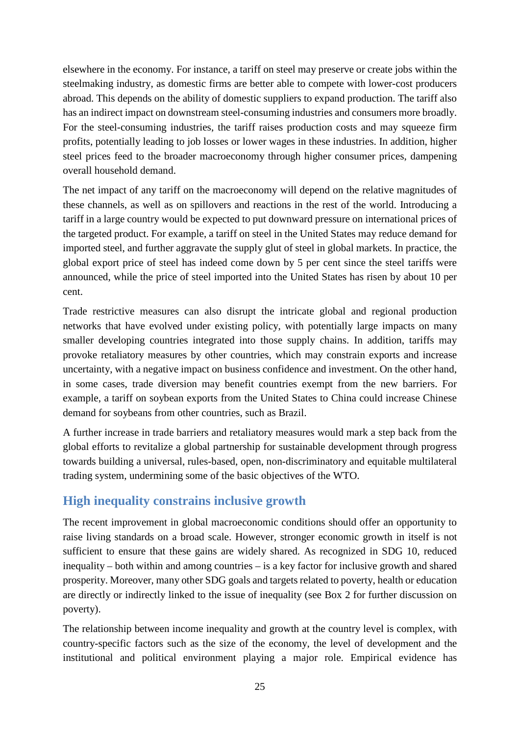elsewhere in the economy. For instance, a tariff on steel may preserve or create jobs within the steelmaking industry, as domestic firms are better able to compete with lower-cost producers abroad. This depends on the ability of domestic suppliers to expand production. The tariff also has an indirect impact on downstream steel-consuming industries and consumers more broadly. For the steel-consuming industries, the tariff raises production costs and may squeeze firm profits, potentially leading to job losses or lower wages in these industries. In addition, higher steel prices feed to the broader macroeconomy through higher consumer prices, dampening overall household demand.

The net impact of any tariff on the macroeconomy will depend on the relative magnitudes of these channels, as well as on spillovers and reactions in the rest of the world. Introducing a tariff in a large country would be expected to put downward pressure on international prices of the targeted product. For example, a tariff on steel in the United States may reduce demand for imported steel, and further aggravate the supply glut of steel in global markets. In practice, the global export price of steel has indeed come down by 5 per cent since the steel tariffs were announced, while the price of steel imported into the United States has risen by about 10 per cent.

Trade restrictive measures can also disrupt the intricate global and regional production networks that have evolved under existing policy, with potentially large impacts on many smaller developing countries integrated into those supply chains. In addition, tariffs may provoke retaliatory measures by other countries, which may constrain exports and increase uncertainty, with a negative impact on business confidence and investment. On the other hand, in some cases, trade diversion may benefit countries exempt from the new barriers. For example, a tariff on soybean exports from the United States to China could increase Chinese demand for soybeans from other countries, such as Brazil.

A further increase in trade barriers and retaliatory measures would mark a step back from the global efforts to revitalize a global partnership for sustainable development through progress towards building a universal, rules-based, open, non-discriminatory and equitable multilateral trading system, undermining some of the basic objectives of the WTO.

## High inequality constrains inclusive growth

The recent improvement in global macroeconomic conditions should offer an opportunity to raise living standards on a broad scale. However, stronger economic growth in itself is not sufficient to ensure that these gains are widely shared. As recognized in SDG 10, reduced inequality – both within and among countries – is a key factor for inclusive growth and shared prosperity. Moreover, many other SDG goals and targets related to poverty, health or education are directly or indirectly linked to the issue of inequality (see Box 2 for further discussion on poverty).

The relationship between income inequality and growth at the country level is complex, with country-specific factors such as the size of the economy, the level of development and the institutional and political environment playing a major role. Empirical evidence has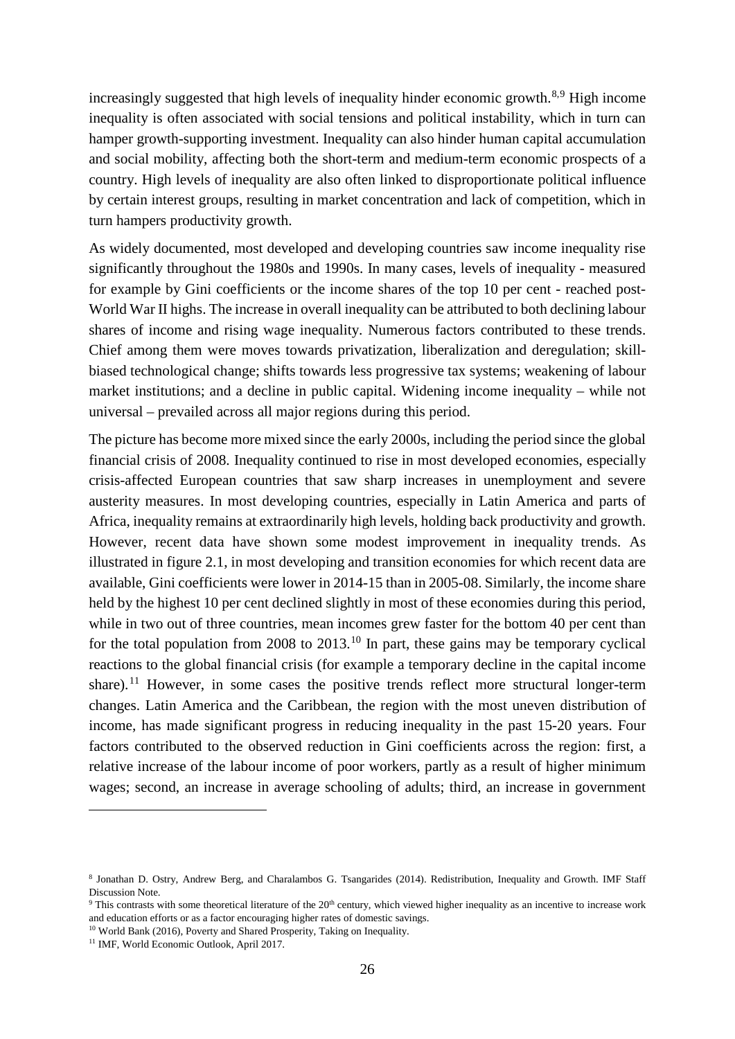increasingly suggested that high levels of inequality hinder economic growth.[8,9] High income inequality is often associated with social tensions and political instability, which in turn can hamper growth-supporting investment. Inequality can also hinder human capital accumulation and social mobility, affecting both the short-term and medium-term economic prospects of a country. High levels of inequality are also often linked to disproportionate political influence by certain interest groups, resulting in market concentration and lack of competition, which in turn hampers productivity growth.

As widely documented, most developed and developing countries saw income inequality rise significantly throughout the 1980s and 1990s. In many cases, levels of inequality - measured for example by Gini coefficients or the income shares of the top 10 per cent - reached post-World War II highs. The increase in overall inequality can be attributed to both declining labour shares of income and rising wage inequality. Numerous factors contributed to these trends. Chief among them were moves towards privatization, liberalization and deregulation; skill-biased technological change; shifts towards less progressive tax systems; weakening of labour market institutions; and a decline in public capital. Widening income inequality – while not universal – prevailed across all major regions during this period.

The picture has become more mixed since the early 2000s, including the period since the global financial crisis of 2008. Inequality continued to rise in most developed economies, especially crisis-affected European countries that saw sharp increases in unemployment and severe austerity measures. In most developing countries, especially in Latin America and parts of Africa, inequality remains at extraordinarily high levels, holding back productivity and growth. However, recent data have shown some modest improvement in inequality trends. As illustrated in figure 2.1, in most developing and transition economies for which recent data are available, Gini coefficients were lower in 2014-15 than in 2005-08. Similarly, the income share held by the highest 10 per cent declined slightly in most of these economies during this period, while in two out of three countries, mean incomes grew faster for the bottom 40 per cent than for the total population from 2008 to 2013.[10] In part, these gains may be temporary cyclical reactions to the global financial crisis (for example a temporary decline in the capital income share).[11] However, in some cases the positive trends reflect more structural longer-term changes. Latin America and the Caribbean, the region with the most uneven distribution of income, has made significant progress in reducing inequality in the past 15-20 years. Four factors contributed to the observed reduction in Gini coefficients across the region: first, a relative increase of the labour income of poor workers, partly as a result of higher minimum wages; second, an increase in average schooling of adults; third, an increase in government

---

[8] Jonathan D. Ostry, Andrew Berg, and Charalambos G. Tsangarides (2014). Redistribution, Inequality and Growth. IMF Staff Discussion Note.

[9] This contrasts with some theoretical literature of the 20th century, which viewed higher inequality as an incentive to increase work and education efforts or as a factor encouraging higher rates of domestic savings.

[10] World Bank (2016), Poverty and Shared Prosperity, Taking on Inequality.

[11] IMF, World Economic Outlook, April 2017.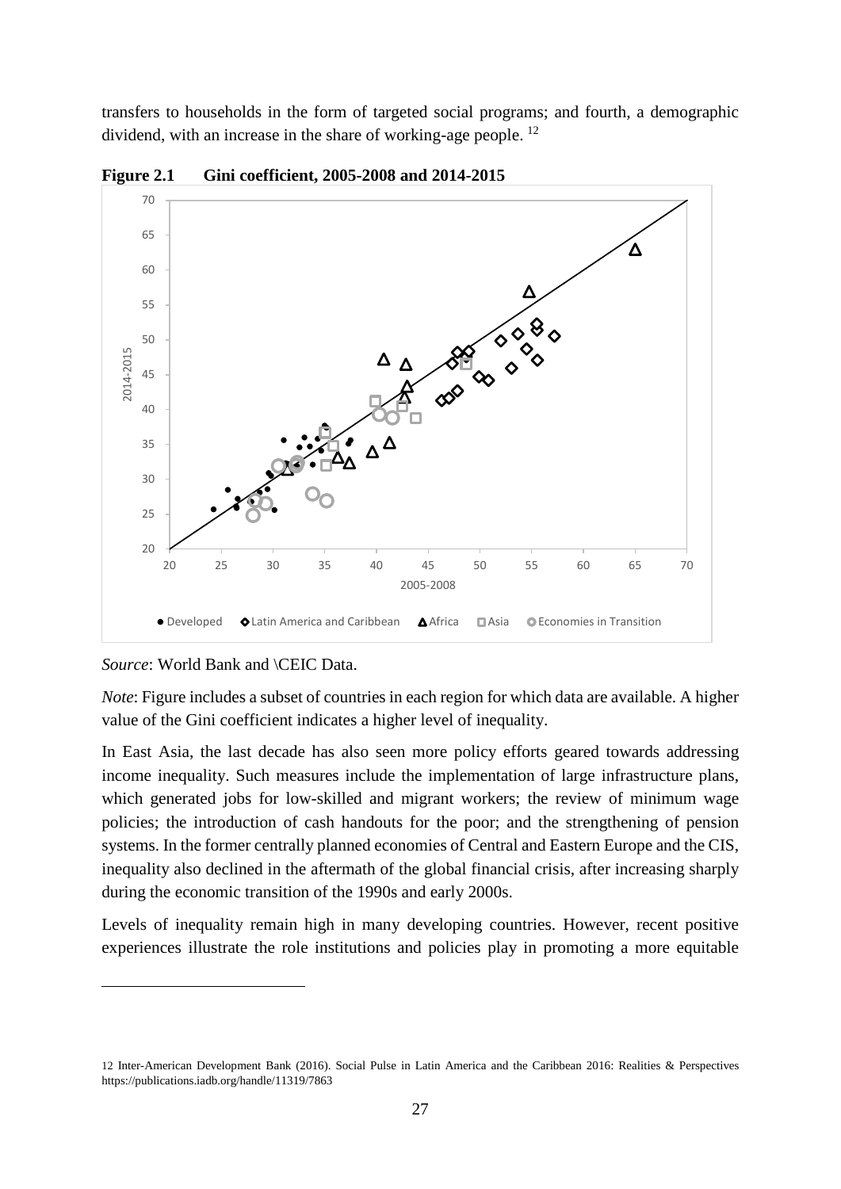transfers to households in the form of targeted social programs; and fourth, a demographic dividend, with an increase in the share of working-age people. [12]

**Figure 2.1 Gini coefficient, 2005-2008 and 2014-2015**

*Source*: World Bank and \CEIC Data.

*Note*: Figure includes a subset of countries in each region for which data are available. A higher value of the Gini coefficient indicates a higher level of inequality.

In East Asia, the last decade has also seen more policy efforts geared towards addressing income inequality. Such measures include the implementation of large infrastructure plans, which generated jobs for low-skilled and migrant workers; the review of minimum wage policies; the introduction of cash handouts for the poor; and the strengthening of pension systems. In the former centrally planned economies of Central and Eastern Europe and the CIS, inequality also declined in the aftermath of the global financial crisis, after increasing sharply during the economic transition of the 1990s and early 2000s.

Levels of inequality remain high in many developing countries. However, recent positive experiences illustrate the role institutions and policies play in promoting a more equitable

---

12 Inter-American Development Bank (2016). Social Pulse in Latin America and the Caribbean 2016: Realities & Perspectives https://publications.iadb.org/handle/11319/7863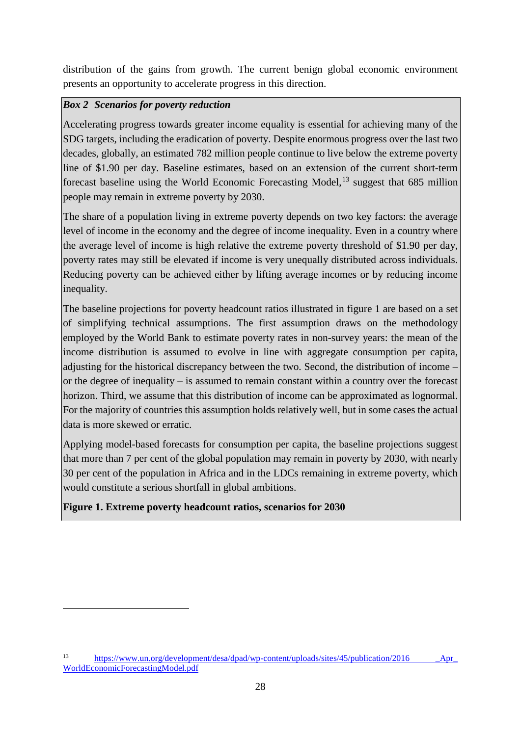distribution of the gains from growth. The current benign global economic environment presents an opportunity to accelerate progress in this direction.

***Box 2 Scenarios for poverty reduction***

Accelerating progress towards greater income equality is essential for achieving many of the SDG targets, including the eradication of poverty. Despite enormous progress over the last two decades, globally, an estimated 782 million people continue to live below the extreme poverty line of $1.90 per day. Baseline estimates, based on an extension of the current short-term forecast baseline using the World Economic Forecasting Model,[13] suggest that 685 million people may remain in extreme poverty by 2030.

The share of a population living in extreme poverty depends on two key factors: the average level of income in the economy and the degree of income inequality. Even in a country where the average level of income is high relative the extreme poverty threshold of $1.90 per day, poverty rates may still be elevated if income is very unequally distributed across individuals. Reducing poverty can be achieved either by lifting average incomes or by reducing income inequality.

The baseline projections for poverty headcount ratios illustrated in figure 1 are based on a set of simplifying technical assumptions. The first assumption draws on the methodology employed by the World Bank to estimate poverty rates in non-survey years: the mean of the income distribution is assumed to evolve in line with aggregate consumption per capita, adjusting for the historical discrepancy between the two. Second, the distribution of income – or the degree of inequality – is assumed to remain constant within a country over the forecast horizon. Third, we assume that this distribution of income can be approximated as lognormal. For the majority of countries this assumption holds relatively well, but in some cases the actual data is more skewed or erratic.

Applying model-based forecasts for consumption per capita, the baseline projections suggest that more than 7 per cent of the global population may remain in poverty by 2030, with nearly 30 per cent of the population in Africa and in the LDCs remaining in extreme poverty, which would constitute a serious shortfall in global ambitions.

**Figure 1. Extreme poverty headcount ratios, scenarios for 2030**

---

[13] https://www.un.org/development/desa/dpad/wp-content/uploads/sites/45/publication/2016_Apr_WorldEconomicForecastingModel.pdf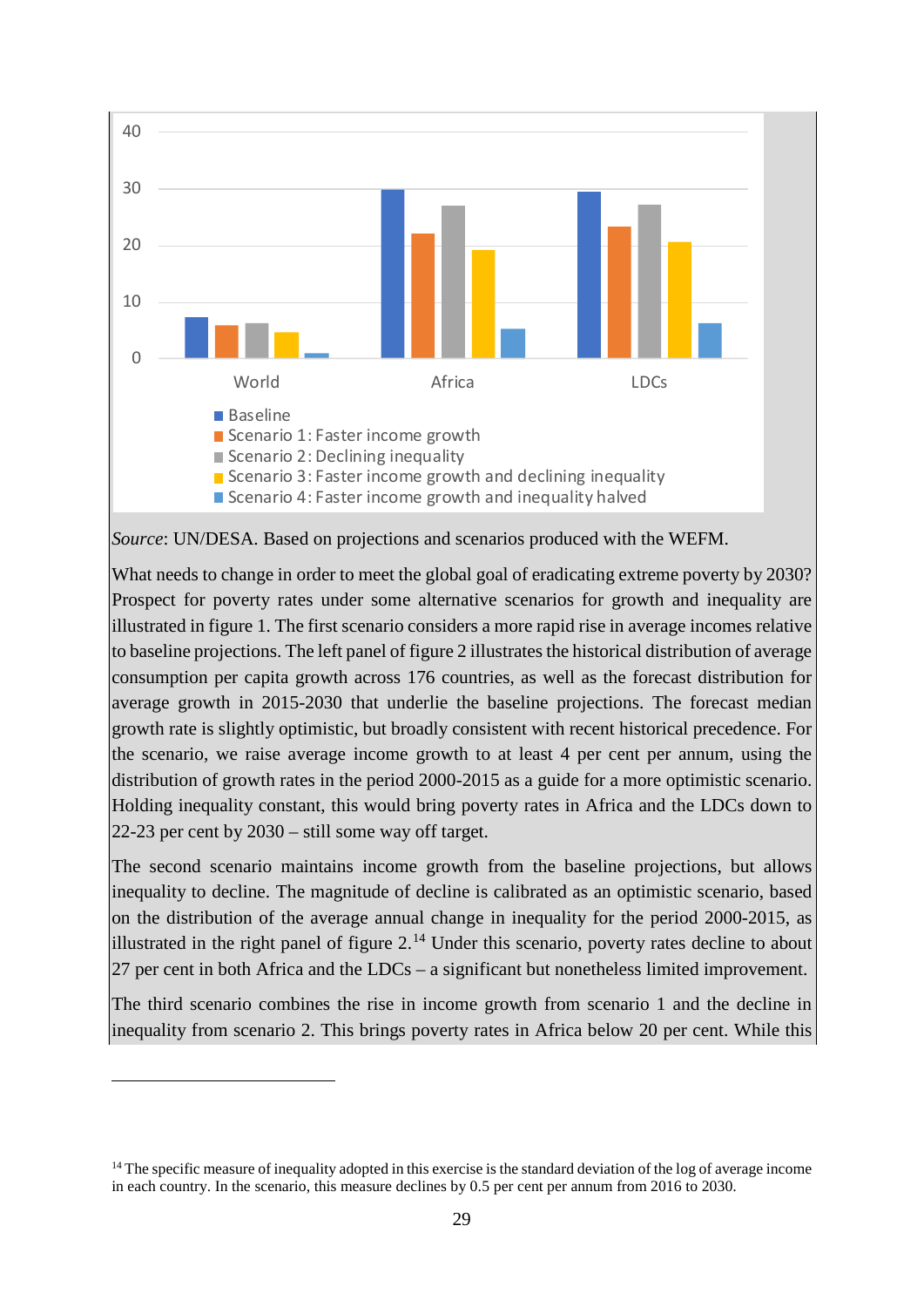Source: UN/DESA. Based on projections and scenarios produced with the WEFM.

What needs to change in order to meet the global goal of eradicating extreme poverty by 2030? Prospect for poverty rates under some alternative scenarios for growth and inequality are illustrated in figure 1. The first scenario considers a more rapid rise in average incomes relative to baseline projections. The left panel of figure 2 illustrates the historical distribution of average consumption per capita growth across 176 countries, as well as the forecast distribution for average growth in 2015-2030 that underlie the baseline projections. The forecast median growth rate is slightly optimistic, but broadly consistent with recent historical precedence. For the scenario, we raise average income growth to at least 4 per cent per annum, using the distribution of growth rates in the period 2000-2015 as a guide for a more optimistic scenario. Holding inequality constant, this would bring poverty rates in Africa and the LDCs down to 22-23 per cent by 2030 – still some way off target.

The second scenario maintains income growth from the baseline projections, but allows inequality to decline. The magnitude of decline is calibrated as an optimistic scenario, based on the distribution of the average annual change in inequality for the period 2000-2015, as illustrated in the right panel of figure 2.[14] Under this scenario, poverty rates decline to about 27 per cent in both Africa and the LDCs – a significant but nonetheless limited improvement.

The third scenario combines the rise in income growth from scenario 1 and the decline in inequality from scenario 2. This brings poverty rates in Africa below 20 per cent. While this

[14] The specific measure of inequality adopted in this exercise is the standard deviation of the log of average income in each country. In the scenario, this measure declines by 0.5 per cent per annum from 2016 to 2030.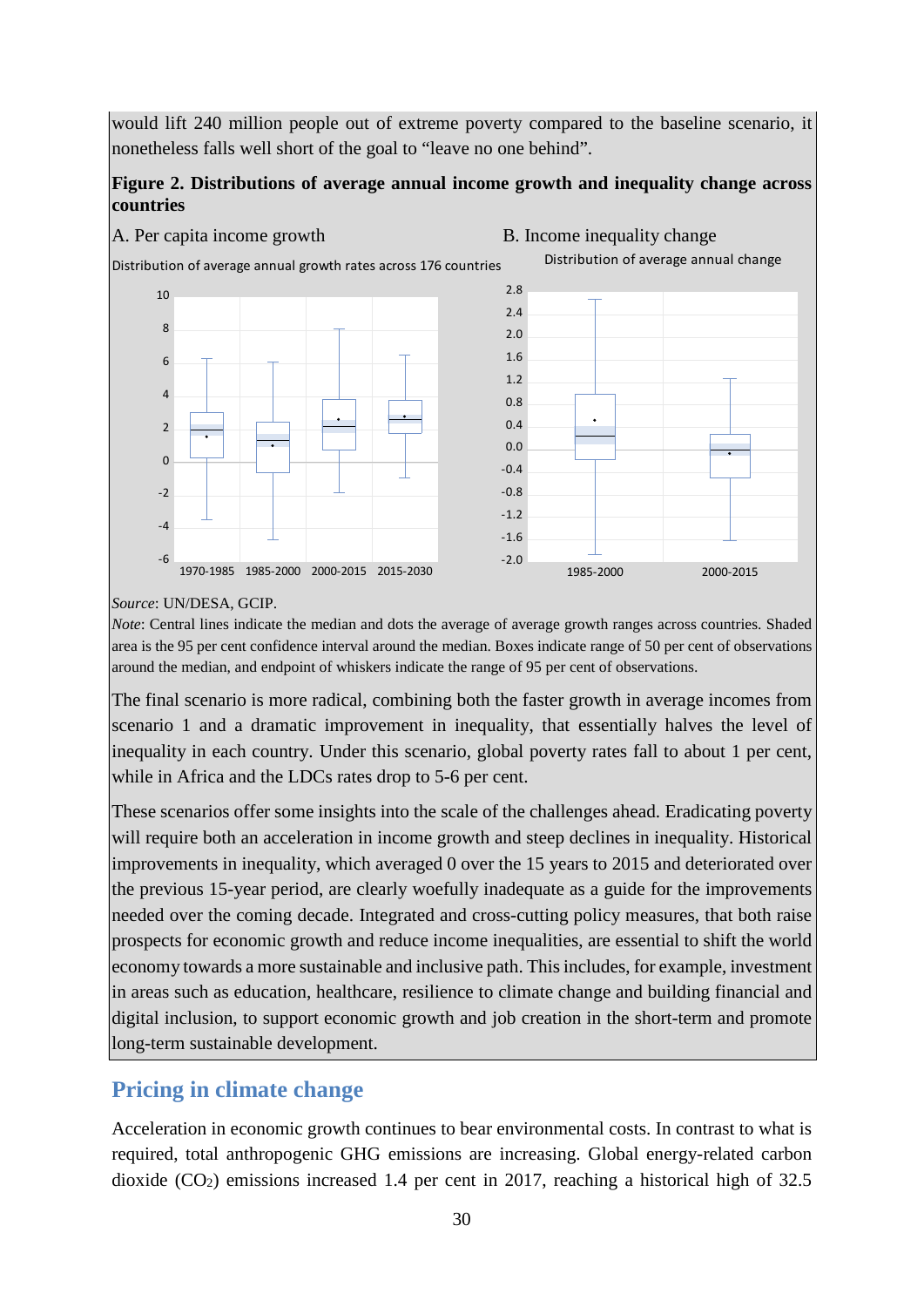would lift 240 million people out of extreme poverty compared to the baseline scenario, it nonetheless falls well short of the goal to "leave no one behind".

**Figure 2. Distributions of average annual income growth and inequality change across countries**

A. Per capita income growth

Distribution of average annual growth rates across 176 countries

B. Income inequality change

Distribution of average annual change

*Source*: UN/DESA, GCIP.

*Note*: Central lines indicate the median and dots the average of average growth ranges across countries. Shaded area is the 95 per cent confidence interval around the median. Boxes indicate range of 50 per cent of observations around the median, and endpoint of whiskers indicate the range of 95 per cent of observations.

The final scenario is more radical, combining both the faster growth in average incomes from scenario 1 and a dramatic improvement in inequality, that essentially halves the level of inequality in each country. Under this scenario, global poverty rates fall to about 1 per cent, while in Africa and the LDCs rates drop to 5-6 per cent.

These scenarios offer some insights into the scale of the challenges ahead. Eradicating poverty will require both an acceleration in income growth and steep declines in inequality. Historical improvements in inequality, which averaged 0 over the 15 years to 2015 and deteriorated over the previous 15-year period, are clearly woefully inadequate as a guide for the improvements needed over the coming decade. Integrated and cross-cutting policy measures, that both raise prospects for economic growth and reduce income inequalities, are essential to shift the world economy towards a more sustainable and inclusive path. This includes, for example, investment in areas such as education, healthcare, resilience to climate change and building financial and digital inclusion, to support economic growth and job creation in the short-term and promote long-term sustainable development.

## Pricing in climate change

Acceleration in economic growth continues to bear environmental costs. In contrast to what is required, total anthropogenic GHG emissions are increasing. Global energy-related carbon dioxide ($CO_2$) emissions increased 1.4 per cent in 2017, reaching a historical high of 32.5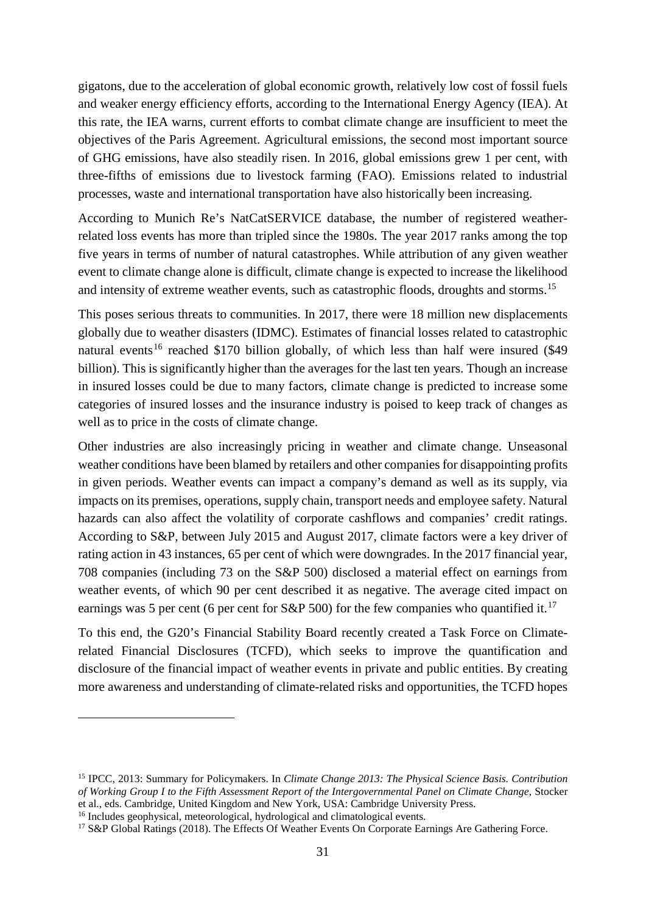gigatons, due to the acceleration of global economic growth, relatively low cost of fossil fuels and weaker energy efficiency efforts, according to the International Energy Agency (IEA). At this rate, the IEA warns, current efforts to combat climate change are insufficient to meet the objectives of the Paris Agreement. Agricultural emissions, the second most important source of GHG emissions, have also steadily risen. In 2016, global emissions grew 1 per cent, with three-fifths of emissions due to livestock farming (FAO). Emissions related to industrial processes, waste and international transportation have also historically been increasing.

According to Munich Re's NatCatSERVICE database, the number of registered weather-related loss events has more than tripled since the 1980s. The year 2017 ranks among the top five years in terms of number of natural catastrophes. While attribution of any given weather event to climate change alone is difficult, climate change is expected to increase the likelihood and intensity of extreme weather events, such as catastrophic floods, droughts and storms.[15]

This poses serious threats to communities. In 2017, there were 18 million new displacements globally due to weather disasters (IDMC). Estimates of financial losses related to catastrophic natural events[16] reached \$170 billion globally, of which less than half were insured (\$49 billion). This is significantly higher than the averages for the last ten years. Though an increase in insured losses could be due to many factors, climate change is predicted to increase some categories of insured losses and the insurance industry is poised to keep track of changes as well as to price in the costs of climate change.

Other industries are also increasingly pricing in weather and climate change. Unseasonal weather conditions have been blamed by retailers and other companies for disappointing profits in given periods. Weather events can impact a company's demand as well as its supply, via impacts on its premises, operations, supply chain, transport needs and employee safety. Natural hazards can also affect the volatility of corporate cashflows and companies' credit ratings. According to S&P, between July 2015 and August 2017, climate factors were a key driver of rating action in 43 instances, 65 per cent of which were downgrades. In the 2017 financial year, 708 companies (including 73 on the S&P 500) disclosed a material effect on earnings from weather events, of which 90 per cent described it as negative. The average cited impact on earnings was 5 per cent (6 per cent for S&P 500) for the few companies who quantified it.[17]

To this end, the G20's Financial Stability Board recently created a Task Force on Climate-related Financial Disclosures (TCFD), which seeks to improve the quantification and disclosure of the financial impact of weather events in private and public entities. By creating more awareness and understanding of climate-related risks and opportunities, the TCFD hopes

---

[15] IPCC, 2013: Summary for Policymakers. In *Climate Change 2013: The Physical Science Basis. Contribution of Working Group I to the Fifth Assessment Report of the Intergovernmental Panel on Climate Change*, Stocker et al., eds. Cambridge, United Kingdom and New York, USA: Cambridge University Press.

[16] Includes geophysical, meteorological, hydrological and climatological events.

[17] S&P Global Ratings (2018). The Effects Of Weather Events On Corporate Earnings Are Gathering Force.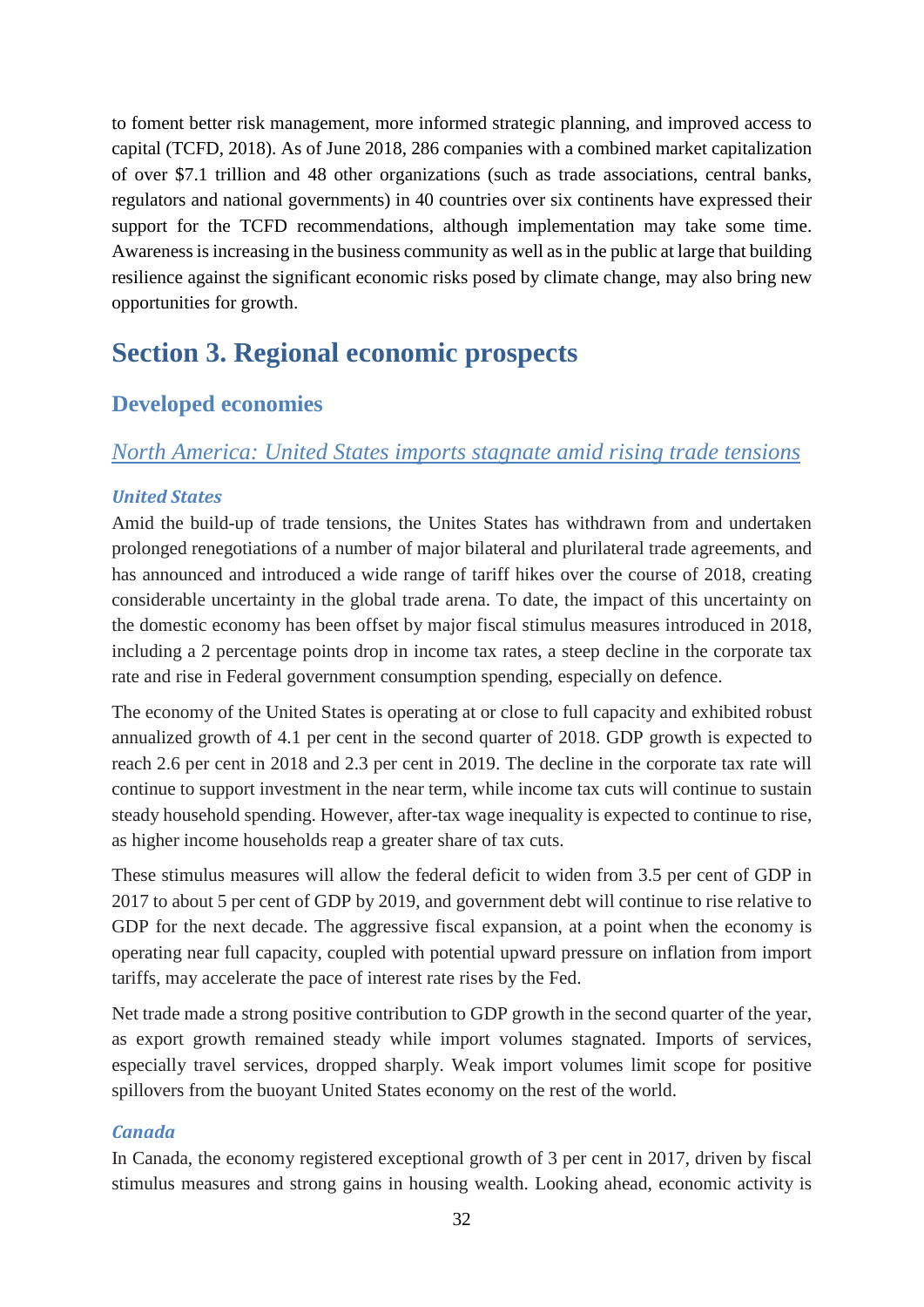to foment better risk management, more informed strategic planning, and improved access to capital (TCFD, 2018). As of June 2018, 286 companies with a combined market capitalization of over $7.1 trillion and 48 other organizations (such as trade associations, central banks, regulators and national governments) in 40 countries over six continents have expressed their support for the TCFD recommendations, although implementation may take some time. Awareness is increasing in the business community as well as in the public at large that building resilience against the significant economic risks posed by climate change, may also bring new opportunities for growth.

# Section 3. Regional economic prospects

## Developed economies

### *North America: United States imports stagnate amid rising trade tensions*

#### *United States*

Amid the build-up of trade tensions, the Unites States has withdrawn from and undertaken prolonged renegotiations of a number of major bilateral and plurilateral trade agreements, and has announced and introduced a wide range of tariff hikes over the course of 2018, creating considerable uncertainty in the global trade arena. To date, the impact of this uncertainty on the domestic economy has been offset by major fiscal stimulus measures introduced in 2018, including a 2 percentage points drop in income tax rates, a steep decline in the corporate tax rate and rise in Federal government consumption spending, especially on defence.

The economy of the United States is operating at or close to full capacity and exhibited robust annualized growth of 4.1 per cent in the second quarter of 2018. GDP growth is expected to reach 2.6 per cent in 2018 and 2.3 per cent in 2019. The decline in the corporate tax rate will continue to support investment in the near term, while income tax cuts will continue to sustain steady household spending. However, after-tax wage inequality is expected to continue to rise, as higher income households reap a greater share of tax cuts.

These stimulus measures will allow the federal deficit to widen from 3.5 per cent of GDP in 2017 to about 5 per cent of GDP by 2019, and government debt will continue to rise relative to GDP for the next decade. The aggressive fiscal expansion, at a point when the economy is operating near full capacity, coupled with potential upward pressure on inflation from import tariffs, may accelerate the pace of interest rate rises by the Fed.

Net trade made a strong positive contribution to GDP growth in the second quarter of the year, as export growth remained steady while import volumes stagnated. Imports of services, especially travel services, dropped sharply. Weak import volumes limit scope for positive spillovers from the buoyant United States economy on the rest of the world.

#### *Canada*

In Canada, the economy registered exceptional growth of 3 per cent in 2017, driven by fiscal stimulus measures and strong gains in housing wealth. Looking ahead, economic activity is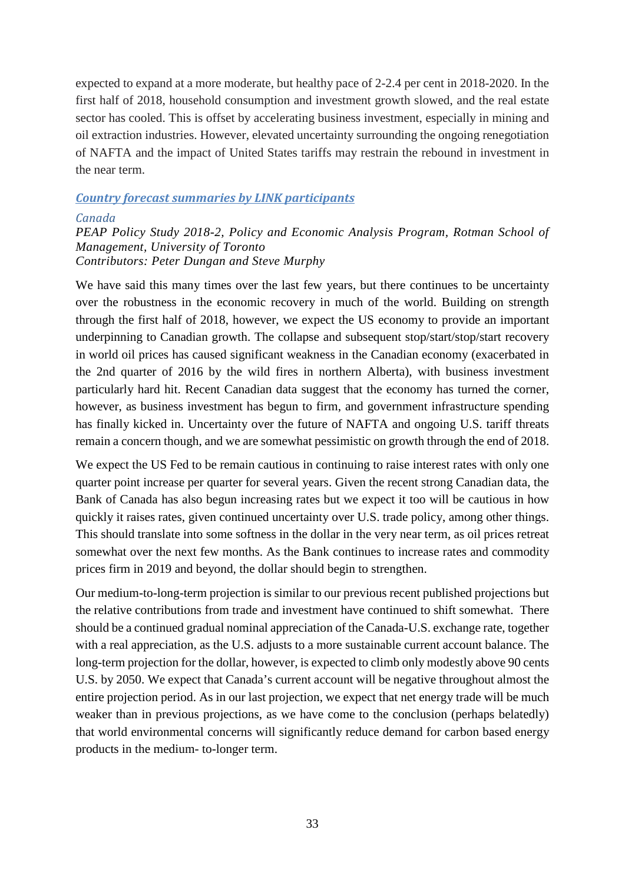expected to expand at a more moderate, but healthy pace of 2-2.4 per cent in 2018-2020. In the first half of 2018, household consumption and investment growth slowed, and the real estate sector has cooled. This is offset by accelerating business investment, especially in mining and oil extraction industries. However, elevated uncertainty surrounding the ongoing renegotiation of NAFTA and the impact of United States tariffs may restrain the rebound in investment in the near term.

### ***Country forecast summaries by LINK participants***

*Canada*

*PEAP Policy Study 2018-2, Policy and Economic Analysis Program, Rotman School of Management, University of Toronto*
*Contributors: Peter Dungan and Steve Murphy*

We have said this many times over the last few years, but there continues to be uncertainty over the robustness in the economic recovery in much of the world. Building on strength through the first half of 2018, however, we expect the US economy to provide an important underpinning to Canadian growth. The collapse and subsequent stop/start/stop/start recovery in world oil prices has caused significant weakness in the Canadian economy (exacerbated in the 2nd quarter of 2016 by the wild fires in northern Alberta), with business investment particularly hard hit. Recent Canadian data suggest that the economy has turned the corner, however, as business investment has begun to firm, and government infrastructure spending has finally kicked in. Uncertainty over the future of NAFTA and ongoing U.S. tariff threats remain a concern though, and we are somewhat pessimistic on growth through the end of 2018.

We expect the US Fed to be remain cautious in continuing to raise interest rates with only one quarter point increase per quarter for several years. Given the recent strong Canadian data, the Bank of Canada has also begun increasing rates but we expect it too will be cautious in how quickly it raises rates, given continued uncertainty over U.S. trade policy, among other things. This should translate into some softness in the dollar in the very near term, as oil prices retreat somewhat over the next few months. As the Bank continues to increase rates and commodity prices firm in 2019 and beyond, the dollar should begin to strengthen.

Our medium-to-long-term projection is similar to our previous recent published projections but the relative contributions from trade and investment have continued to shift somewhat. There should be a continued gradual nominal appreciation of the Canada-U.S. exchange rate, together with a real appreciation, as the U.S. adjusts to a more sustainable current account balance. The long-term projection for the dollar, however, is expected to climb only modestly above 90 cents U.S. by 2050. We expect that Canada's current account will be negative throughout almost the entire projection period. As in our last projection, we expect that net energy trade will be much weaker than in previous projections, as we have come to the conclusion (perhaps belatedly) that world environmental concerns will significantly reduce demand for carbon based energy products in the medium- to-longer term.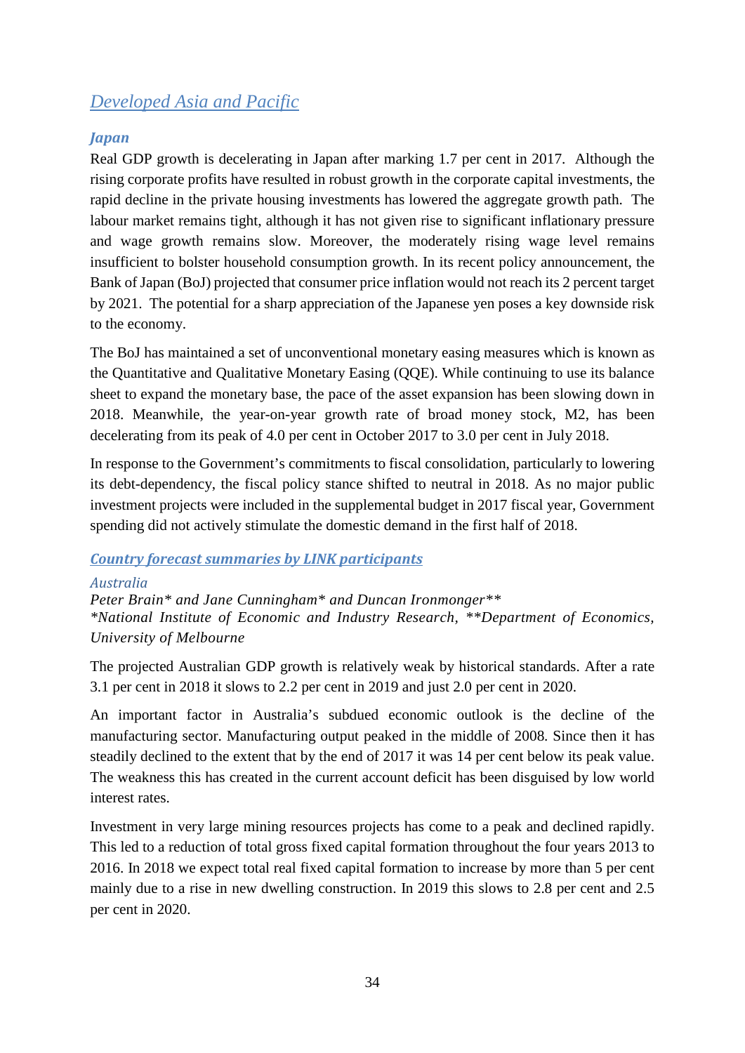## *Developed Asia and Pacific*

### *Japan*

Real GDP growth is decelerating in Japan after marking 1.7 per cent in 2017. Although the rising corporate profits have resulted in robust growth in the corporate capital investments, the rapid decline in the private housing investments has lowered the aggregate growth path. The labour market remains tight, although it has not given rise to significant inflationary pressure and wage growth remains slow. Moreover, the moderately rising wage level remains insufficient to bolster household consumption growth. In its recent policy announcement, the Bank of Japan (BoJ) projected that consumer price inflation would not reach its 2 percent target by 2021. The potential for a sharp appreciation of the Japanese yen poses a key downside risk to the economy.

The BoJ has maintained a set of unconventional monetary easing measures which is known as the Quantitative and Qualitative Monetary Easing (QQE). While continuing to use its balance sheet to expand the monetary base, the pace of the asset expansion has been slowing down in 2018. Meanwhile, the year-on-year growth rate of broad money stock, M2, has been decelerating from its peak of 4.0 per cent in October 2017 to 3.0 per cent in July 2018.

In response to the Government's commitments to fiscal consolidation, particularly to lowering its debt-dependency, the fiscal policy stance shifted to neutral in 2018. As no major public investment projects were included in the supplemental budget in 2017 fiscal year, Government spending did not actively stimulate the domestic demand in the first half of 2018.

### *Country forecast summaries by LINK participants*

*Australia*

*Peter Brain\* and Jane Cunningham\* and Duncan Ironmonger\*\**
*\*National Institute of Economic and Industry Research, \*\*Department of Economics, University of Melbourne*

The projected Australian GDP growth is relatively weak by historical standards. After a rate 3.1 per cent in 2018 it slows to 2.2 per cent in 2019 and just 2.0 per cent in 2020.

An important factor in Australia's subdued economic outlook is the decline of the manufacturing sector. Manufacturing output peaked in the middle of 2008. Since then it has steadily declined to the extent that by the end of 2017 it was 14 per cent below its peak value. The weakness this has created in the current account deficit has been disguised by low world interest rates.

Investment in very large mining resources projects has come to a peak and declined rapidly. This led to a reduction of total gross fixed capital formation throughout the four years 2013 to 2016. In 2018 we expect total real fixed capital formation to increase by more than 5 per cent mainly due to a rise in new dwelling construction. In 2019 this slows to 2.8 per cent and 2.5 per cent in 2020.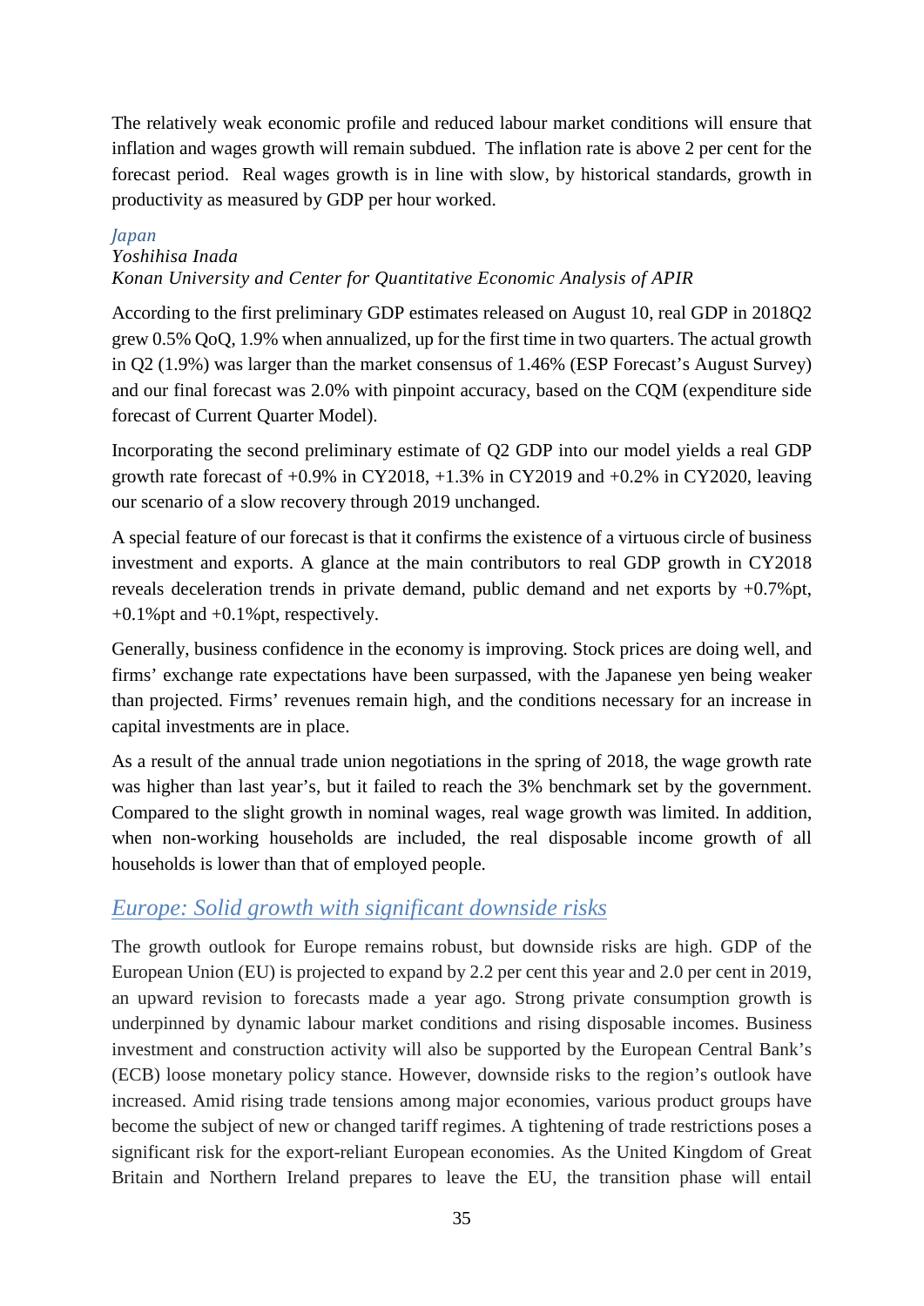The relatively weak economic profile and reduced labour market conditions will ensure that inflation and wages growth will remain subdued. The inflation rate is above 2 per cent for the forecast period. Real wages growth is in line with slow, by historical standards, growth in productivity as measured by GDP per hour worked.

### *Japan*

*Yoshihisa Inada*
*Konan University and Center for Quantitative Economic Analysis of APIR*

According to the first preliminary GDP estimates released on August 10, real GDP in 2018Q2 grew 0.5% QoQ, 1.9% when annualized, up for the first time in two quarters. The actual growth in Q2 (1.9%) was larger than the market consensus of 1.46% (ESP Forecast's August Survey) and our final forecast was 2.0% with pinpoint accuracy, based on the CQM (expenditure side forecast of Current Quarter Model).

Incorporating the second preliminary estimate of Q2 GDP into our model yields a real GDP growth rate forecast of +0.9% in CY2018, +1.3% in CY2019 and +0.2% in CY2020, leaving our scenario of a slow recovery through 2019 unchanged.

A special feature of our forecast is that it confirms the existence of a virtuous circle of business investment and exports. A glance at the main contributors to real GDP growth in CY2018 reveals deceleration trends in private demand, public demand and net exports by +0.7%pt, +0.1%pt and +0.1%pt, respectively.

Generally, business confidence in the economy is improving. Stock prices are doing well, and firms' exchange rate expectations have been surpassed, with the Japanese yen being weaker than projected. Firms' revenues remain high, and the conditions necessary for an increase in capital investments are in place.

As a result of the annual trade union negotiations in the spring of 2018, the wage growth rate was higher than last year's, but it failed to reach the 3% benchmark set by the government. Compared to the slight growth in nominal wages, real wage growth was limited. In addition, when non-working households are included, the real disposable income growth of all households is lower than that of employed people.

## *Europe: Solid growth with significant downside risks*

The growth outlook for Europe remains robust, but downside risks are high. GDP of the European Union (EU) is projected to expand by 2.2 per cent this year and 2.0 per cent in 2019, an upward revision to forecasts made a year ago. Strong private consumption growth is underpinned by dynamic labour market conditions and rising disposable incomes. Business investment and construction activity will also be supported by the European Central Bank's (ECB) loose monetary policy stance. However, downside risks to the region's outlook have increased. Amid rising trade tensions among major economies, various product groups have become the subject of new or changed tariff regimes. A tightening of trade restrictions poses a significant risk for the export-reliant European economies. As the United Kingdom of Great Britain and Northern Ireland prepares to leave the EU, the transition phase will entail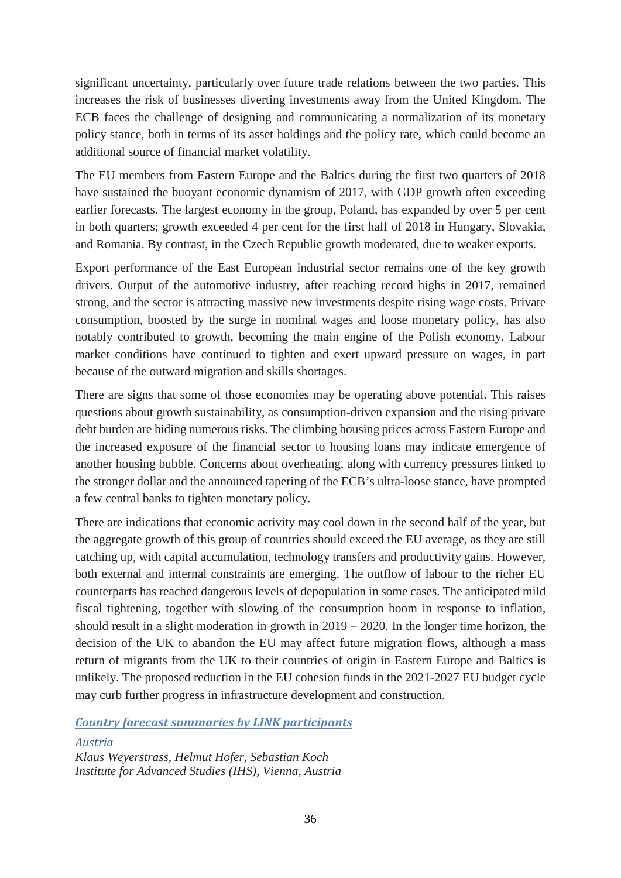significant uncertainty, particularly over future trade relations between the two parties. This increases the risk of businesses diverting investments away from the United Kingdom. The ECB faces the challenge of designing and communicating a normalization of its monetary policy stance, both in terms of its asset holdings and the policy rate, which could become an additional source of financial market volatility.

The EU members from Eastern Europe and the Baltics during the first two quarters of 2018 have sustained the buoyant economic dynamism of 2017, with GDP growth often exceeding earlier forecasts. The largest economy in the group, Poland, has expanded by over 5 per cent in both quarters; growth exceeded 4 per cent for the first half of 2018 in Hungary, Slovakia, and Romania. By contrast, in the Czech Republic growth moderated, due to weaker exports.

Export performance of the East European industrial sector remains one of the key growth drivers. Output of the automotive industry, after reaching record highs in 2017, remained strong, and the sector is attracting massive new investments despite rising wage costs. Private consumption, boosted by the surge in nominal wages and loose monetary policy, has also notably contributed to growth, becoming the main engine of the Polish economy. Labour market conditions have continued to tighten and exert upward pressure on wages, in part because of the outward migration and skills shortages.

There are signs that some of those economies may be operating above potential. This raises questions about growth sustainability, as consumption-driven expansion and the rising private debt burden are hiding numerous risks. The climbing housing prices across Eastern Europe and the increased exposure of the financial sector to housing loans may indicate emergence of another housing bubble. Concerns about overheating, along with currency pressures linked to the stronger dollar and the announced tapering of the ECB's ultra-loose stance, have prompted a few central banks to tighten monetary policy.

There are indications that economic activity may cool down in the second half of the year, but the aggregate growth of this group of countries should exceed the EU average, as they are still catching up, with capital accumulation, technology transfers and productivity gains. However, both external and internal constraints are emerging. The outflow of labour to the richer EU counterparts has reached dangerous levels of depopulation in some cases. The anticipated mild fiscal tightening, together with slowing of the consumption boom in response to inflation, should result in a slight moderation in growth in 2019 – 2020. In the longer time horizon, the decision of the UK to abandon the EU may affect future migration flows, although a mass return of migrants from the UK to their countries of origin in Eastern Europe and Baltics is unlikely. The proposed reduction in the EU cohesion funds in the 2021-2027 EU budget cycle may curb further progress in infrastructure development and construction.

## *Country forecast summaries by LINK participants*

### *Austria*

*Klaus Weyerstrass, Helmut Hofer, Sebastian Koch*
*Institute for Advanced Studies (IHS), Vienna, Austria*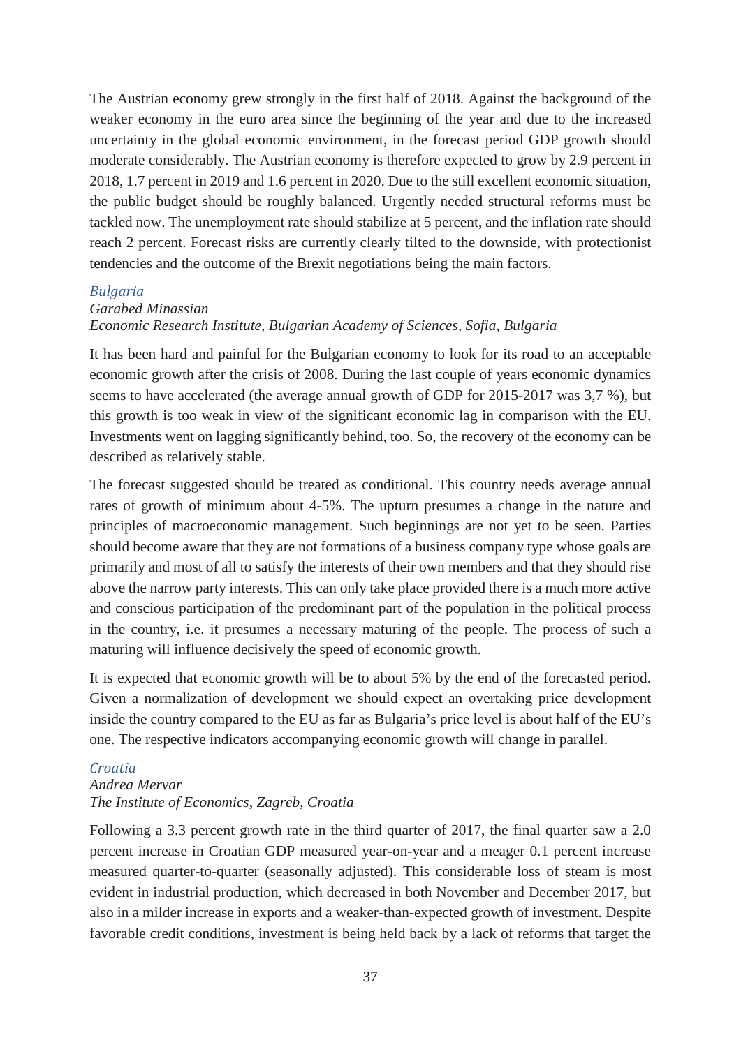The Austrian economy grew strongly in the first half of 2018. Against the background of the weaker economy in the euro area since the beginning of the year and due to the increased uncertainty in the global economic environment, in the forecast period GDP growth should moderate considerably. The Austrian economy is therefore expected to grow by 2.9 percent in 2018, 1.7 percent in 2019 and 1.6 percent in 2020. Due to the still excellent economic situation, the public budget should be roughly balanced. Urgently needed structural reforms must be tackled now. The unemployment rate should stabilize at 5 percent, and the inflation rate should reach 2 percent. Forecast risks are currently clearly tilted to the downside, with protectionist tendencies and the outcome of the Brexit negotiations being the main factors.

### *Bulgaria*

*Garabed Minassian*
*Economic Research Institute, Bulgarian Academy of Sciences, Sofia, Bulgaria*

It has been hard and painful for the Bulgarian economy to look for its road to an acceptable economic growth after the crisis of 2008. During the last couple of years economic dynamics seems to have accelerated (the average annual growth of GDP for 2015-2017 was 3,7 %), but this growth is too weak in view of the significant economic lag in comparison with the EU. Investments went on lagging significantly behind, too. So, the recovery of the economy can be described as relatively stable.

The forecast suggested should be treated as conditional. This country needs average annual rates of growth of minimum about 4-5%. The upturn presumes a change in the nature and principles of macroeconomic management. Such beginnings are not yet to be seen. Parties should become aware that they are not formations of a business company type whose goals are primarily and most of all to satisfy the interests of their own members and that they should rise above the narrow party interests. This can only take place provided there is a much more active and conscious participation of the predominant part of the population in the political process in the country, i.e. it presumes a necessary maturing of the people. The process of such a maturing will influence decisively the speed of economic growth.

It is expected that economic growth will be to about 5% by the end of the forecasted period. Given a normalization of development we should expect an overtaking price development inside the country compared to the EU as far as Bulgaria's price level is about half of the EU's one. The respective indicators accompanying economic growth will change in parallel.

### *Croatia*

*Andrea Mervar*
*The Institute of Economics, Zagreb, Croatia*

Following a 3.3 percent growth rate in the third quarter of 2017, the final quarter saw a 2.0 percent increase in Croatian GDP measured year-on-year and a meager 0.1 percent increase measured quarter-to-quarter (seasonally adjusted). This considerable loss of steam is most evident in industrial production, which decreased in both November and December 2017, but also in a milder increase in exports and a weaker-than-expected growth of investment. Despite favorable credit conditions, investment is being held back by a lack of reforms that target the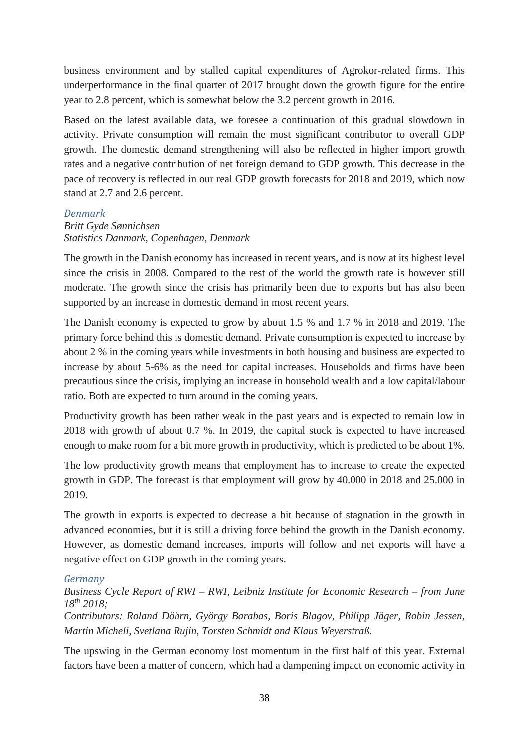business environment and by stalled capital expenditures of Agrokor-related firms. This underperformance in the final quarter of 2017 brought down the growth figure for the entire year to 2.8 percent, which is somewhat below the 3.2 percent growth in 2016.

Based on the latest available data, we foresee a continuation of this gradual slowdown in activity. Private consumption will remain the most significant contributor to overall GDP growth. The domestic demand strengthening will also be reflected in higher import growth rates and a negative contribution of net foreign demand to GDP growth. This decrease in the pace of recovery is reflected in our real GDP growth forecasts for 2018 and 2019, which now stand at 2.7 and 2.6 percent.

### Denmark

*Britt Gyde Sønnichsen*
*Statistics Danmark, Copenhagen, Denmark*

The growth in the Danish economy has increased in recent years, and is now at its highest level since the crisis in 2008. Compared to the rest of the world the growth rate is however still moderate. The growth since the crisis has primarily been due to exports but has also been supported by an increase in domestic demand in most recent years.

The Danish economy is expected to grow by about 1.5 % and 1.7 % in 2018 and 2019. The primary force behind this is domestic demand. Private consumption is expected to increase by about 2 % in the coming years while investments in both housing and business are expected to increase by about 5-6% as the need for capital increases. Households and firms have been precautious since the crisis, implying an increase in household wealth and a low capital/labour ratio. Both are expected to turn around in the coming years.

Productivity growth has been rather weak in the past years and is expected to remain low in 2018 with growth of about 0.7 %. In 2019, the capital stock is expected to have increased enough to make room for a bit more growth in productivity, which is predicted to be about 1%.

The low productivity growth means that employment has to increase to create the expected growth in GDP. The forecast is that employment will grow by 40.000 in 2018 and 25.000 in 2019.

The growth in exports is expected to decrease a bit because of stagnation in the growth in advanced economies, but it is still a driving force behind the growth in the Danish economy. However, as domestic demand increases, imports will follow and net exports will have a negative effect on GDP growth in the coming years.

### Germany

*Business Cycle Report of RWI – RWI, Leibniz Institute for Economic Research – from June 18th 2018;*
*Contributors: Roland Döhrn, György Barabas, Boris Blagov, Philipp Jäger, Robin Jessen, Martin Micheli, Svetlana Rujin, Torsten Schmidt and Klaus Weyerstraß.*

The upswing in the German economy lost momentum in the first half of this year. External factors have been a matter of concern, which had a dampening impact on economic activity in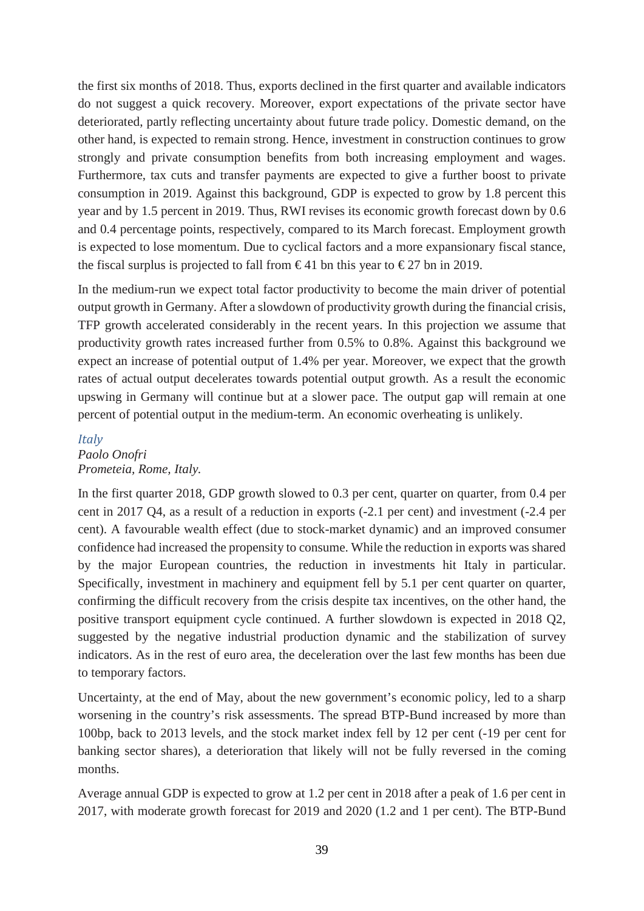the first six months of 2018. Thus, exports declined in the first quarter and available indicators do not suggest a quick recovery. Moreover, export expectations of the private sector have deteriorated, partly reflecting uncertainty about future trade policy. Domestic demand, on the other hand, is expected to remain strong. Hence, investment in construction continues to grow strongly and private consumption benefits from both increasing employment and wages. Furthermore, tax cuts and transfer payments are expected to give a further boost to private consumption in 2019. Against this background, GDP is expected to grow by 1.8 percent this year and by 1.5 percent in 2019. Thus, RWI revises its economic growth forecast down by 0.6 and 0.4 percentage points, respectively, compared to its March forecast. Employment growth is expected to lose momentum. Due to cyclical factors and a more expansionary fiscal stance, the fiscal surplus is projected to fall from € 41 bn this year to € 27 bn in 2019.

In the medium-run we expect total factor productivity to become the main driver of potential output growth in Germany. After a slowdown of productivity growth during the financial crisis, TFP growth accelerated considerably in the recent years. In this projection we assume that productivity growth rates increased further from 0.5% to 0.8%. Against this background we expect an increase of potential output of 1.4% per year. Moreover, we expect that the growth rates of actual output decelerates towards potential output growth. As a result the economic upswing in Germany will continue but at a slower pace. The output gap will remain at one percent of potential output in the medium-term. An economic overheating is unlikely.

### *Italy*

*Paolo Onofri*
*Prometeia, Rome, Italy.*

In the first quarter 2018, GDP growth slowed to 0.3 per cent, quarter on quarter, from 0.4 per cent in 2017 Q4, as a result of a reduction in exports (-2.1 per cent) and investment (-2.4 per cent). A favourable wealth effect (due to stock-market dynamic) and an improved consumer confidence had increased the propensity to consume. While the reduction in exports was shared by the major European countries, the reduction in investments hit Italy in particular. Specifically, investment in machinery and equipment fell by 5.1 per cent quarter on quarter, confirming the difficult recovery from the crisis despite tax incentives, on the other hand, the positive transport equipment cycle continued. A further slowdown is expected in 2018 Q2, suggested by the negative industrial production dynamic and the stabilization of survey indicators. As in the rest of euro area, the deceleration over the last few months has been due to temporary factors.

Uncertainty, at the end of May, about the new government's economic policy, led to a sharp worsening in the country's risk assessments. The spread BTP-Bund increased by more than 100bp, back to 2013 levels, and the stock market index fell by 12 per cent (-19 per cent for banking sector shares), a deterioration that likely will not be fully reversed in the coming months.

Average annual GDP is expected to grow at 1.2 per cent in 2018 after a peak of 1.6 per cent in 2017, with moderate growth forecast for 2019 and 2020 (1.2 and 1 per cent). The BTP-Bund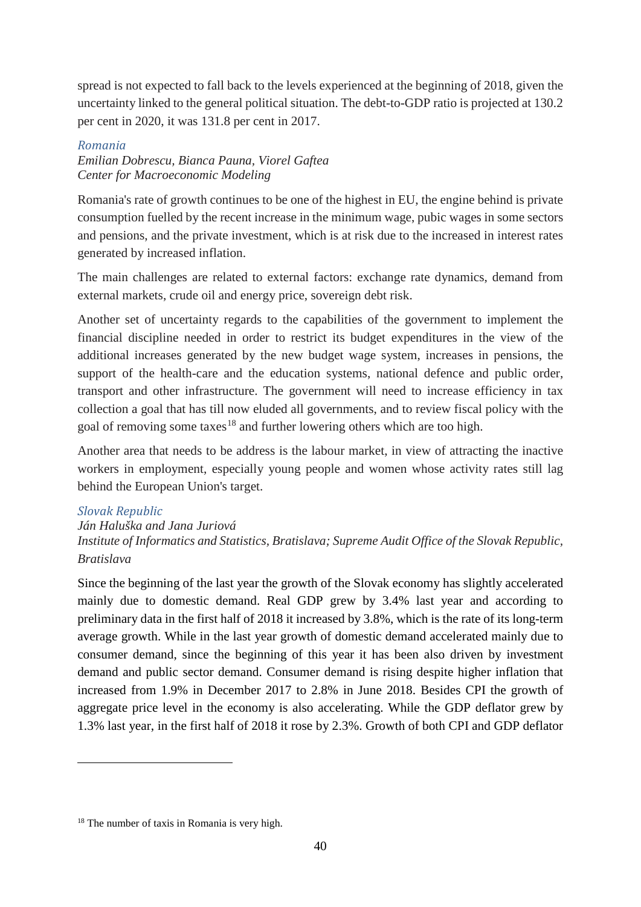spread is not expected to fall back to the levels experienced at the beginning of 2018, given the uncertainty linked to the general political situation. The debt-to-GDP ratio is projected at 130.2 per cent in 2020, it was 131.8 per cent in 2017.

### *Romania*

*Emilian Dobrescu, Bianca Pauna, Viorel Gaftea*
*Center for Macroeconomic Modeling*

Romania's rate of growth continues to be one of the highest in EU, the engine behind is private consumption fuelled by the recent increase in the minimum wage, pubic wages in some sectors and pensions, and the private investment, which is at risk due to the increased in interest rates generated by increased inflation.

The main challenges are related to external factors: exchange rate dynamics, demand from external markets, crude oil and energy price, sovereign debt risk.

Another set of uncertainty regards to the capabilities of the government to implement the financial discipline needed in order to restrict its budget expenditures in the view of the additional increases generated by the new budget wage system, increases in pensions, the support of the health-care and the education systems, national defence and public order, transport and other infrastructure. The government will need to increase efficiency in tax collection a goal that has till now eluded all governments, and to review fiscal policy with the goal of removing some taxes[18] and further lowering others which are too high.

Another area that needs to be address is the labour market, in view of attracting the inactive workers in employment, especially young people and women whose activity rates still lag behind the European Union's target.

### *Slovak Republic*

*Ján Haluška and Jana Juriová*
*Institute of Informatics and Statistics, Bratislava; Supreme Audit Office of the Slovak Republic, Bratislava*

Since the beginning of the last year the growth of the Slovak economy has slightly accelerated mainly due to domestic demand. Real GDP grew by 3.4% last year and according to preliminary data in the first half of 2018 it increased by 3.8%, which is the rate of its long-term average growth. While in the last year growth of domestic demand accelerated mainly due to consumer demand, since the beginning of this year it has been also driven by investment demand and public sector demand. Consumer demand is rising despite higher inflation that increased from 1.9% in December 2017 to 2.8% in June 2018. Besides CPI the growth of aggregate price level in the economy is also accelerating. While the GDP deflator grew by 1.3% last year, in the first half of 2018 it rose by 2.3%. Growth of both CPI and GDP deflator

---

[18] The number of taxis in Romania is very high.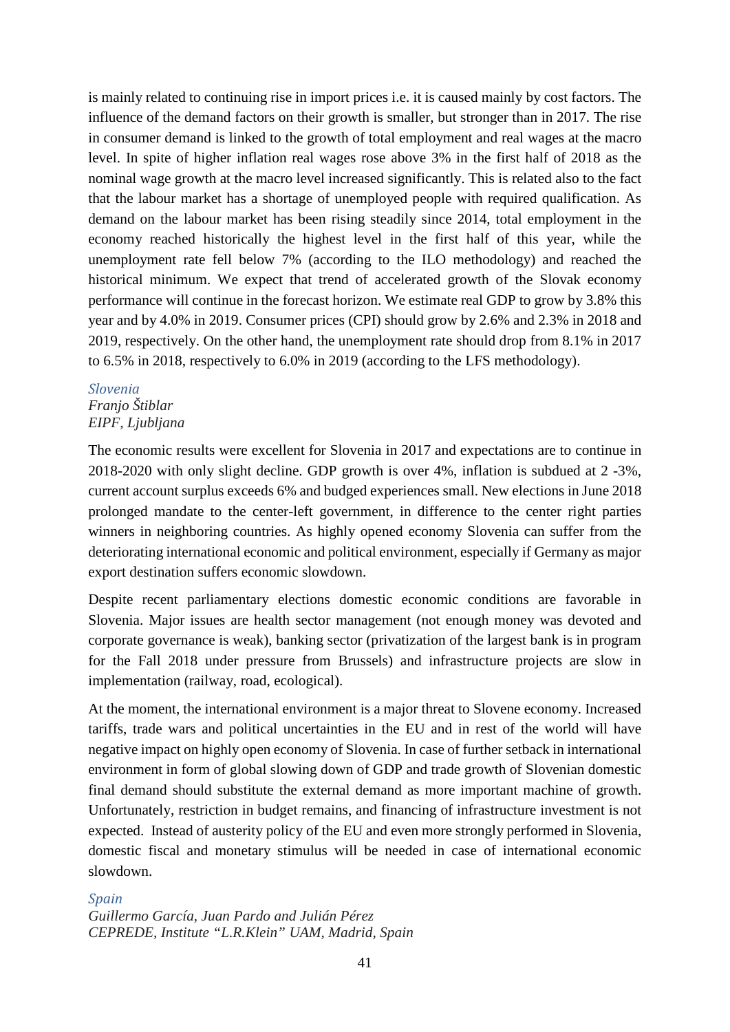is mainly related to continuing rise in import prices i.e. it is caused mainly by cost factors. The influence of the demand factors on their growth is smaller, but stronger than in 2017. The rise in consumer demand is linked to the growth of total employment and real wages at the macro level. In spite of higher inflation real wages rose above 3% in the first half of 2018 as the nominal wage growth at the macro level increased significantly. This is related also to the fact that the labour market has a shortage of unemployed people with required qualification. As demand on the labour market has been rising steadily since 2014, total employment in the economy reached historically the highest level in the first half of this year, while the unemployment rate fell below 7% (according to the ILO methodology) and reached the historical minimum. We expect that trend of accelerated growth of the Slovak economy performance will continue in the forecast horizon. We estimate real GDP to grow by 3.8% this year and by 4.0% in 2019. Consumer prices (CPI) should grow by 2.6% and 2.3% in 2018 and 2019, respectively. On the other hand, the unemployment rate should drop from 8.1% in 2017 to 6.5% in 2018, respectively to 6.0% in 2019 (according to the LFS methodology).

*Slovenia*
*Franjo Štiblar*
*EIPF, Ljubljana*

The economic results were excellent for Slovenia in 2017 and expectations are to continue in 2018-2020 with only slight decline. GDP growth is over 4%, inflation is subdued at 2 -3%, current account surplus exceeds 6% and budged experiences small. New elections in June 2018 prolonged mandate to the center-left government, in difference to the center right parties winners in neighboring countries. As highly opened economy Slovenia can suffer from the deteriorating international economic and political environment, especially if Germany as major export destination suffers economic slowdown.

Despite recent parliamentary elections domestic economic conditions are favorable in Slovenia. Major issues are health sector management (not enough money was devoted and corporate governance is weak), banking sector (privatization of the largest bank is in program for the Fall 2018 under pressure from Brussels) and infrastructure projects are slow in implementation (railway, road, ecological).

At the moment, the international environment is a major threat to Slovene economy. Increased tariffs, trade wars and political uncertainties in the EU and in rest of the world will have negative impact on highly open economy of Slovenia. In case of further setback in international environment in form of global slowing down of GDP and trade growth of Slovenian domestic final demand should substitute the external demand as more important machine of growth. Unfortunately, restriction in budget remains, and financing of infrastructure investment is not expected. Instead of austerity policy of the EU and even more strongly performed in Slovenia, domestic fiscal and monetary stimulus will be needed in case of international economic slowdown.

*Spain*
*Guillermo García, Juan Pardo and Julián Pérez*
*CEPREDE, Institute "L.R.Klein" UAM, Madrid, Spain*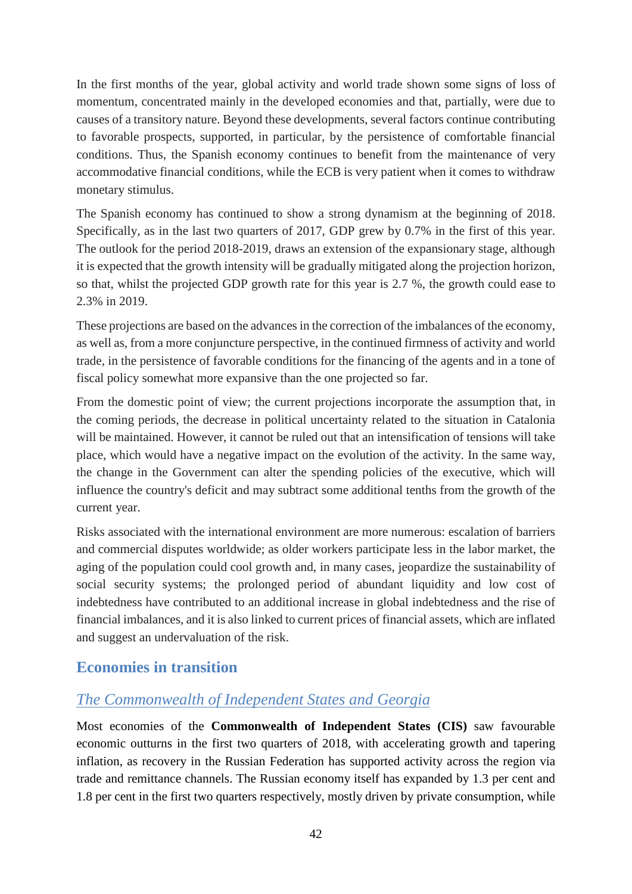In the first months of the year, global activity and world trade shown some signs of loss of momentum, concentrated mainly in the developed economies and that, partially, were due to causes of a transitory nature. Beyond these developments, several factors continue contributing to favorable prospects, supported, in particular, by the persistence of comfortable financial conditions. Thus, the Spanish economy continues to benefit from the maintenance of very accommodative financial conditions, while the ECB is very patient when it comes to withdraw monetary stimulus.

The Spanish economy has continued to show a strong dynamism at the beginning of 2018. Specifically, as in the last two quarters of 2017, GDP grew by 0.7% in the first of this year. The outlook for the period 2018-2019, draws an extension of the expansionary stage, although it is expected that the growth intensity will be gradually mitigated along the projection horizon, so that, whilst the projected GDP growth rate for this year is 2.7 %, the growth could ease to 2.3% in 2019.

These projections are based on the advances in the correction of the imbalances of the economy, as well as, from a more conjuncture perspective, in the continued firmness of activity and world trade, in the persistence of favorable conditions for the financing of the agents and in a tone of fiscal policy somewhat more expansive than the one projected so far.

From the domestic point of view; the current projections incorporate the assumption that, in the coming periods, the decrease in political uncertainty related to the situation in Catalonia will be maintained. However, it cannot be ruled out that an intensification of tensions will take place, which would have a negative impact on the evolution of the activity. In the same way, the change in the Government can alter the spending policies of the executive, which will influence the country's deficit and may subtract some additional tenths from the growth of the current year.

Risks associated with the international environment are more numerous: escalation of barriers and commercial disputes worldwide; as older workers participate less in the labor market, the aging of the population could cool growth and, in many cases, jeopardize the sustainability of social security systems; the prolonged period of abundant liquidity and low cost of indebtedness have contributed to an additional increase in global indebtedness and the rise of financial imbalances, and it is also linked to current prices of financial assets, which are inflated and suggest an undervaluation of the risk.

## Economies in transition

### *The Commonwealth of Independent States and Georgia*

Most economies of the **Commonwealth of Independent States (CIS)** saw favourable economic outturns in the first two quarters of 2018, with accelerating growth and tapering inflation, as recovery in the Russian Federation has supported activity across the region via trade and remittance channels. The Russian economy itself has expanded by 1.3 per cent and 1.8 per cent in the first two quarters respectively, mostly driven by private consumption, while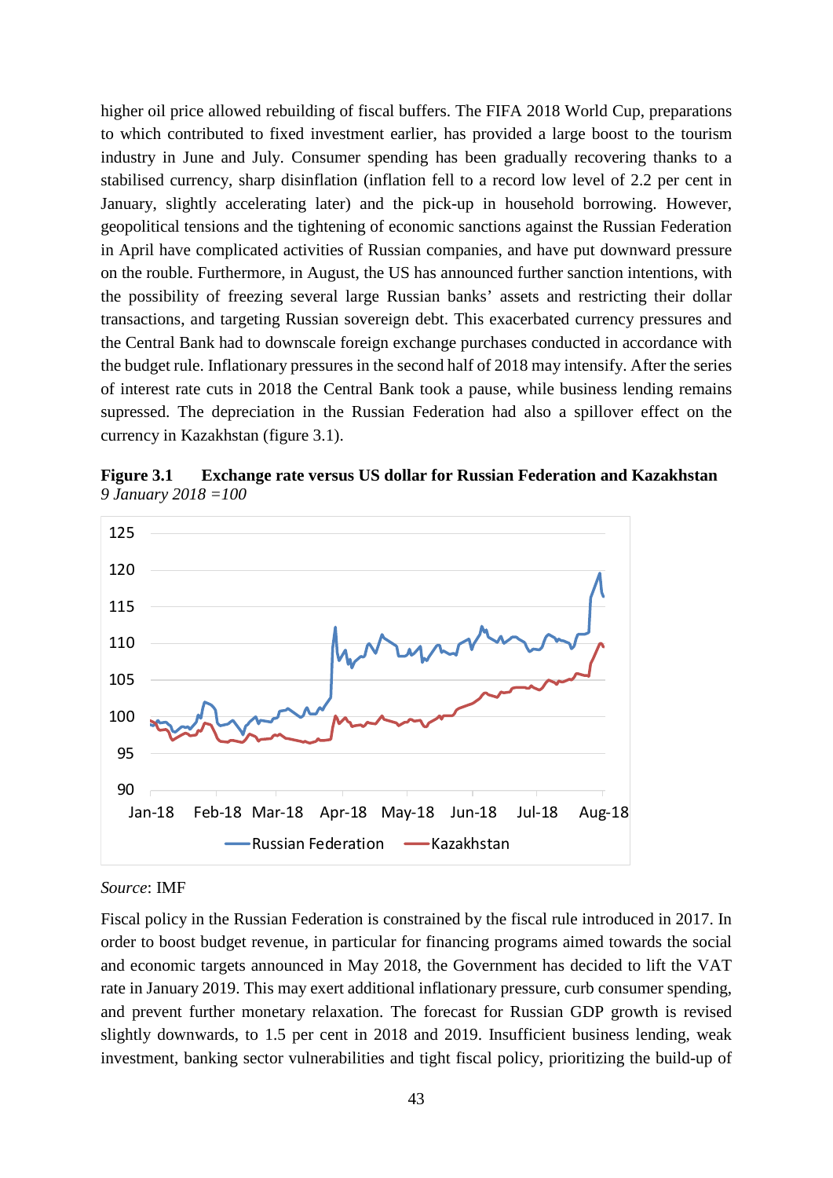higher oil price allowed rebuilding of fiscal buffers. The FIFA 2018 World Cup, preparations to which contributed to fixed investment earlier, has provided a large boost to the tourism industry in June and July. Consumer spending has been gradually recovering thanks to a stabilised currency, sharp disinflation (inflation fell to a record low level of 2.2 per cent in January, slightly accelerating later) and the pick-up in household borrowing. However, geopolitical tensions and the tightening of economic sanctions against the Russian Federation in April have complicated activities of Russian companies, and have put downward pressure on the rouble. Furthermore, in August, the US has announced further sanction intentions, with the possibility of freezing several large Russian banks' assets and restricting their dollar transactions, and targeting Russian sovereign debt. This exacerbated currency pressures and the Central Bank had to downscale foreign exchange purchases conducted in accordance with the budget rule. Inflationary pressures in the second half of 2018 may intensify. After the series of interest rate cuts in 2018 the Central Bank took a pause, while business lending remains supressed. The depreciation in the Russian Federation had also a spillover effect on the currency in Kazakhstan (figure 3.1).

**Figure 3.1 Exchange rate versus US dollar for Russian Federation and Kazakhstan**
*9 January 2018 =100*

*Source*: IMF

Fiscal policy in the Russian Federation is constrained by the fiscal rule introduced in 2017. In order to boost budget revenue, in particular for financing programs aimed towards the social and economic targets announced in May 2018, the Government has decided to lift the VAT rate in January 2019. This may exert additional inflationary pressure, curb consumer spending, and prevent further monetary relaxation. The forecast for Russian GDP growth is revised slightly downwards, to 1.5 per cent in 2018 and 2019. Insufficient business lending, weak investment, banking sector vulnerabilities and tight fiscal policy, prioritizing the build-up of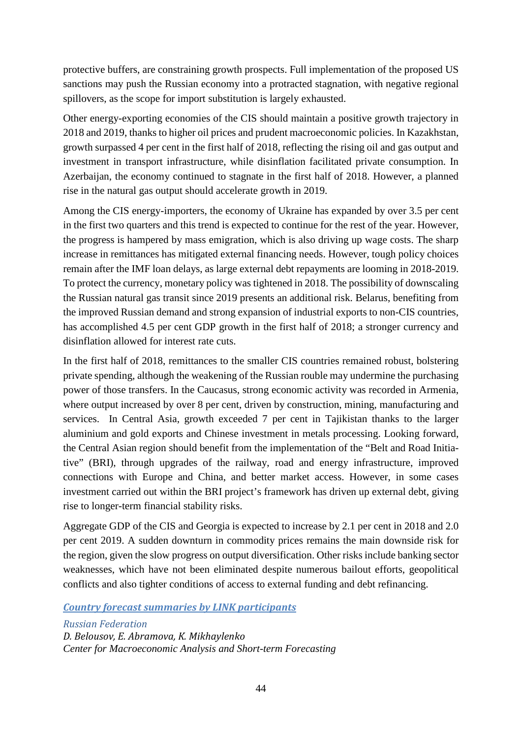protective buffers, are constraining growth prospects. Full implementation of the proposed US sanctions may push the Russian economy into a protracted stagnation, with negative regional spillovers, as the scope for import substitution is largely exhausted.

Other energy-exporting economies of the CIS should maintain a positive growth trajectory in 2018 and 2019, thanks to higher oil prices and prudent macroeconomic policies. In Kazakhstan, growth surpassed 4 per cent in the first half of 2018, reflecting the rising oil and gas output and investment in transport infrastructure, while disinflation facilitated private consumption. In Azerbaijan, the economy continued to stagnate in the first half of 2018. However, a planned rise in the natural gas output should accelerate growth in 2019.

Among the CIS energy-importers, the economy of Ukraine has expanded by over 3.5 per cent in the first two quarters and this trend is expected to continue for the rest of the year. However, the progress is hampered by mass emigration, which is also driving up wage costs. The sharp increase in remittances has mitigated external financing needs. However, tough policy choices remain after the IMF loan delays, as large external debt repayments are looming in 2018-2019. To protect the currency, monetary policy was tightened in 2018. The possibility of downscaling the Russian natural gas transit since 2019 presents an additional risk. Belarus, benefiting from the improved Russian demand and strong expansion of industrial exports to non-CIS countries, has accomplished 4.5 per cent GDP growth in the first half of 2018; a stronger currency and disinflation allowed for interest rate cuts.

In the first half of 2018, remittances to the smaller CIS countries remained robust, bolstering private spending, although the weakening of the Russian rouble may undermine the purchasing power of those transfers. In the Caucasus, strong economic activity was recorded in Armenia, where output increased by over 8 per cent, driven by construction, mining, manufacturing and services. In Central Asia, growth exceeded 7 per cent in Tajikistan thanks to the larger aluminium and gold exports and Chinese investment in metals processing. Looking forward, the Central Asian region should benefit from the implementation of the "Belt and Road Initiative" (BRI), through upgrades of the railway, road and energy infrastructure, improved connections with Europe and China, and better market access. However, in some cases investment carried out within the BRI project's framework has driven up external debt, giving rise to longer-term financial stability risks.

Aggregate GDP of the CIS and Georgia is expected to increase by 2.1 per cent in 2018 and 2.0 per cent 2019. A sudden downturn in commodity prices remains the main downside risk for the region, given the slow progress on output diversification. Other risks include banking sector weaknesses, which have not been eliminated despite numerous bailout efforts, geopolitical conflicts and also tighter conditions of access to external funding and debt refinancing.

### *Country forecast summaries by LINK participants*

*Russian Federation*
*D. Belousov, E. Abramova, K. Mikhaylenko*
*Center for Macroeconomic Analysis and Short-term Forecasting*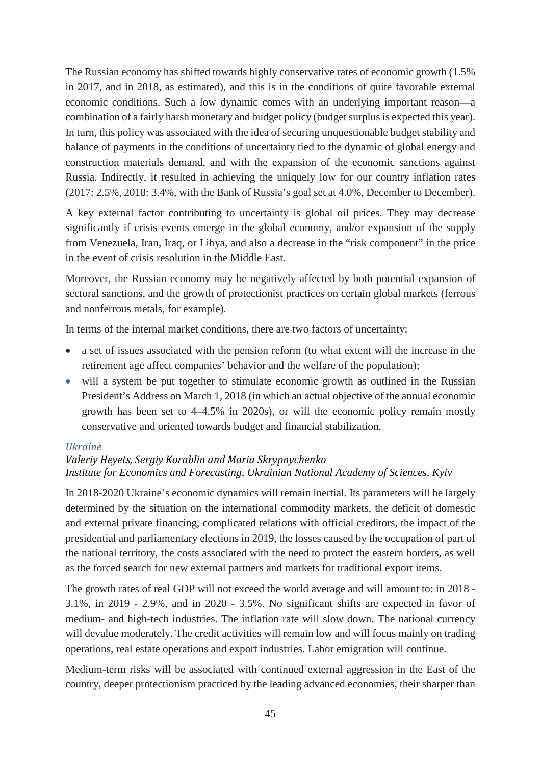The Russian economy has shifted towards highly conservative rates of economic growth (1.5% in 2017, and in 2018, as estimated), and this is in the conditions of quite favorable external economic conditions. Such a low dynamic comes with an underlying important reason—a combination of a fairly harsh monetary and budget policy (budget surplus is expected this year). In turn, this policy was associated with the idea of securing unquestionable budget stability and balance of payments in the conditions of uncertainty tied to the dynamic of global energy and construction materials demand, and with the expansion of the economic sanctions against Russia. Indirectly, it resulted in achieving the uniquely low for our country inflation rates (2017: 2.5%, 2018: 3.4%, with the Bank of Russia's goal set at 4.0%, December to December).

A key external factor contributing to uncertainty is global oil prices. They may decrease significantly if crisis events emerge in the global economy, and/or expansion of the supply from Venezuela, Iran, Iraq, or Libya, and also a decrease in the "risk component" in the price in the event of crisis resolution in the Middle East.

Moreover, the Russian economy may be negatively affected by both potential expansion of sectoral sanctions, and the growth of protectionist practices on certain global markets (ferrous and nonferrous metals, for example).

In terms of the internal market conditions, there are two factors of uncertainty:

- a set of issues associated with the pension reform (to what extent will the increase in the retirement age affect companies' behavior and the welfare of the population);
- will a system be put together to stimulate economic growth as outlined in the Russian President's Address on March 1, 2018 (in which an actual objective of the annual economic growth has been set to 4–4.5% in 2020s), or will the economic policy remain mostly conservative and oriented towards budget and financial stabilization.

### *Ukraine*

*Valeriy Heyets, Sergiy Korablin and Maria Skrypnychenko*
*Institute for Economics and Forecasting, Ukrainian National Academy of Sciences, Kyiv*

In 2018-2020 Ukraine's economic dynamics will remain inertial. Its parameters will be largely determined by the situation on the international commodity markets, the deficit of domestic and external private financing, complicated relations with official creditors, the impact of the presidential and parliamentary elections in 2019, the losses caused by the occupation of part of the national territory, the costs associated with the need to protect the eastern borders, as well as the forced search for new external partners and markets for traditional export items.

The growth rates of real GDP will not exceed the world average and will amount to: in 2018 - 3.1%, in 2019 - 2.9%, and in 2020 - 3.5%. No significant shifts are expected in favor of medium- and high-tech industries. The inflation rate will slow down. The national currency will devalue moderately. The credit activities will remain low and will focus mainly on trading operations, real estate operations and export industries. Labor emigration will continue.

Medium-term risks will be associated with continued external aggression in the East of the country, deeper protectionism practiced by the leading advanced economies, their sharper than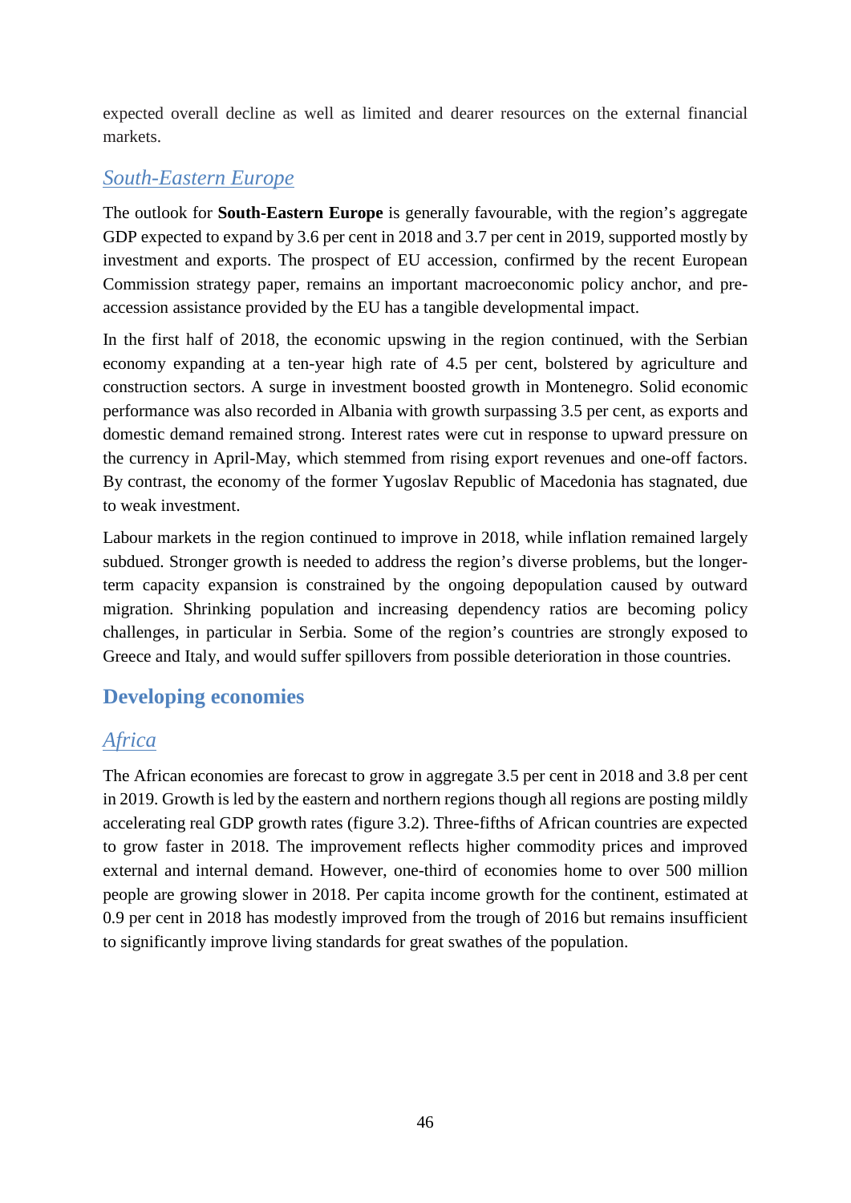expected overall decline as well as limited and dearer resources on the external financial markets.

### *South-Eastern Europe*

The outlook for **South-Eastern Europe** is generally favourable, with the region's aggregate GDP expected to expand by 3.6 per cent in 2018 and 3.7 per cent in 2019, supported mostly by investment and exports. The prospect of EU accession, confirmed by the recent European Commission strategy paper, remains an important macroeconomic policy anchor, and pre-accession assistance provided by the EU has a tangible developmental impact.

In the first half of 2018, the economic upswing in the region continued, with the Serbian economy expanding at a ten-year high rate of 4.5 per cent, bolstered by agriculture and construction sectors. A surge in investment boosted growth in Montenegro. Solid economic performance was also recorded in Albania with growth surpassing 3.5 per cent, as exports and domestic demand remained strong. Interest rates were cut in response to upward pressure on the currency in April-May, which stemmed from rising export revenues and one-off factors. By contrast, the economy of the former Yugoslav Republic of Macedonia has stagnated, due to weak investment.

Labour markets in the region continued to improve in 2018, while inflation remained largely subdued. Stronger growth is needed to address the region's diverse problems, but the longer-term capacity expansion is constrained by the ongoing depopulation caused by outward migration. Shrinking population and increasing dependency ratios are becoming policy challenges, in particular in Serbia. Some of the region's countries are strongly exposed to Greece and Italy, and would suffer spillovers from possible deterioration in those countries.

## Developing economies

### *Africa*

The African economies are forecast to grow in aggregate 3.5 per cent in 2018 and 3.8 per cent in 2019. Growth is led by the eastern and northern regions though all regions are posting mildly accelerating real GDP growth rates (figure 3.2). Three-fifths of African countries are expected to grow faster in 2018. The improvement reflects higher commodity prices and improved external and internal demand. However, one-third of economies home to over 500 million people are growing slower in 2018. Per capita income growth for the continent, estimated at 0.9 per cent in 2018 has modestly improved from the trough of 2016 but remains insufficient to significantly improve living standards for great swathes of the population.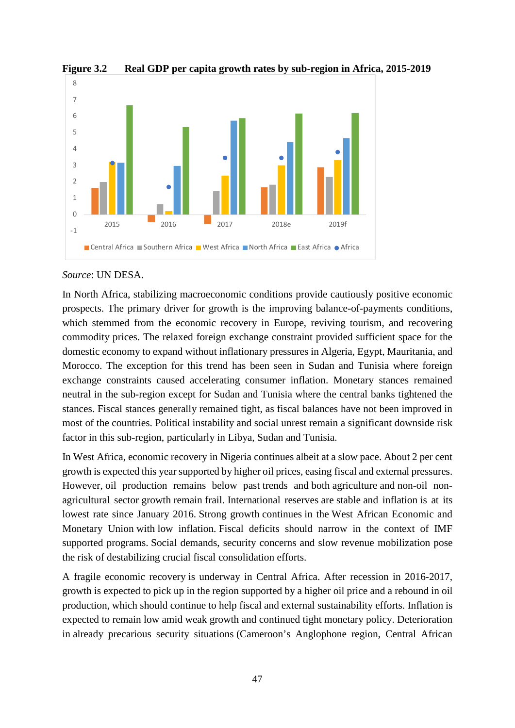**Figure 3.2 Real GDP per capita growth rates by sub-region in Africa, 2015-2019**

*Source*: UN DESA.

In North Africa, stabilizing macroeconomic conditions provide cautiously positive economic prospects. The primary driver for growth is the improving balance-of-payments conditions, which stemmed from the economic recovery in Europe, reviving tourism, and recovering commodity prices. The relaxed foreign exchange constraint provided sufficient space for the domestic economy to expand without inflationary pressures in Algeria, Egypt, Mauritania, and Morocco. The exception for this trend has been seen in Sudan and Tunisia where foreign exchange constraints caused accelerating consumer inflation. Monetary stances remained neutral in the sub-region except for Sudan and Tunisia where the central banks tightened the stances. Fiscal stances generally remained tight, as fiscal balances have not been improved in most of the countries. Political instability and social unrest remain a significant downside risk factor in this sub-region, particularly in Libya, Sudan and Tunisia.

In West Africa, economic recovery in Nigeria continues albeit at a slow pace. About 2 per cent growth is expected this year supported by higher oil prices, easing fiscal and external pressures. However, oil production remains below past trends and both agriculture and non-oil non-agricultural sector growth remain frail. International reserves are stable and inflation is at its lowest rate since January 2016. Strong growth continues in the West African Economic and Monetary Union with low inflation. Fiscal deficits should narrow in the context of IMF supported programs. Social demands, security concerns and slow revenue mobilization pose the risk of destabilizing crucial fiscal consolidation efforts.

A fragile economic recovery is underway in Central Africa. After recession in 2016-2017, growth is expected to pick up in the region supported by a higher oil price and a rebound in oil production, which should continue to help fiscal and external sustainability efforts. Inflation is expected to remain low amid weak growth and continued tight monetary policy. Deterioration in already precarious security situations (Cameroon's Anglophone region, Central African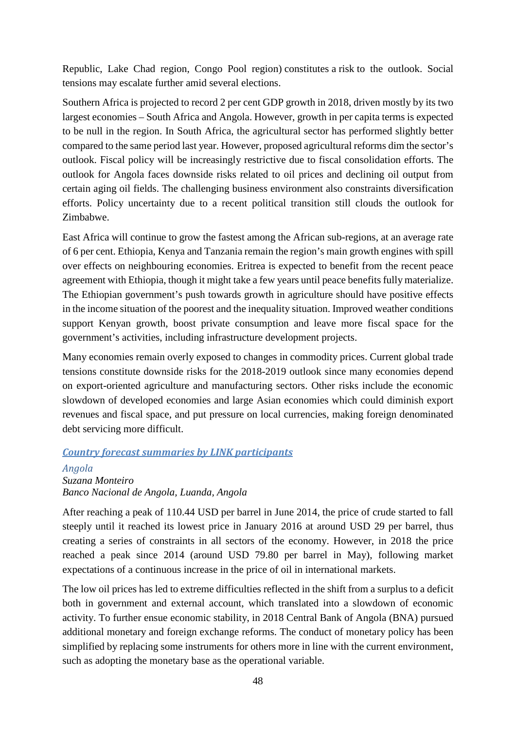Republic, Lake Chad region, Congo Pool region) constitutes a risk to the outlook. Social tensions may escalate further amid several elections.

Southern Africa is projected to record 2 per cent GDP growth in 2018, driven mostly by its two largest economies – South Africa and Angola. However, growth in per capita terms is expected to be null in the region. In South Africa, the agricultural sector has performed slightly better compared to the same period last year. However, proposed agricultural reforms dim the sector's outlook. Fiscal policy will be increasingly restrictive due to fiscal consolidation efforts. The outlook for Angola faces downside risks related to oil prices and declining oil output from certain aging oil fields. The challenging business environment also constraints diversification efforts. Policy uncertainty due to a recent political transition still clouds the outlook for Zimbabwe.

East Africa will continue to grow the fastest among the African sub-regions, at an average rate of 6 per cent. Ethiopia, Kenya and Tanzania remain the region's main growth engines with spill over effects on neighbouring economies. Eritrea is expected to benefit from the recent peace agreement with Ethiopia, though it might take a few years until peace benefits fully materialize. The Ethiopian government's push towards growth in agriculture should have positive effects in the income situation of the poorest and the inequality situation. Improved weather conditions support Kenyan growth, boost private consumption and leave more fiscal space for the government's activities, including infrastructure development projects.

Many economies remain overly exposed to changes in commodity prices. Current global trade tensions constitute downside risks for the 2018-2019 outlook since many economies depend on export-oriented agriculture and manufacturing sectors. Other risks include the economic slowdown of developed economies and large Asian economies which could diminish export revenues and fiscal space, and put pressure on local currencies, making foreign denominated debt servicing more difficult.

## *Country forecast summaries by LINK participants*

### *Angola*

*Suzana Monteiro*
*Banco Nacional de Angola, Luanda, Angola*

After reaching a peak of 110.44 USD per barrel in June 2014, the price of crude started to fall steeply until it reached its lowest price in January 2016 at around USD 29 per barrel, thus creating a series of constraints in all sectors of the economy. However, in 2018 the price reached a peak since 2014 (around USD 79.80 per barrel in May), following market expectations of a continuous increase in the price of oil in international markets.

The low oil prices has led to extreme difficulties reflected in the shift from a surplus to a deficit both in government and external account, which translated into a slowdown of economic activity. To further ensue economic stability, in 2018 Central Bank of Angola (BNA) pursued additional monetary and foreign exchange reforms. The conduct of monetary policy has been simplified by replacing some instruments for others more in line with the current environment, such as adopting the monetary base as the operational variable.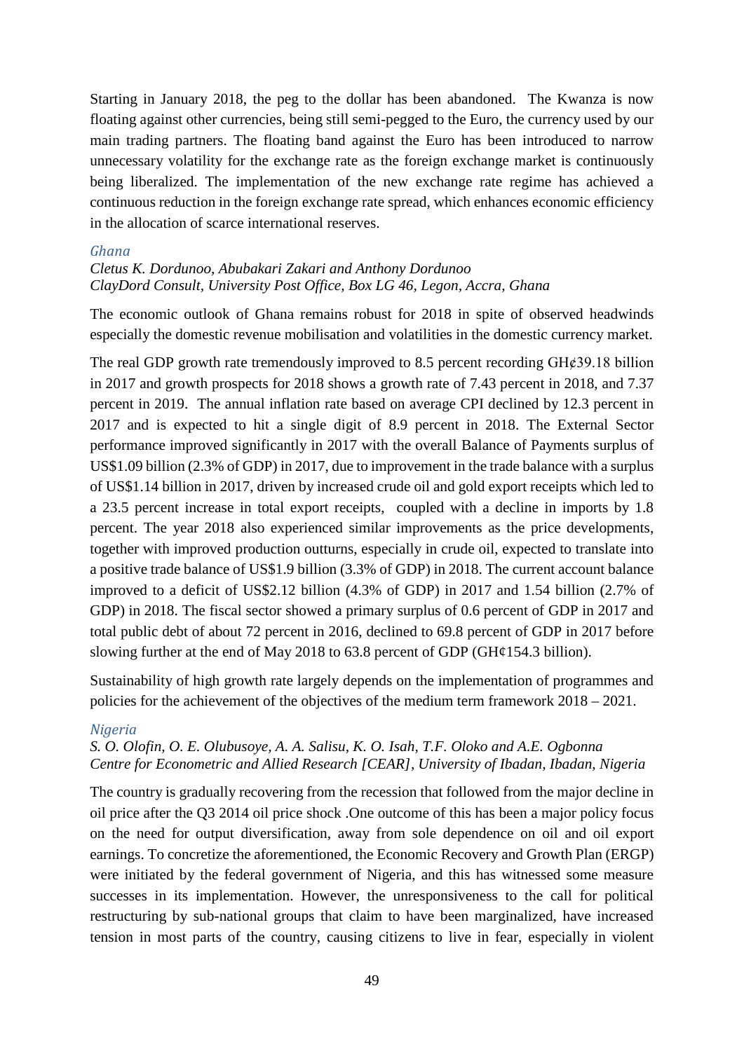Starting in January 2018, the peg to the dollar has been abandoned. The Kwanza is now floating against other currencies, being still semi-pegged to the Euro, the currency used by our main trading partners. The floating band against the Euro has been introduced to narrow unnecessary volatility for the exchange rate as the foreign exchange market is continuously being liberalized. The implementation of the new exchange rate regime has achieved a continuous reduction in the foreign exchange rate spread, which enhances economic efficiency in the allocation of scarce international reserves.

### Ghana

*Cletus K. Dordunoo, Abubakari Zakari and Anthony Dordunoo*
*ClayDord Consult, University Post Office, Box LG 46, Legon, Accra, Ghana*

The economic outlook of Ghana remains robust for 2018 in spite of observed headwinds especially the domestic revenue mobilisation and volatilities in the domestic currency market.

The real GDP growth rate tremendously improved to 8.5 percent recording GH¢39.18 billion in 2017 and growth prospects for 2018 shows a growth rate of 7.43 percent in 2018, and 7.37 percent in 2019. The annual inflation rate based on average CPI declined by 12.3 percent in 2017 and is expected to hit a single digit of 8.9 percent in 2018. The External Sector performance improved significantly in 2017 with the overall Balance of Payments surplus of US$1.09 billion (2.3% of GDP) in 2017, due to improvement in the trade balance with a surplus of US$1.14 billion in 2017, driven by increased crude oil and gold export receipts which led to a 23.5 percent increase in total export receipts, coupled with a decline in imports by 1.8 percent. The year 2018 also experienced similar improvements as the price developments, together with improved production outturns, especially in crude oil, expected to translate into a positive trade balance of US$1.9 billion (3.3% of GDP) in 2018. The current account balance improved to a deficit of US$2.12 billion (4.3% of GDP) in 2017 and 1.54 billion (2.7% of GDP) in 2018. The fiscal sector showed a primary surplus of 0.6 percent of GDP in 2017 and total public debt of about 72 percent in 2016, declined to 69.8 percent of GDP in 2017 before slowing further at the end of May 2018 to 63.8 percent of GDP (GH¢154.3 billion).

Sustainability of high growth rate largely depends on the implementation of programmes and policies for the achievement of the objectives of the medium term framework 2018 – 2021.

### Nigeria

*S. O. Olofin, O. E. Olubusoye, A. A. Salisu, K. O. Isah, T.F. Oloko and A.E. Ogbonna*
*Centre for Econometric and Allied Research [CEAR], University of Ibadan, Ibadan, Nigeria*

The country is gradually recovering from the recession that followed from the major decline in oil price after the Q3 2014 oil price shock .One outcome of this has been a major policy focus on the need for output diversification, away from sole dependence on oil and oil export earnings. To concretize the aforementioned, the Economic Recovery and Growth Plan (ERGP) were initiated by the federal government of Nigeria, and this has witnessed some measure successes in its implementation. However, the unresponsiveness to the call for political restructuring by sub-national groups that claim to have been marginalized, have increased tension in most parts of the country, causing citizens to live in fear, especially in violent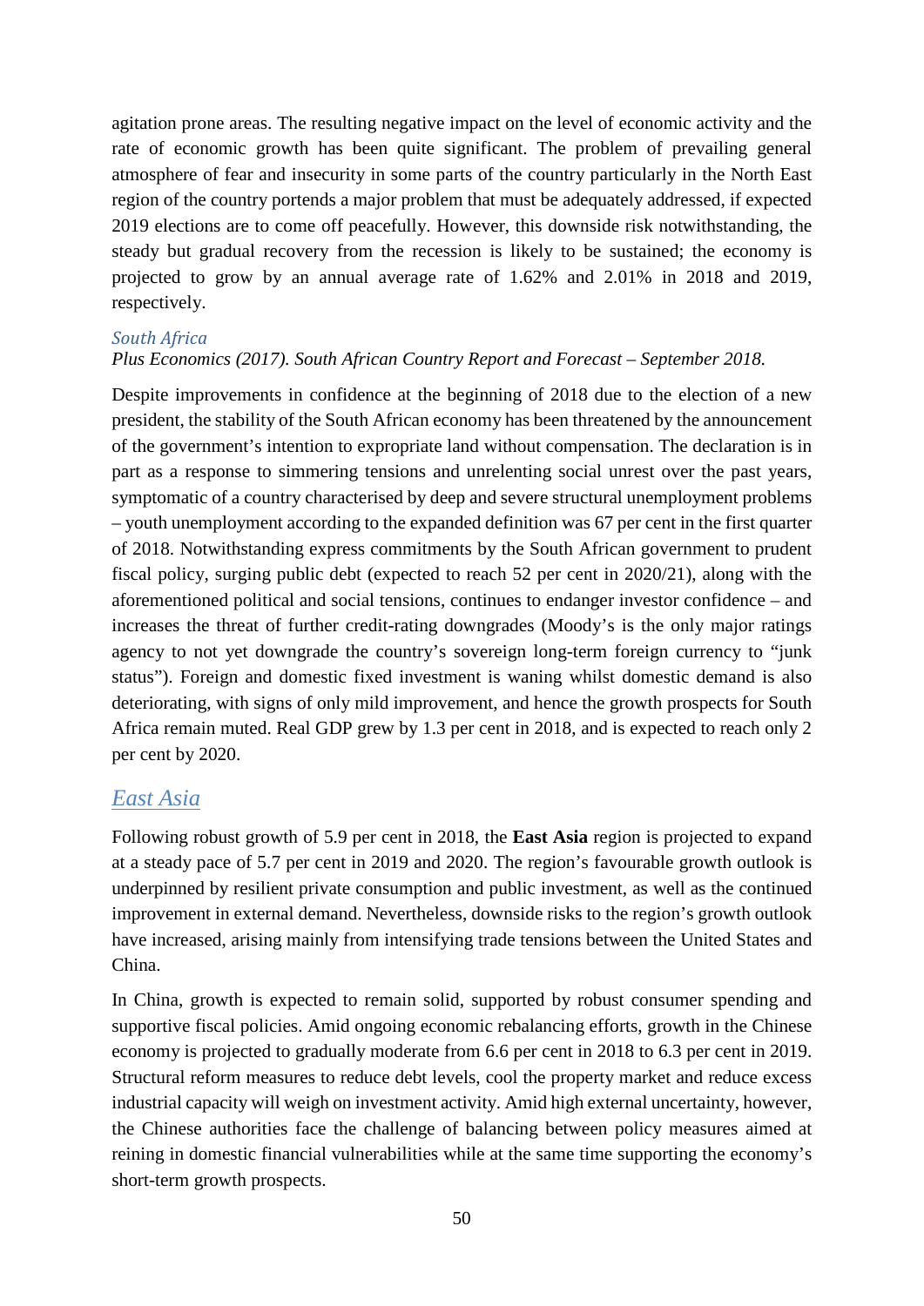agitation prone areas. The resulting negative impact on the level of economic activity and the rate of economic growth has been quite significant. The problem of prevailing general atmosphere of fear and insecurity in some parts of the country particularly in the North East region of the country portends a major problem that must be adequately addressed, if expected 2019 elections are to come off peacefully. However, this downside risk notwithstanding, the steady but gradual recovery from the recession is likely to be sustained; the economy is projected to grow by an annual average rate of 1.62% and 2.01% in 2018 and 2019, respectively.

### *South Africa*

*Plus Economics (2017). South African Country Report and Forecast – September 2018.*

Despite improvements in confidence at the beginning of 2018 due to the election of a new president, the stability of the South African economy has been threatened by the announcement of the government's intention to expropriate land without compensation. The declaration is in part as a response to simmering tensions and unrelenting social unrest over the past years, symptomatic of a country characterised by deep and severe structural unemployment problems – youth unemployment according to the expanded definition was 67 per cent in the first quarter of 2018. Notwithstanding express commitments by the South African government to prudent fiscal policy, surging public debt (expected to reach 52 per cent in 2020/21), along with the aforementioned political and social tensions, continues to endanger investor confidence – and increases the threat of further credit-rating downgrades (Moody's is the only major ratings agency to not yet downgrade the country's sovereign long-term foreign currency to "junk status"). Foreign and domestic fixed investment is waning whilst domestic demand is also deteriorating, with signs of only mild improvement, and hence the growth prospects for South Africa remain muted. Real GDP grew by 1.3 per cent in 2018, and is expected to reach only 2 per cent by 2020.

## *East Asia*

Following robust growth of 5.9 per cent in 2018, the **East Asia** region is projected to expand at a steady pace of 5.7 per cent in 2019 and 2020. The region's favourable growth outlook is underpinned by resilient private consumption and public investment, as well as the continued improvement in external demand. Nevertheless, downside risks to the region's growth outlook have increased, arising mainly from intensifying trade tensions between the United States and China.

In China, growth is expected to remain solid, supported by robust consumer spending and supportive fiscal policies. Amid ongoing economic rebalancing efforts, growth in the Chinese economy is projected to gradually moderate from 6.6 per cent in 2018 to 6.3 per cent in 2019. Structural reform measures to reduce debt levels, cool the property market and reduce excess industrial capacity will weigh on investment activity. Amid high external uncertainty, however, the Chinese authorities face the challenge of balancing between policy measures aimed at reining in domestic financial vulnerabilities while at the same time supporting the economy's short-term growth prospects.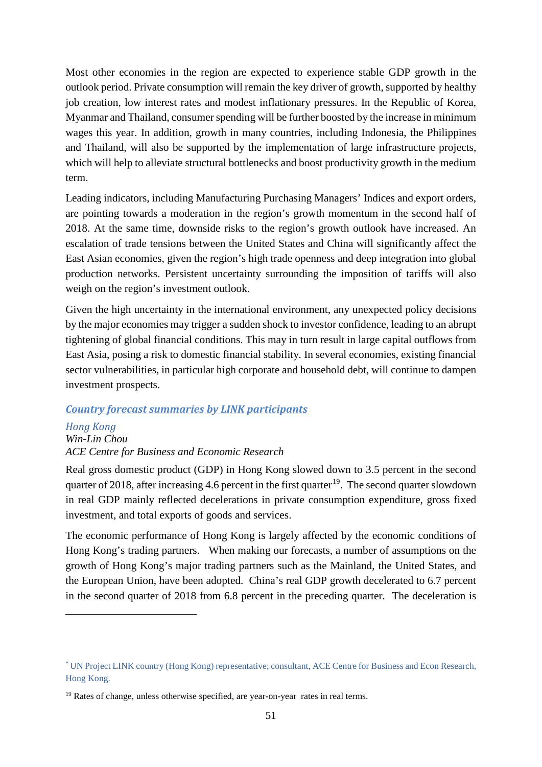Most other economies in the region are expected to experience stable GDP growth in the outlook period. Private consumption will remain the key driver of growth, supported by healthy job creation, low interest rates and modest inflationary pressures. In the Republic of Korea, Myanmar and Thailand, consumer spending will be further boosted by the increase in minimum wages this year. In addition, growth in many countries, including Indonesia, the Philippines and Thailand, will also be supported by the implementation of large infrastructure projects, which will help to alleviate structural bottlenecks and boost productivity growth in the medium term.

Leading indicators, including Manufacturing Purchasing Managers' Indices and export orders, are pointing towards a moderation in the region's growth momentum in the second half of 2018. At the same time, downside risks to the region's growth outlook have increased. An escalation of trade tensions between the United States and China will significantly affect the East Asian economies, given the region's high trade openness and deep integration into global production networks. Persistent uncertainty surrounding the imposition of tariffs will also weigh on the region's investment outlook.

Given the high uncertainty in the international environment, any unexpected policy decisions by the major economies may trigger a sudden shock to investor confidence, leading to an abrupt tightening of global financial conditions. This may in turn result in large capital outflows from East Asia, posing a risk to domestic financial stability. In several economies, existing financial sector vulnerabilities, in particular high corporate and household debt, will continue to dampen investment prospects.

## ***Country forecast summaries by LINK participants***

### *Hong Kong*

*Win-Lin Chou*
*ACE Centre for Business and Economic Research*

Real gross domestic product (GDP) in Hong Kong slowed down to 3.5 percent in the second quarter of 2018, after increasing 4.6 percent in the first quarter[19]. The second quarter slowdown in real GDP mainly reflected decelerations in private consumption expenditure, gross fixed investment, and total exports of goods and services.

The economic performance of Hong Kong is largely affected by the economic conditions of Hong Kong's trading partners. When making our forecasts, a number of assumptions on the growth of Hong Kong's major trading partners such as the Mainland, the United States, and the European Union, have been adopted. China's real GDP growth decelerated to 6.7 percent in the second quarter of 2018 from 6.8 percent in the preceding quarter. The deceleration is

---

[*] UN Project LINK country (Hong Kong) representative; consultant, ACE Centre for Business and Econ Research, Hong Kong.

[19] Rates of change, unless otherwise specified, are year-on-year rates in real terms.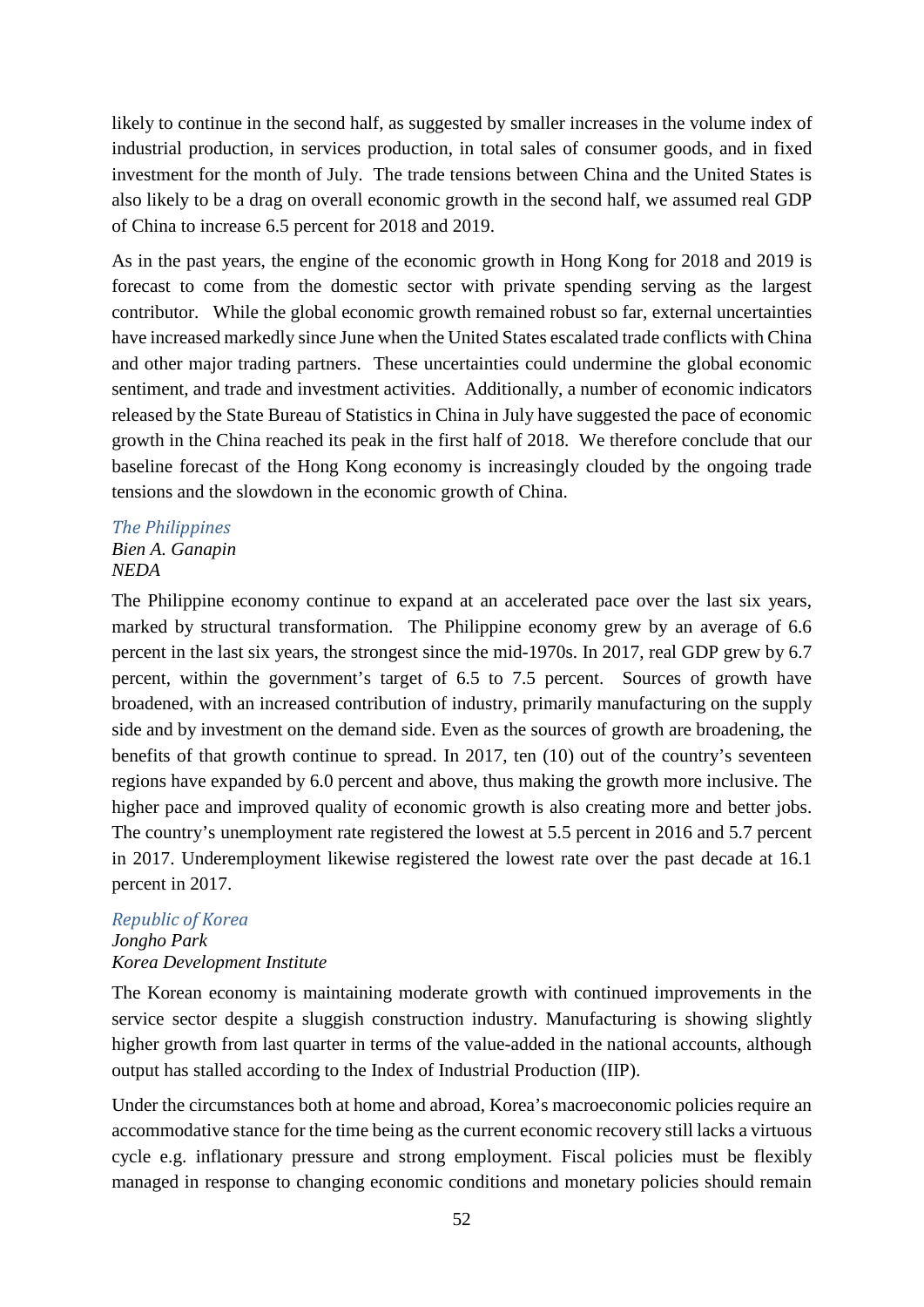likely to continue in the second half, as suggested by smaller increases in the volume index of industrial production, in services production, in total sales of consumer goods, and in fixed investment for the month of July. The trade tensions between China and the United States is also likely to be a drag on overall economic growth in the second half, we assumed real GDP of China to increase 6.5 percent for 2018 and 2019.

As in the past years, the engine of the economic growth in Hong Kong for 2018 and 2019 is forecast to come from the domestic sector with private spending serving as the largest contributor. While the global economic growth remained robust so far, external uncertainties have increased markedly since June when the United States escalated trade conflicts with China and other major trading partners. These uncertainties could undermine the global economic sentiment, and trade and investment activities. Additionally, a number of economic indicators released by the State Bureau of Statistics in China in July have suggested the pace of economic growth in the China reached its peak in the first half of 2018. We therefore conclude that our baseline forecast of the Hong Kong economy is increasingly clouded by the ongoing trade tensions and the slowdown in the economic growth of China.

### *The Philippines*

*Bien A. Ganapin*
*NEDA*

The Philippine economy continue to expand at an accelerated pace over the last six years, marked by structural transformation. The Philippine economy grew by an average of 6.6 percent in the last six years, the strongest since the mid-1970s. In 2017, real GDP grew by 6.7 percent, within the government's target of 6.5 to 7.5 percent. Sources of growth have broadened, with an increased contribution of industry, primarily manufacturing on the supply side and by investment on the demand side. Even as the sources of growth are broadening, the benefits of that growth continue to spread. In 2017, ten (10) out of the country's seventeen regions have expanded by 6.0 percent and above, thus making the growth more inclusive. The higher pace and improved quality of economic growth is also creating more and better jobs. The country's unemployment rate registered the lowest at 5.5 percent in 2016 and 5.7 percent in 2017. Underemployment likewise registered the lowest rate over the past decade at 16.1 percent in 2017.

### *Republic of Korea*

*Jongho Park*
*Korea Development Institute*

The Korean economy is maintaining moderate growth with continued improvements in the service sector despite a sluggish construction industry. Manufacturing is showing slightly higher growth from last quarter in terms of the value-added in the national accounts, although output has stalled according to the Index of Industrial Production (IIP).

Under the circumstances both at home and abroad, Korea's macroeconomic policies require an accommodative stance for the time being as the current economic recovery still lacks a virtuous cycle e.g. inflationary pressure and strong employment. Fiscal policies must be flexibly managed in response to changing economic conditions and monetary policies should remain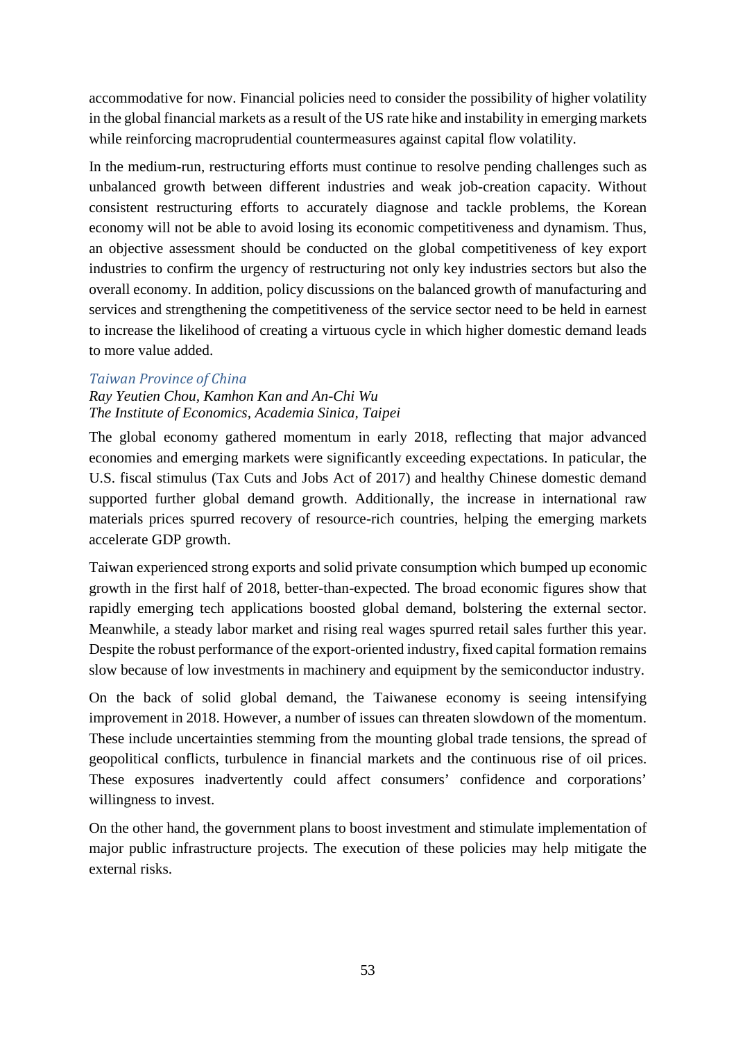accommodative for now. Financial policies need to consider the possibility of higher volatility in the global financial markets as a result of the US rate hike and instability in emerging markets while reinforcing macroprudential countermeasures against capital flow volatility.

In the medium-run, restructuring efforts must continue to resolve pending challenges such as unbalanced growth between different industries and weak job-creation capacity. Without consistent restructuring efforts to accurately diagnose and tackle problems, the Korean economy will not be able to avoid losing its economic competitiveness and dynamism. Thus, an objective assessment should be conducted on the global competitiveness of key export industries to confirm the urgency of restructuring not only key industries sectors but also the overall economy. In addition, policy discussions on the balanced growth of manufacturing and services and strengthening the competitiveness of the service sector need to be held in earnest to increase the likelihood of creating a virtuous cycle in which higher domestic demand leads to more value added.

### *Taiwan Province of China*

*Ray Yeutien Chou, Kamhon Kan and An-Chi Wu*
*The Institute of Economics, Academia Sinica, Taipei*

The global economy gathered momentum in early 2018, reflecting that major advanced economies and emerging markets were significantly exceeding expectations. In paticular, the U.S. fiscal stimulus (Tax Cuts and Jobs Act of 2017) and healthy Chinese domestic demand supported further global demand growth. Additionally, the increase in international raw materials prices spurred recovery of resource-rich countries, helping the emerging markets accelerate GDP growth.

Taiwan experienced strong exports and solid private consumption which bumped up economic growth in the first half of 2018, better-than-expected. The broad economic figures show that rapidly emerging tech applications boosted global demand, bolstering the external sector. Meanwhile, a steady labor market and rising real wages spurred retail sales further this year. Despite the robust performance of the export-oriented industry, fixed capital formation remains slow because of low investments in machinery and equipment by the semiconductor industry.

On the back of solid global demand, the Taiwanese economy is seeing intensifying improvement in 2018. However, a number of issues can threaten slowdown of the momentum. These include uncertainties stemming from the mounting global trade tensions, the spread of geopolitical conflicts, turbulence in financial markets and the continuous rise of oil prices. These exposures inadvertently could affect consumers' confidence and corporations' willingness to invest.

On the other hand, the government plans to boost investment and stimulate implementation of major public infrastructure projects. The execution of these policies may help mitigate the external risks.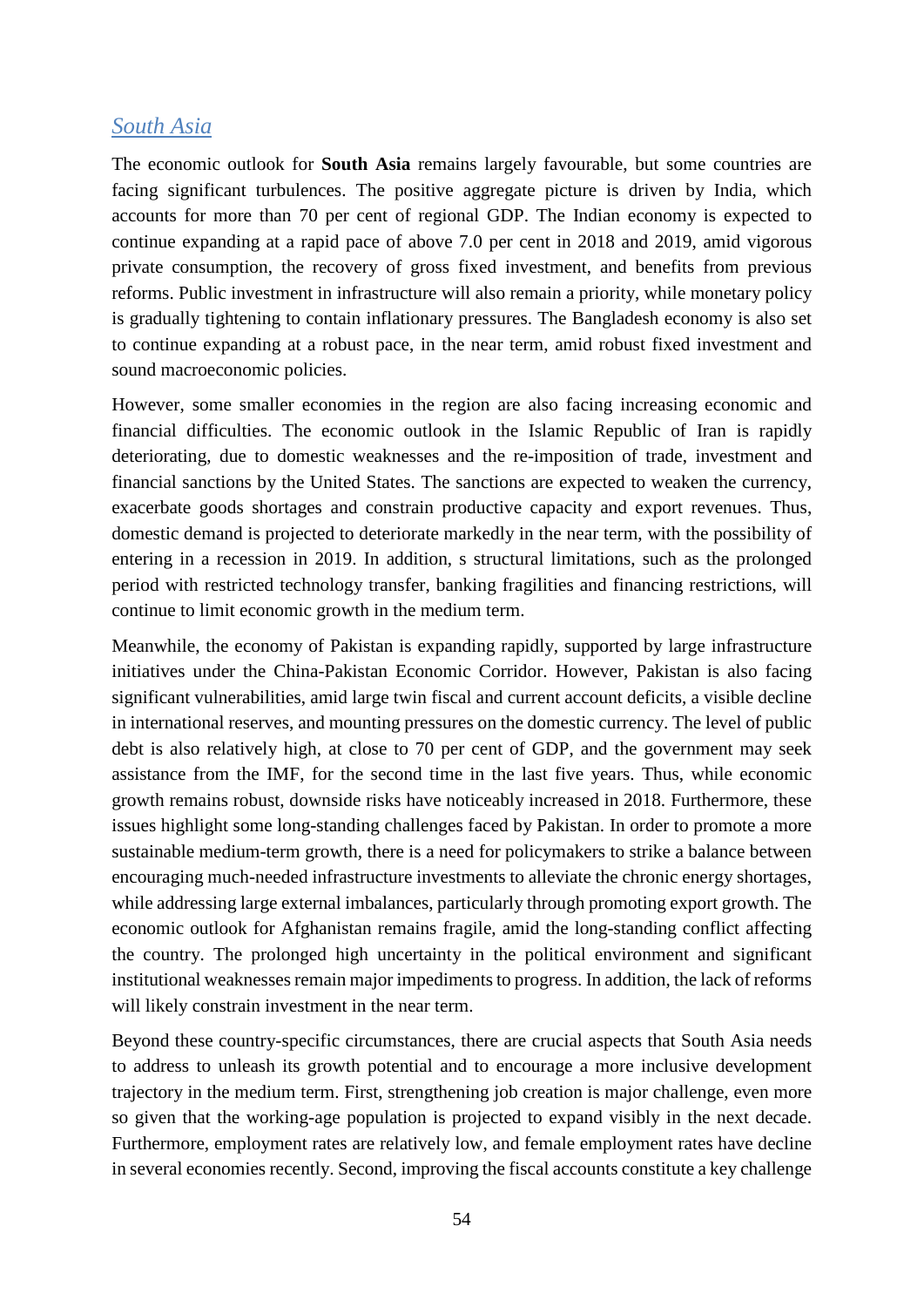## *South Asia*

The economic outlook for **South Asia** remains largely favourable, but some countries are facing significant turbulences. The positive aggregate picture is driven by India, which accounts for more than 70 per cent of regional GDP. The Indian economy is expected to continue expanding at a rapid pace of above 7.0 per cent in 2018 and 2019, amid vigorous private consumption, the recovery of gross fixed investment, and benefits from previous reforms. Public investment in infrastructure will also remain a priority, while monetary policy is gradually tightening to contain inflationary pressures. The Bangladesh economy is also set to continue expanding at a robust pace, in the near term, amid robust fixed investment and sound macroeconomic policies.

However, some smaller economies in the region are also facing increasing economic and financial difficulties. The economic outlook in the Islamic Republic of Iran is rapidly deteriorating, due to domestic weaknesses and the re-imposition of trade, investment and financial sanctions by the United States. The sanctions are expected to weaken the currency, exacerbate goods shortages and constrain productive capacity and export revenues. Thus, domestic demand is projected to deteriorate markedly in the near term, with the possibility of entering in a recession in 2019. In addition, s structural limitations, such as the prolonged period with restricted technology transfer, banking fragilities and financing restrictions, will continue to limit economic growth in the medium term.

Meanwhile, the economy of Pakistan is expanding rapidly, supported by large infrastructure initiatives under the China-Pakistan Economic Corridor. However, Pakistan is also facing significant vulnerabilities, amid large twin fiscal and current account deficits, a visible decline in international reserves, and mounting pressures on the domestic currency. The level of public debt is also relatively high, at close to 70 per cent of GDP, and the government may seek assistance from the IMF, for the second time in the last five years. Thus, while economic growth remains robust, downside risks have noticeably increased in 2018. Furthermore, these issues highlight some long-standing challenges faced by Pakistan. In order to promote a more sustainable medium-term growth, there is a need for policymakers to strike a balance between encouraging much-needed infrastructure investments to alleviate the chronic energy shortages, while addressing large external imbalances, particularly through promoting export growth. The economic outlook for Afghanistan remains fragile, amid the long-standing conflict affecting the country. The prolonged high uncertainty in the political environment and significant institutional weaknesses remain major impediments to progress. In addition, the lack of reforms will likely constrain investment in the near term.

Beyond these country-specific circumstances, there are crucial aspects that South Asia needs to address to unleash its growth potential and to encourage a more inclusive development trajectory in the medium term. First, strengthening job creation is major challenge, even more so given that the working-age population is projected to expand visibly in the next decade. Furthermore, employment rates are relatively low, and female employment rates have decline in several economies recently. Second, improving the fiscal accounts constitute a key challenge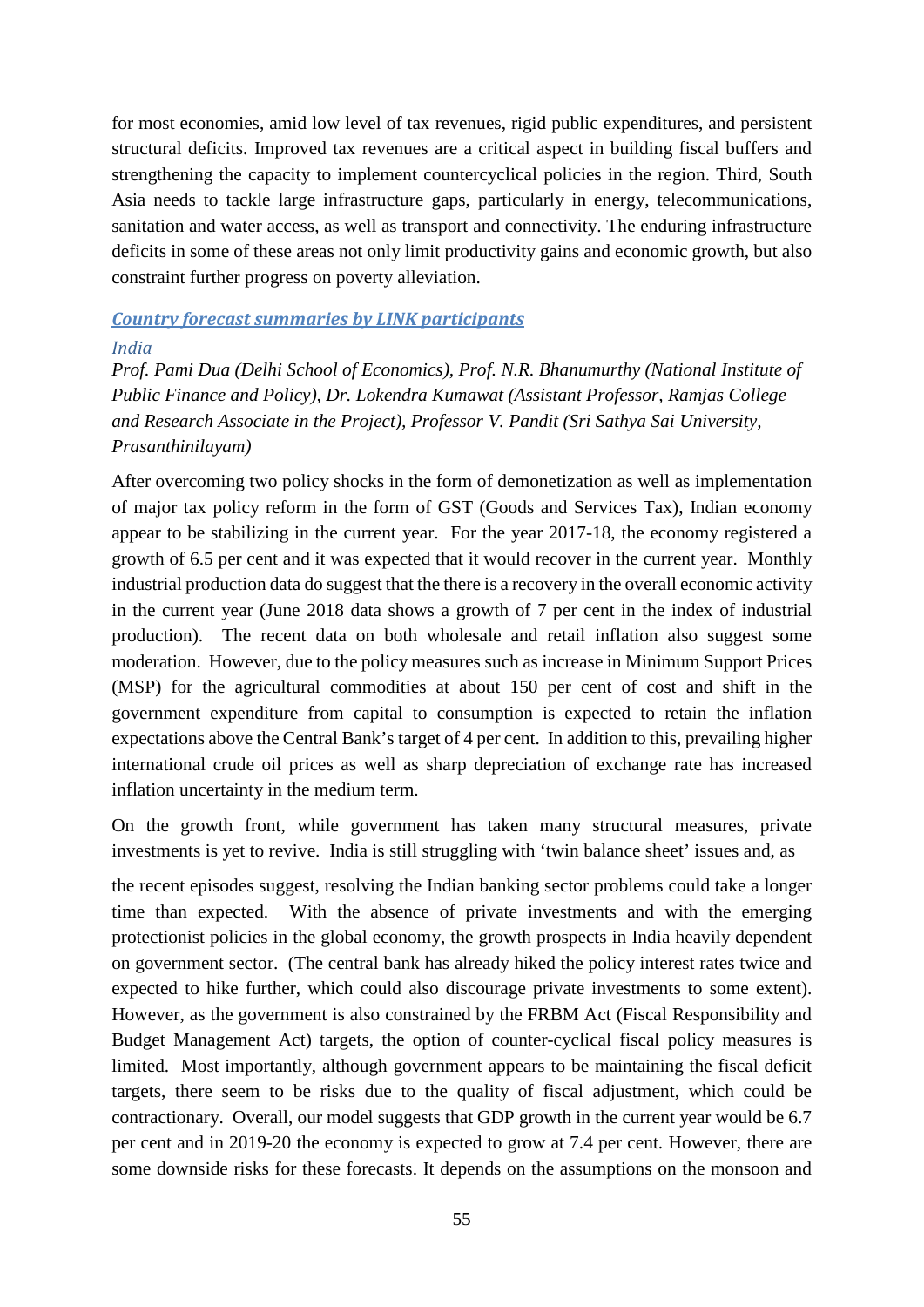for most economies, amid low level of tax revenues, rigid public expenditures, and persistent structural deficits. Improved tax revenues are a critical aspect in building fiscal buffers and strengthening the capacity to implement countercyclical policies in the region. Third, South Asia needs to tackle large infrastructure gaps, particularly in energy, telecommunications, sanitation and water access, as well as transport and connectivity. The enduring infrastructure deficits in some of these areas not only limit productivity gains and economic growth, but also constraint further progress on poverty alleviation.

### ***Country forecast summaries by LINK participants***

#### *India*

*Prof. Pami Dua (Delhi School of Economics), Prof. N.R. Bhanumurthy (National Institute of Public Finance and Policy), Dr. Lokendra Kumawat (Assistant Professor, Ramjas College and Research Associate in the Project), Professor V. Pandit (Sri Sathya Sai University, Prasanthinilayam)*

After overcoming two policy shocks in the form of demonetization as well as implementation of major tax policy reform in the form of GST (Goods and Services Tax), Indian economy appear to be stabilizing in the current year. For the year 2017-18, the economy registered a growth of 6.5 per cent and it was expected that it would recover in the current year. Monthly industrial production data do suggest that the there is a recovery in the overall economic activity in the current year (June 2018 data shows a growth of 7 per cent in the index of industrial production). The recent data on both wholesale and retail inflation also suggest some moderation. However, due to the policy measures such as increase in Minimum Support Prices (MSP) for the agricultural commodities at about 150 per cent of cost and shift in the government expenditure from capital to consumption is expected to retain the inflation expectations above the Central Bank's target of 4 per cent. In addition to this, prevailing higher international crude oil prices as well as sharp depreciation of exchange rate has increased inflation uncertainty in the medium term.

On the growth front, while government has taken many structural measures, private investments is yet to revive. India is still struggling with 'twin balance sheet' issues and, as the recent episodes suggest, resolving the Indian banking sector problems could take a longer time than expected. With the absence of private investments and with the emerging protectionist policies in the global economy, the growth prospects in India heavily dependent on government sector. (The central bank has already hiked the policy interest rates twice and expected to hike further, which could also discourage private investments to some extent). However, as the government is also constrained by the FRBM Act (Fiscal Responsibility and Budget Management Act) targets, the option of counter-cyclical fiscal policy measures is limited. Most importantly, although government appears to be maintaining the fiscal deficit targets, there seem to be risks due to the quality of fiscal adjustment, which could be contractionary. Overall, our model suggests that GDP growth in the current year would be 6.7 per cent and in 2019-20 the economy is expected to grow at 7.4 per cent. However, there are some downside risks for these forecasts. It depends on the assumptions on the monsoon and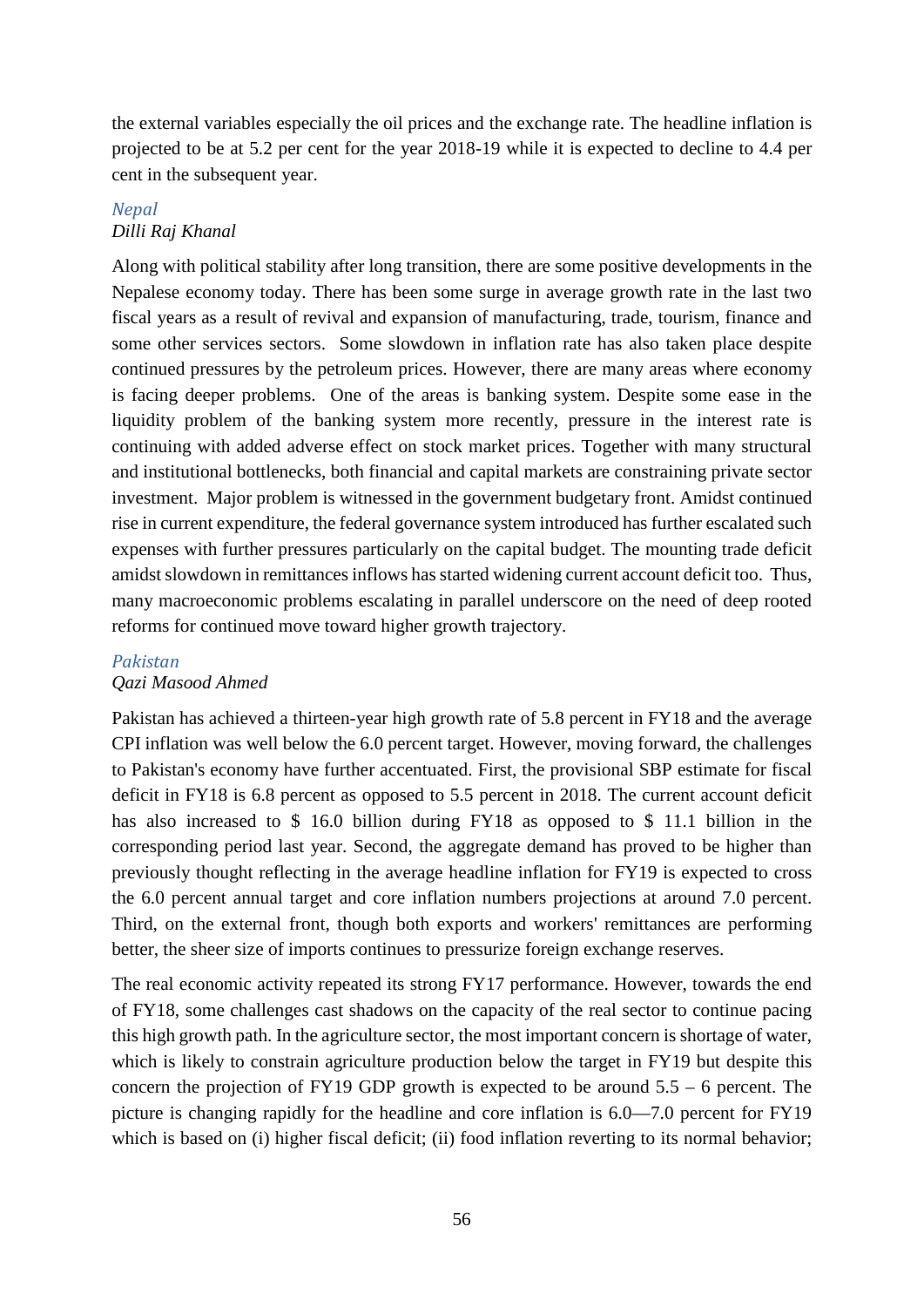the external variables especially the oil prices and the exchange rate. The headline inflation is projected to be at 5.2 per cent for the year 2018-19 while it is expected to decline to 4.4 per cent in the subsequent year.

### *Nepal*

*Dilli Raj Khanal*

Along with political stability after long transition, there are some positive developments in the Nepalese economy today. There has been some surge in average growth rate in the last two fiscal years as a result of revival and expansion of manufacturing, trade, tourism, finance and some other services sectors. Some slowdown in inflation rate has also taken place despite continued pressures by the petroleum prices. However, there are many areas where economy is facing deeper problems. One of the areas is banking system. Despite some ease in the liquidity problem of the banking system more recently, pressure in the interest rate is continuing with added adverse effect on stock market prices. Together with many structural and institutional bottlenecks, both financial and capital markets are constraining private sector investment. Major problem is witnessed in the government budgetary front. Amidst continued rise in current expenditure, the federal governance system introduced has further escalated such expenses with further pressures particularly on the capital budget. The mounting trade deficit amidst slowdown in remittances inflows has started widening current account deficit too. Thus, many macroeconomic problems escalating in parallel underscore on the need of deep rooted reforms for continued move toward higher growth trajectory.

### *Pakistan*

*Qazi Masood Ahmed*

Pakistan has achieved a thirteen-year high growth rate of 5.8 percent in FY18 and the average CPI inflation was well below the 6.0 percent target. However, moving forward, the challenges to Pakistan's economy have further accentuated. First, the provisional SBP estimate for fiscal deficit in FY18 is 6.8 percent as opposed to 5.5 percent in 2018. The current account deficit has also increased to $ 16.0 billion during FY18 as opposed to $ 11.1 billion in the corresponding period last year. Second, the aggregate demand has proved to be higher than previously thought reflecting in the average headline inflation for FY19 is expected to cross the 6.0 percent annual target and core inflation numbers projections at around 7.0 percent. Third, on the external front, though both exports and workers' remittances are performing better, the sheer size of imports continues to pressurize foreign exchange reserves.

The real economic activity repeated its strong FY17 performance. However, towards the end of FY18, some challenges cast shadows on the capacity of the real sector to continue pacing this high growth path. In the agriculture sector, the most important concern is shortage of water, which is likely to constrain agriculture production below the target in FY19 but despite this concern the projection of FY19 GDP growth is expected to be around 5.5 – 6 percent. The picture is changing rapidly for the headline and core inflation is 6.0—7.0 percent for FY19 which is based on (i) higher fiscal deficit; (ii) food inflation reverting to its normal behavior;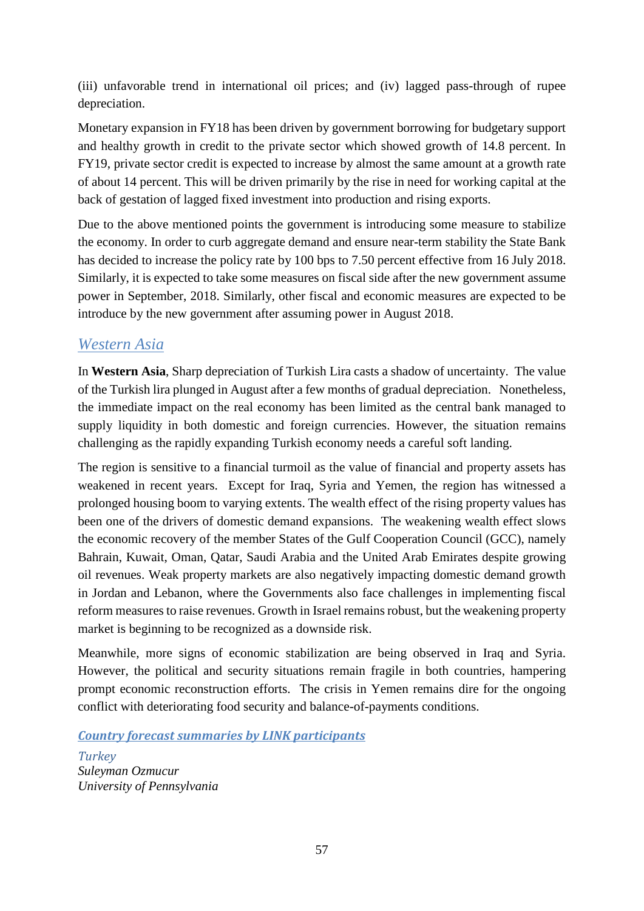(iii) unfavorable trend in international oil prices; and (iv) lagged pass-through of rupee depreciation.

Monetary expansion in FY18 has been driven by government borrowing for budgetary support and healthy growth in credit to the private sector which showed growth of 14.8 percent. In FY19, private sector credit is expected to increase by almost the same amount at a growth rate of about 14 percent. This will be driven primarily by the rise in need for working capital at the back of gestation of lagged fixed investment into production and rising exports.

Due to the above mentioned points the government is introducing some measure to stabilize the economy. In order to curb aggregate demand and ensure near-term stability the State Bank has decided to increase the policy rate by 100 bps to 7.50 percent effective from 16 July 2018. Similarly, it is expected to take some measures on fiscal side after the new government assume power in September, 2018. Similarly, other fiscal and economic measures are expected to be introduce by the new government after assuming power in August 2018.

## *Western Asia*

In **Western Asia**, Sharp depreciation of Turkish Lira casts a shadow of uncertainty. The value of the Turkish lira plunged in August after a few months of gradual depreciation. Nonetheless, the immediate impact on the real economy has been limited as the central bank managed to supply liquidity in both domestic and foreign currencies. However, the situation remains challenging as the rapidly expanding Turkish economy needs a careful soft landing.

The region is sensitive to a financial turmoil as the value of financial and property assets has weakened in recent years. Except for Iraq, Syria and Yemen, the region has witnessed a prolonged housing boom to varying extents. The wealth effect of the rising property values has been one of the drivers of domestic demand expansions. The weakening wealth effect slows the economic recovery of the member States of the Gulf Cooperation Council (GCC), namely Bahrain, Kuwait, Oman, Qatar, Saudi Arabia and the United Arab Emirates despite growing oil revenues. Weak property markets are also negatively impacting domestic demand growth in Jordan and Lebanon, where the Governments also face challenges in implementing fiscal reform measures to raise revenues. Growth in Israel remains robust, but the weakening property market is beginning to be recognized as a downside risk.

Meanwhile, more signs of economic stabilization are being observed in Iraq and Syria. However, the political and security situations remain fragile in both countries, hampering prompt economic reconstruction efforts. The crisis in Yemen remains dire for the ongoing conflict with deteriorating food security and balance-of-payments conditions.

### ***Country forecast summaries by LINK participants***

*Turkey*
*Suleyman Ozmucur*
*University of Pennsylvania*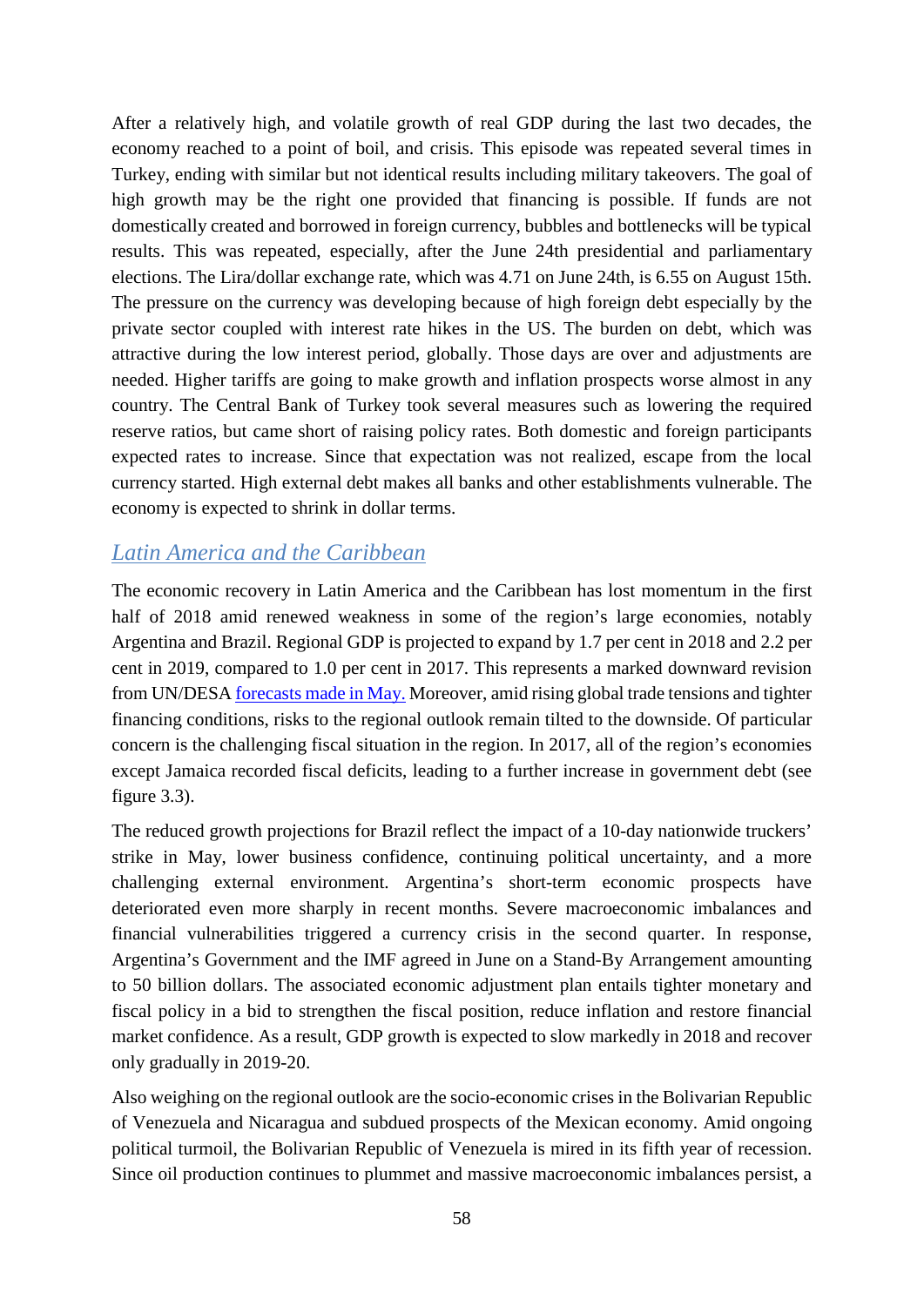After a relatively high, and volatile growth of real GDP during the last two decades, the economy reached to a point of boil, and crisis. This episode was repeated several times in Turkey, ending with similar but not identical results including military takeovers. The goal of high growth may be the right one provided that financing is possible. If funds are not domestically created and borrowed in foreign currency, bubbles and bottlenecks will be typical results. This was repeated, especially, after the June 24th presidential and parliamentary elections. The Lira/dollar exchange rate, which was 4.71 on June 24th, is 6.55 on August 15th. The pressure on the currency was developing because of high foreign debt especially by the private sector coupled with interest rate hikes in the US. The burden on debt, which was attractive during the low interest period, globally. Those days are over and adjustments are needed. Higher tariffs are going to make growth and inflation prospects worse almost in any country. The Central Bank of Turkey took several measures such as lowering the required reserve ratios, but came short of raising policy rates. Both domestic and foreign participants expected rates to increase. Since that expectation was not realized, escape from the local currency started. High external debt makes all banks and other establishments vulnerable. The economy is expected to shrink in dollar terms.

## *Latin America and the Caribbean*

The economic recovery in Latin America and the Caribbean has lost momentum in the first half of 2018 amid renewed weakness in some of the region's large economies, notably Argentina and Brazil. Regional GDP is projected to expand by 1.7 per cent in 2018 and 2.2 per cent in 2019, compared to 1.0 per cent in 2017. This represents a marked downward revision from UN/DESA forecasts made in May. Moreover, amid rising global trade tensions and tighter financing conditions, risks to the regional outlook remain tilted to the downside. Of particular concern is the challenging fiscal situation in the region. In 2017, all of the region's economies except Jamaica recorded fiscal deficits, leading to a further increase in government debt (see figure 3.3).

The reduced growth projections for Brazil reflect the impact of a 10-day nationwide truckers' strike in May, lower business confidence, continuing political uncertainty, and a more challenging external environment. Argentina's short-term economic prospects have deteriorated even more sharply in recent months. Severe macroeconomic imbalances and financial vulnerabilities triggered a currency crisis in the second quarter. In response, Argentina's Government and the IMF agreed in June on a Stand-By Arrangement amounting to 50 billion dollars. The associated economic adjustment plan entails tighter monetary and fiscal policy in a bid to strengthen the fiscal position, reduce inflation and restore financial market confidence. As a result, GDP growth is expected to slow markedly in 2018 and recover only gradually in 2019-20.

Also weighing on the regional outlook are the socio-economic crises in the Bolivarian Republic of Venezuela and Nicaragua and subdued prospects of the Mexican economy. Amid ongoing political turmoil, the Bolivarian Republic of Venezuela is mired in its fifth year of recession. Since oil production continues to plummet and massive macroeconomic imbalances persist, a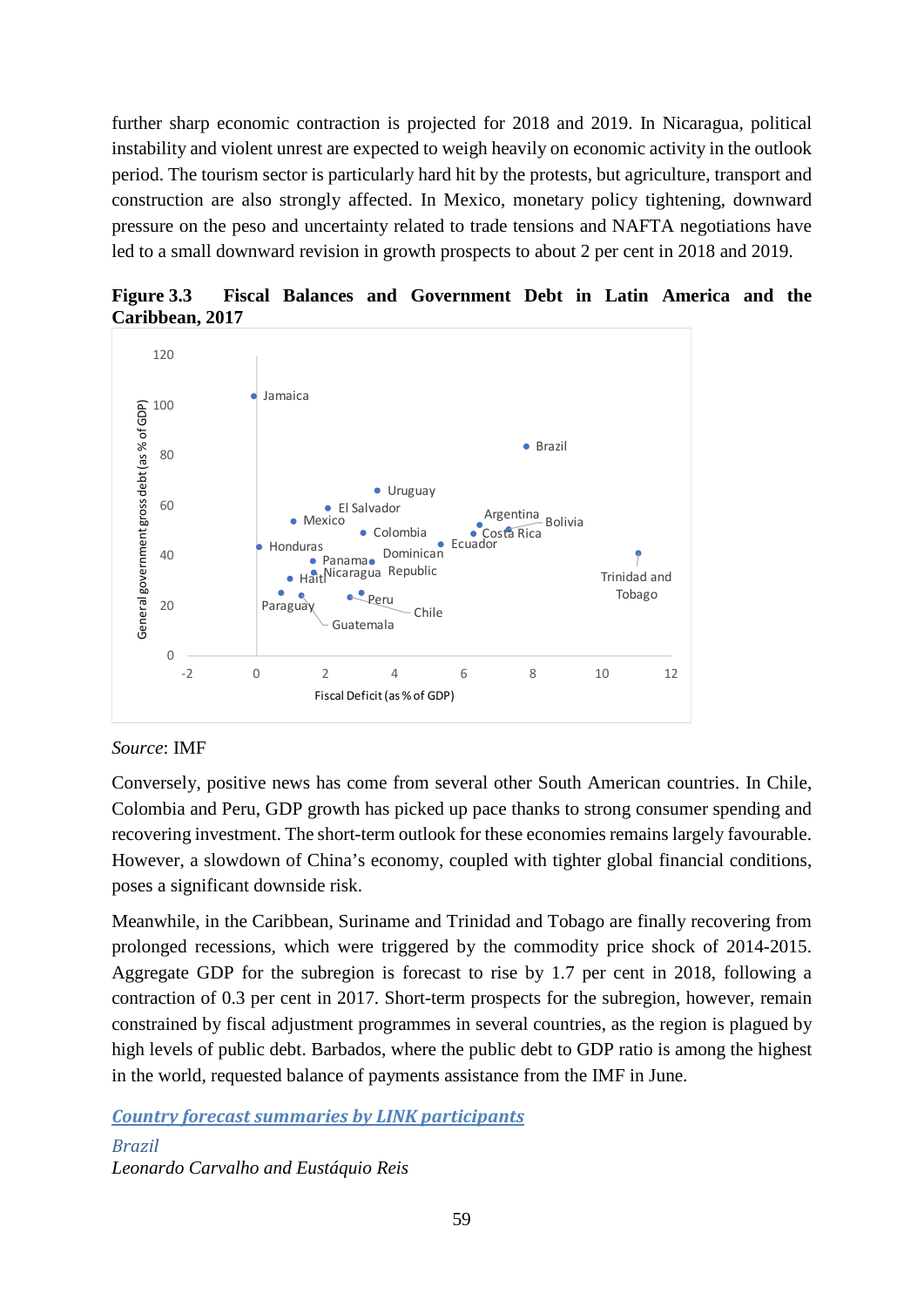further sharp economic contraction is projected for 2018 and 2019. In Nicaragua, political instability and violent unrest are expected to weigh heavily on economic activity in the outlook period. The tourism sector is particularly hard hit by the protests, but agriculture, transport and construction are also strongly affected. In Mexico, monetary policy tightening, downward pressure on the peso and uncertainty related to trade tensions and NAFTA negotiations have led to a small downward revision in growth prospects to about 2 per cent in 2018 and 2019.

**Figure 3.3 Fiscal Balances and Government Debt in Latin America and the Caribbean, 2017**

*Source*: IMF

Conversely, positive news has come from several other South American countries. In Chile, Colombia and Peru, GDP growth has picked up pace thanks to strong consumer spending and recovering investment. The short-term outlook for these economies remains largely favourable. However, a slowdown of China's economy, coupled with tighter global financial conditions, poses a significant downside risk.

Meanwhile, in the Caribbean, Suriname and Trinidad and Tobago are finally recovering from prolonged recessions, which were triggered by the commodity price shock of 2014-2015. Aggregate GDP for the subregion is forecast to rise by 1.7 per cent in 2018, following a contraction of 0.3 per cent in 2017. Short-term prospects for the subregion, however, remain constrained by fiscal adjustment programmes in several countries, as the region is plagued by high levels of public debt. Barbados, where the public debt to GDP ratio is among the highest in the world, requested balance of payments assistance from the IMF in June.

## *Country forecast summaries by LINK participants*

### *Brazil*

*Leonardo Carvalho and Eustáquio Reis*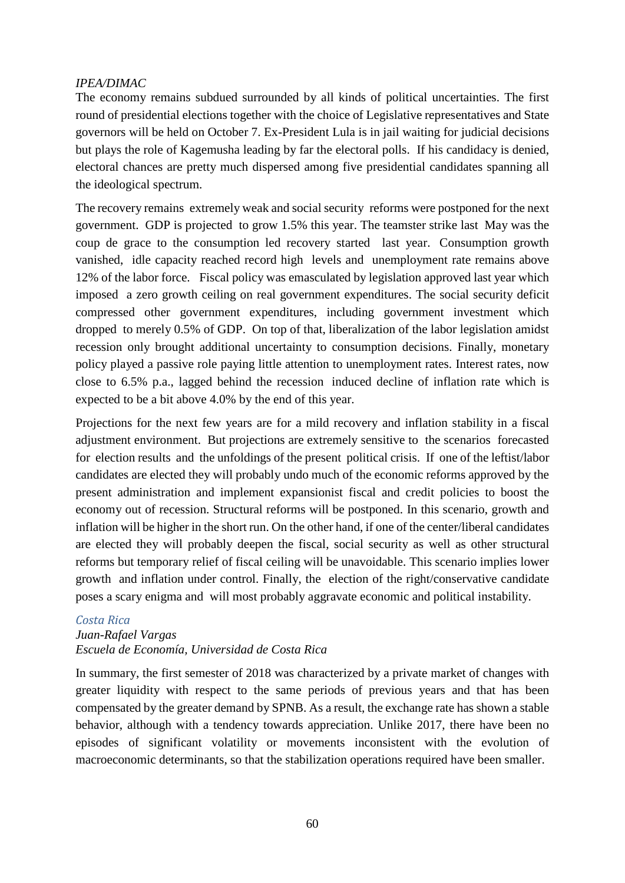*IPEA/DIMAC*

The economy remains subdued surrounded by all kinds of political uncertainties. The first round of presidential elections together with the choice of Legislative representatives and State governors will be held on October 7. Ex-President Lula is in jail waiting for judicial decisions but plays the role of Kagemusha leading by far the electoral polls. If his candidacy is denied, electoral chances are pretty much dispersed among five presidential candidates spanning all the ideological spectrum.

The recovery remains extremely weak and social security reforms were postponed for the next government. GDP is projected to grow 1.5% this year. The teamster strike last May was the coup de grace to the consumption led recovery started last year. Consumption growth vanished, idle capacity reached record high levels and unemployment rate remains above 12% of the labor force. Fiscal policy was emasculated by legislation approved last year which imposed a zero growth ceiling on real government expenditures. The social security deficit compressed other government expenditures, including government investment which dropped to merely 0.5% of GDP. On top of that, liberalization of the labor legislation amidst recession only brought additional uncertainty to consumption decisions. Finally, monetary policy played a passive role paying little attention to unemployment rates. Interest rates, now close to 6.5% p.a., lagged behind the recession induced decline of inflation rate which is expected to be a bit above 4.0% by the end of this year.

Projections for the next few years are for a mild recovery and inflation stability in a fiscal adjustment environment. But projections are extremely sensitive to the scenarios forecasted for election results and the unfoldings of the present political crisis. If one of the leftist/labor candidates are elected they will probably undo much of the economic reforms approved by the present administration and implement expansionist fiscal and credit policies to boost the economy out of recession. Structural reforms will be postponed. In this scenario, growth and inflation will be higher in the short run. On the other hand, if one of the center/liberal candidates are elected they will probably deepen the fiscal, social security as well as other structural reforms but temporary relief of fiscal ceiling will be unavoidable. This scenario implies lower growth and inflation under control. Finally, the election of the right/conservative candidate poses a scary enigma and will most probably aggravate economic and political instability.

### *Costa Rica*

*Juan-Rafael Vargas*
*Escuela de Economía, Universidad de Costa Rica*

In summary, the first semester of 2018 was characterized by a private market of changes with greater liquidity with respect to the same periods of previous years and that has been compensated by the greater demand by SPNB. As a result, the exchange rate has shown a stable behavior, although with a tendency towards appreciation. Unlike 2017, there have been no episodes of significant volatility or movements inconsistent with the evolution of macroeconomic determinants, so that the stabilization operations required have been smaller.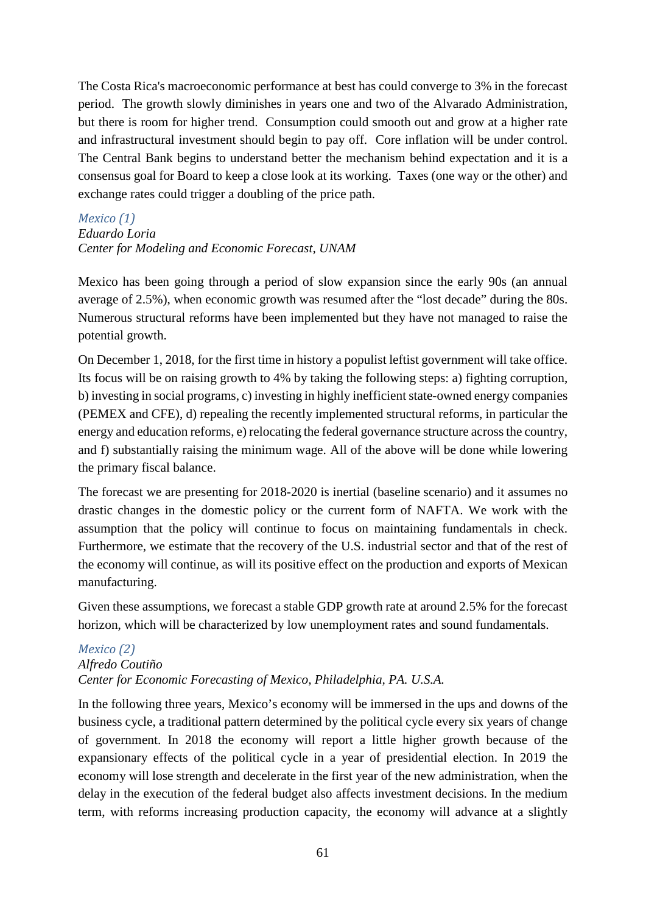The Costa Rica's macroeconomic performance at best has could converge to 3% in the forecast period. The growth slowly diminishes in years one and two of the Alvarado Administration, but there is room for higher trend. Consumption could smooth out and grow at a higher rate and infrastructural investment should begin to pay off. Core inflation will be under control. The Central Bank begins to understand better the mechanism behind expectation and it is a consensus goal for Board to keep a close look at its working. Taxes (one way or the other) and exchange rates could trigger a doubling of the price path.

### *Mexico (1)*

*Eduardo Loria*
*Center for Modeling and Economic Forecast, UNAM*

Mexico has been going through a period of slow expansion since the early 90s (an annual average of 2.5%), when economic growth was resumed after the "lost decade" during the 80s. Numerous structural reforms have been implemented but they have not managed to raise the potential growth.

On December 1, 2018, for the first time in history a populist leftist government will take office. Its focus will be on raising growth to 4% by taking the following steps: a) fighting corruption, b) investing in social programs, c) investing in highly inefficient state-owned energy companies (PEMEX and CFE), d) repealing the recently implemented structural reforms, in particular the energy and education reforms, e) relocating the federal governance structure across the country, and f) substantially raising the minimum wage. All of the above will be done while lowering the primary fiscal balance.

The forecast we are presenting for 2018-2020 is inertial (baseline scenario) and it assumes no drastic changes in the domestic policy or the current form of NAFTA. We work with the assumption that the policy will continue to focus on maintaining fundamentals in check. Furthermore, we estimate that the recovery of the U.S. industrial sector and that of the rest of the economy will continue, as will its positive effect on the production and exports of Mexican manufacturing.

Given these assumptions, we forecast a stable GDP growth rate at around 2.5% for the forecast horizon, which will be characterized by low unemployment rates and sound fundamentals.

### *Mexico (2)*

*Alfredo Coutiño*
*Center for Economic Forecasting of Mexico, Philadelphia, PA. U.S.A.*

In the following three years, Mexico's economy will be immersed in the ups and downs of the business cycle, a traditional pattern determined by the political cycle every six years of change of government. In 2018 the economy will report a little higher growth because of the expansionary effects of the political cycle in a year of presidential election. In 2019 the economy will lose strength and decelerate in the first year of the new administration, when the delay in the execution of the federal budget also affects investment decisions. In the medium term, with reforms increasing production capacity, the economy will advance at a slightly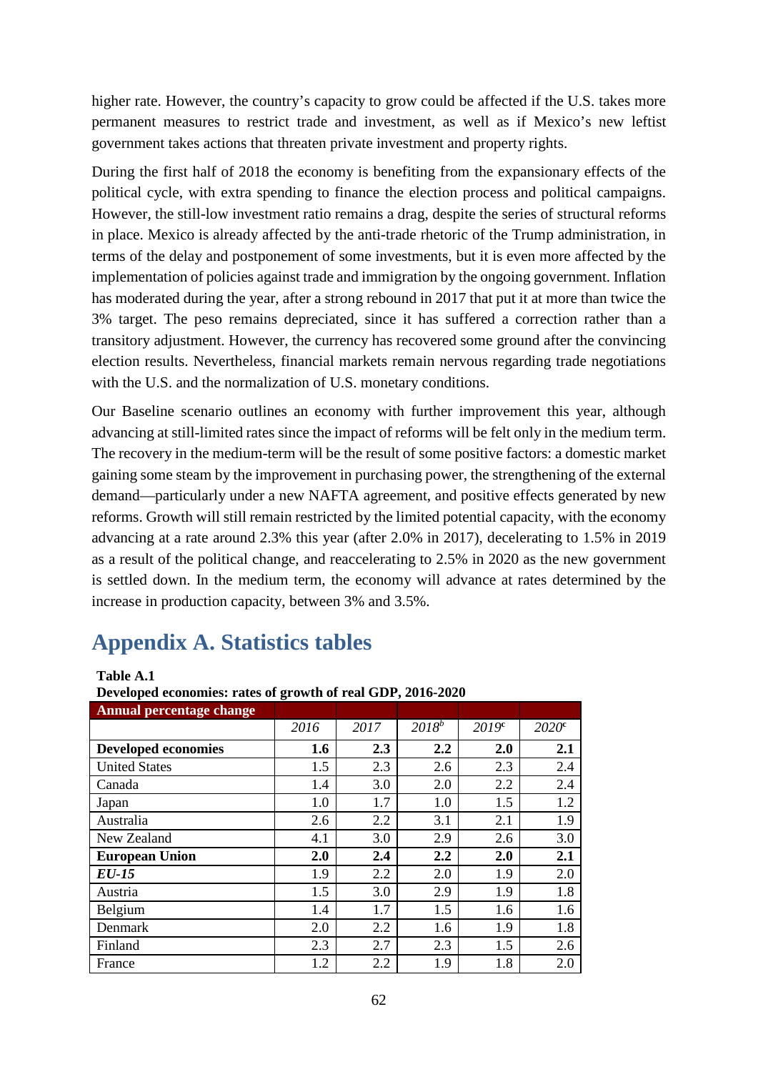higher rate. However, the country's capacity to grow could be affected if the U.S. takes more permanent measures to restrict trade and investment, as well as if Mexico's new leftist government takes actions that threaten private investment and property rights.

During the first half of 2018 the economy is benefiting from the expansionary effects of the political cycle, with extra spending to finance the election process and political campaigns. However, the still-low investment ratio remains a drag, despite the series of structural reforms in place. Mexico is already affected by the anti-trade rhetoric of the Trump administration, in terms of the delay and postponement of some investments, but it is even more affected by the implementation of policies against trade and immigration by the ongoing government. Inflation has moderated during the year, after a strong rebound in 2017 that put it at more than twice the 3% target. The peso remains depreciated, since it has suffered a correction rather than a transitory adjustment. However, the currency has recovered some ground after the convincing election results. Nevertheless, financial markets remain nervous regarding trade negotiations with the U.S. and the normalization of U.S. monetary conditions.

Our Baseline scenario outlines an economy with further improvement this year, although advancing at still-limited rates since the impact of reforms will be felt only in the medium term. The recovery in the medium-term will be the result of some positive factors: a domestic market gaining some steam by the improvement in purchasing power, the strengthening of the external demand—particularly under a new NAFTA agreement, and positive effects generated by new reforms. Growth will still remain restricted by the limited potential capacity, with the economy advancing at a rate around 2.3% this year (after 2.0% in 2017), decelerating to 1.5% in 2019 as a result of the political change, and reaccelerating to 2.5% in 2020 as the new government is settled down. In the medium term, the economy will advance at rates determined by the increase in production capacity, between 3% and 3.5%.

# Appendix A. Statistics tables

**Table A.1**
**Developed economies: rates of growth of real GDP, 2016-2020**

| **Annual percentage change** | | | | | |
|---|---|---|---|---|---|
| | *2016* | *2017* | *2018*[b] | *2019*[c] | *2020*[c] |
| **Developed economies** | **1.6** | **2.3** | **2.2** | **2.0** | **2.1** |
| United States | 1.5 | 2.3 | 2.6 | 2.3 | 2.4 |
| Canada | 1.4 | 3.0 | 2.0 | 2.2 | 2.4 |
| Japan | 1.0 | 1.7 | 1.0 | 1.5 | 1.2 |
| Australia | 2.6 | 2.2 | 3.1 | 2.1 | 1.9 |
| New Zealand | 4.1 | 3.0 | 2.9 | 2.6 | 3.0 |
| **European Union** | **2.0** | **2.4** | **2.2** | **2.0** | **2.1** |
| ***EU-15*** | 1.9 | 2.2 | 2.0 | 1.9 | 2.0 |
| Austria | 1.5 | 3.0 | 2.9 | 1.9 | 1.8 |
| Belgium | 1.4 | 1.7 | 1.5 | 1.6 | 1.6 |
| Denmark | 2.0 | 2.2 | 1.6 | 1.9 | 1.8 |
| Finland | 2.3 | 2.7 | 2.3 | 1.5 | 2.6 |
| France | 1.2 | 2.2 | 1.9 | 1.8 | 2.0 |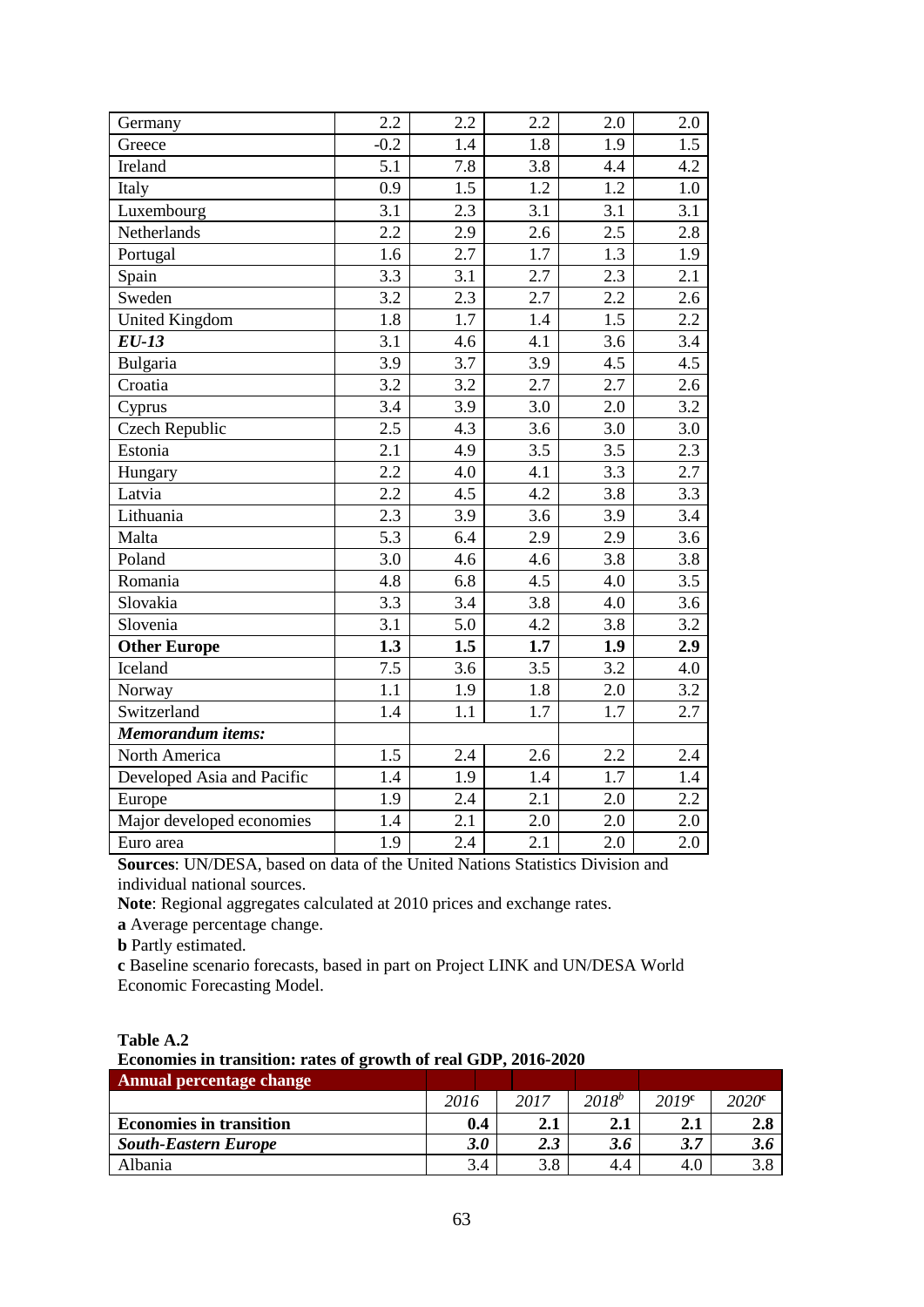| | | | | | |
|---|---|---|---|---|---|
| Germany | 2.2 | 2.2 | 2.2 | 2.0 | 2.0 |
| Greece | -0.2 | 1.4 | 1.8 | 1.9 | 1.5 |
| Ireland | 5.1 | 7.8 | 3.8 | 4.4 | 4.2 |
| Italy | 0.9 | 1.5 | 1.2 | 1.2 | 1.0 |
| Luxembourg | 3.1 | 2.3 | 3.1 | 3.1 | 3.1 |
| Netherlands | 2.2 | 2.9 | 2.6 | 2.5 | 2.8 |
| Portugal | 1.6 | 2.7 | 1.7 | 1.3 | 1.9 |
| Spain | 3.3 | 3.1 | 2.7 | 2.3 | 2.1 |
| Sweden | 3.2 | 2.3 | 2.7 | 2.2 | 2.6 |
| United Kingdom | 1.8 | 1.7 | 1.4 | 1.5 | 2.2 |
| ***EU-13*** | 3.1 | 4.6 | 4.1 | 3.6 | 3.4 |
| Bulgaria | 3.9 | 3.7 | 3.9 | 4.5 | 4.5 |
| Croatia | 3.2 | 3.2 | 2.7 | 2.7 | 2.6 |
| Cyprus | 3.4 | 3.9 | 3.0 | 2.0 | 3.2 |
| Czech Republic | 2.5 | 4.3 | 3.6 | 3.0 | 3.0 |
| Estonia | 2.1 | 4.9 | 3.5 | 3.5 | 2.3 |
| Hungary | 2.2 | 4.0 | 4.1 | 3.3 | 2.7 |
| Latvia | 2.2 | 4.5 | 4.2 | 3.8 | 3.3 |
| Lithuania | 2.3 | 3.9 | 3.6 | 3.9 | 3.4 |
| Malta | 5.3 | 6.4 | 2.9 | 2.9 | 3.6 |
| Poland | 3.0 | 4.6 | 4.6 | 3.8 | 3.8 |
| Romania | 4.8 | 6.8 | 4.5 | 4.0 | 3.5 |
| Slovakia | 3.3 | 3.4 | 3.8 | 4.0 | 3.6 |
| Slovenia | 3.1 | 5.0 | 4.2 | 3.8 | 3.2 |
| **Other Europe** | **1.3** | **1.5** | **1.7** | **1.9** | **2.9** |
| Iceland | 7.5 | 3.6 | 3.5 | 3.2 | 4.0 |
| Norway | 1.1 | 1.9 | 1.8 | 2.0 | 3.2 |
| Switzerland | 1.4 | 1.1 | 1.7 | 1.7 | 2.7 |
| ***Memorandum items:*** | | | | | |
| North America | 1.5 | 2.4 | 2.6 | 2.2 | 2.4 |
| Developed Asia and Pacific | 1.4 | 1.9 | 1.4 | 1.7 | 1.4 |
| Europe | 1.9 | 2.4 | 2.1 | 2.0 | 2.2 |
| Major developed economies | 1.4 | 2.1 | 2.0 | 2.0 | 2.0 |
| Euro area | 1.9 | 2.4 | 2.1 | 2.0 | 2.0 |

**Sources**: UN/DESA, based on data of the United Nations Statistics Division and individual national sources.

**Note**: Regional aggregates calculated at 2010 prices and exchange rates.

**a** Average percentage change.

**b** Partly estimated.

**c** Baseline scenario forecasts, based in part on Project LINK and UN/DESA World Economic Forecasting Model.

**Table A.2**
**Economies in transition: rates of growth of real GDP, 2016-2020**

| **Annual percentage change** | | | | | |
|---|---|---|---|---|---|
| | *2016* | *2017* | *2018*[b] | *2019*[c] | *2020*[c] |
| **Economies in transition** | **0.4** | **2.1** | **2.1** | **2.1** | **2.8** |
| ***South-Eastern Europe*** | ***3.0*** | ***2.3*** | ***3.6*** | ***3.7*** | ***3.6*** |
| Albania | 3.4 | 3.8 | 4.4 | 4.0 | 3.8 |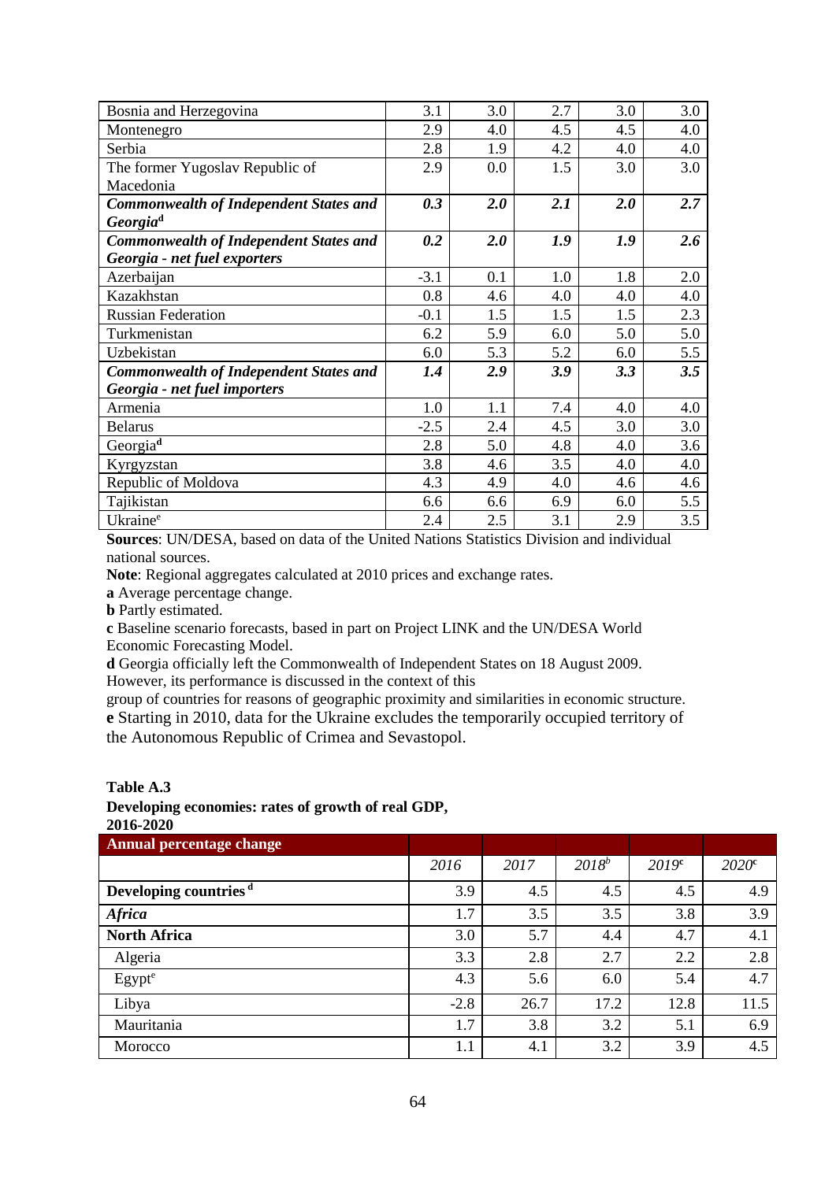| | | | | | |
|---|---|---|---|---|---|
| Bosnia and Herzegovina | 3.1 | 3.0 | 2.7 | 3.0 | 3.0 |
| Montenegro | 2.9 | 4.0 | 4.5 | 4.5 | 4.0 |
| Serbia | 2.8 | 1.9 | 4.2 | 4.0 | 4.0 |
| The former Yugoslav Republic of Macedonia | 2.9 | 0.0 | 1.5 | 3.0 | 3.0 |
| ***Commonwealth of Independent States and Georgia***[d] | ***0.3*** | ***2.0*** | ***2.1*** | ***2.0*** | ***2.7*** |
| ***Commonwealth of Independent States and Georgia - net fuel exporters*** | ***0.2*** | ***2.0*** | ***1.9*** | ***1.9*** | ***2.6*** |
| Azerbaijan | -3.1 | 0.1 | 1.0 | 1.8 | 2.0 |
| Kazakhstan | 0.8 | 4.6 | 4.0 | 4.0 | 4.0 |
| Russian Federation | -0.1 | 1.5 | 1.5 | 1.5 | 2.3 |
| Turkmenistan | 6.2 | 5.9 | 6.0 | 5.0 | 5.0 |
| Uzbekistan | 6.0 | 5.3 | 5.2 | 6.0 | 5.5 |
| ***Commonwealth of Independent States and Georgia - net fuel importers*** | ***1.4*** | ***2.9*** | ***3.9*** | ***3.3*** | ***3.5*** |
| Armenia | 1.0 | 1.1 | 7.4 | 4.0 | 4.0 |
| Belarus | -2.5 | 2.4 | 4.5 | 3.0 | 3.0 |
| Georgia[d] | 2.8 | 5.0 | 4.8 | 4.0 | 3.6 |
| Kyrgyzstan | 3.8 | 4.6 | 3.5 | 4.0 | 4.0 |
| Republic of Moldova | 4.3 | 4.9 | 4.0 | 4.6 | 4.6 |
| Tajikistan | 6.6 | 6.6 | 6.9 | 6.0 | 5.5 |
| Ukraine[e] | 2.4 | 2.5 | 3.1 | 2.9 | 3.5 |

**Sources**: UN/DESA, based on data of the United Nations Statistics Division and individual national sources.

**Note**: Regional aggregates calculated at 2010 prices and exchange rates.

**a** Average percentage change.

**b** Partly estimated.

**c** Baseline scenario forecasts, based in part on Project LINK and the UN/DESA World Economic Forecasting Model.

**d** Georgia officially left the Commonwealth of Independent States on 18 August 2009. However, its performance is discussed in the context of this group of countries for reasons of geographic proximity and similarities in economic structure.

**e** Starting in 2010, data for the Ukraine excludes the temporarily occupied territory of the Autonomous Republic of Crimea and Sevastopol.

**Table A.3**

**Developing economies: rates of growth of real GDP, 2016-2020**

| **Annual percentage change** | | | | | |
|---|---|---|---|---|---|
| | *2016* | *2017* | *2018*[b] | *2019*[c] | *2020*[c] |
| **Developing countries** [d] | 3.9 | 4.5 | 4.5 | 4.5 | 4.9 |
| ***Africa*** | 1.7 | 3.5 | 3.5 | 3.8 | 3.9 |
| **North Africa** | 3.0 | 5.7 | 4.4 | 4.7 | 4.1 |
| Algeria | 3.3 | 2.8 | 2.7 | 2.2 | 2.8 |
| Egypt[e] | 4.3 | 5.6 | 6.0 | 5.4 | 4.7 |
| Libya | -2.8 | 26.7 | 17.2 | 12.8 | 11.5 |
| Mauritania | 1.7 | 3.8 | 3.2 | 5.1 | 6.9 |
| Morocco | 1.1 | 4.1 | 3.2 | 3.9 | 4.5 |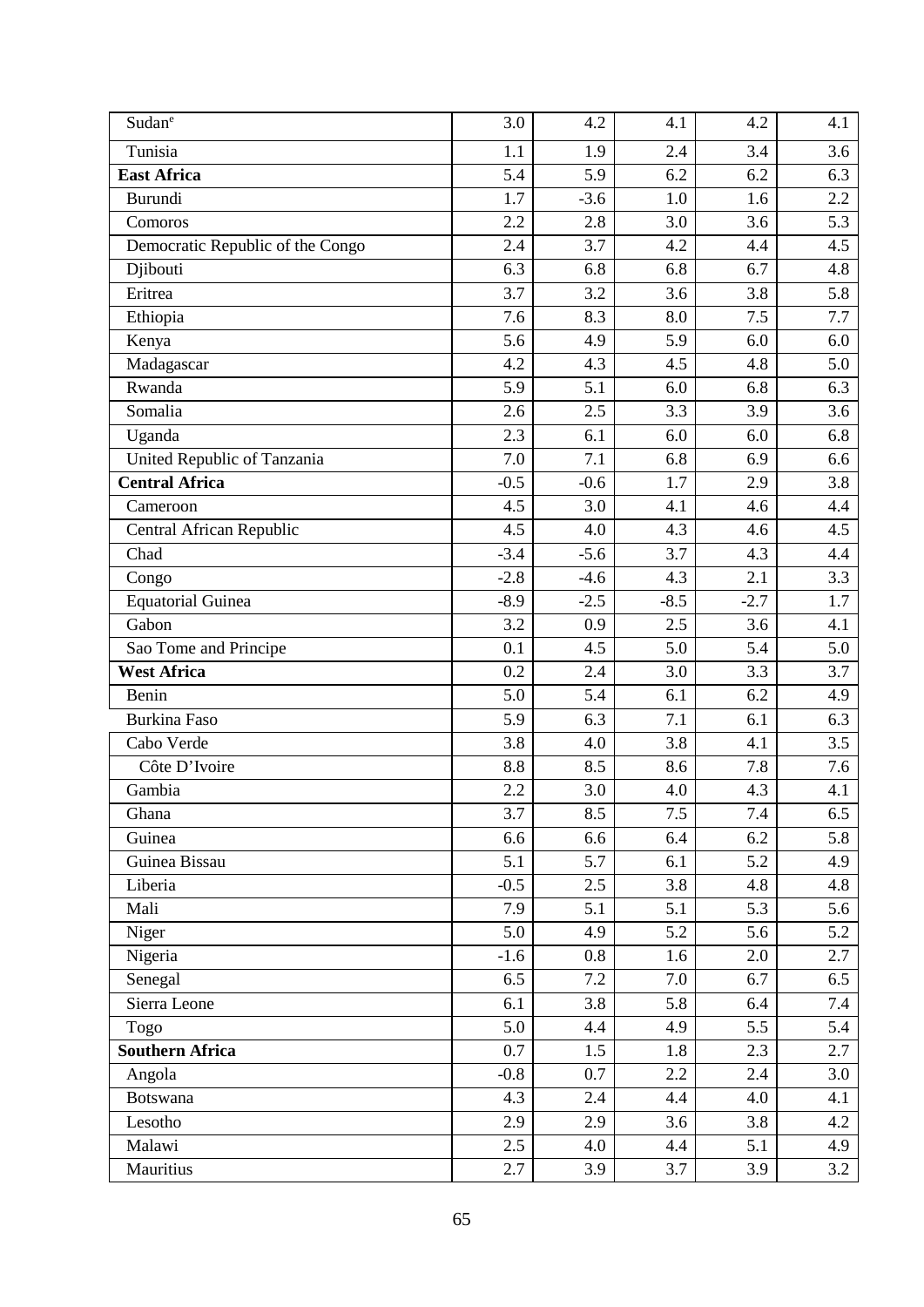| | | | | | |
|---|---|---|---|---|---|
| Sudan[e] | 3.0 | 4.2 | 4.1 | 4.2 | 4.1 |
| Tunisia | 1.1 | 1.9 | 2.4 | 3.4 | 3.6 |
| **East Africa** | 5.4 | 5.9 | 6.2 | 6.2 | 6.3 |
| Burundi | 1.7 | -3.6 | 1.0 | 1.6 | 2.2 |
| Comoros | 2.2 | 2.8 | 3.0 | 3.6 | 5.3 |
| Democratic Republic of the Congo | 2.4 | 3.7 | 4.2 | 4.4 | 4.5 |
| Djibouti | 6.3 | 6.8 | 6.8 | 6.7 | 4.8 |
| Eritrea | 3.7 | 3.2 | 3.6 | 3.8 | 5.8 |
| Ethiopia | 7.6 | 8.3 | 8.0 | 7.5 | 7.7 |
| Kenya | 5.6 | 4.9 | 5.9 | 6.0 | 6.0 |
| Madagascar | 4.2 | 4.3 | 4.5 | 4.8 | 5.0 |
| Rwanda | 5.9 | 5.1 | 6.0 | 6.8 | 6.3 |
| Somalia | 2.6 | 2.5 | 3.3 | 3.9 | 3.6 |
| Uganda | 2.3 | 6.1 | 6.0 | 6.0 | 6.8 |
| United Republic of Tanzania | 7.0 | 7.1 | 6.8 | 6.9 | 6.6 |
| **Central Africa** | -0.5 | -0.6 | 1.7 | 2.9 | 3.8 |
| Cameroon | 4.5 | 3.0 | 4.1 | 4.6 | 4.4 |
| Central African Republic | 4.5 | 4.0 | 4.3 | 4.6 | 4.5 |
| Chad | -3.4 | -5.6 | 3.7 | 4.3 | 4.4 |
| Congo | -2.8 | -4.6 | 4.3 | 2.1 | 3.3 |
| Equatorial Guinea | -8.9 | -2.5 | -8.5 | -2.7 | 1.7 |
| Gabon | 3.2 | 0.9 | 2.5 | 3.6 | 4.1 |
| Sao Tome and Principe | 0.1 | 4.5 | 5.0 | 5.4 | 5.0 |
| **West Africa** | 0.2 | 2.4 | 3.0 | 3.3 | 3.7 |
| Benin | 5.0 | 5.4 | 6.1 | 6.2 | 4.9 |
| Burkina Faso | 5.9 | 6.3 | 7.1 | 6.1 | 6.3 |
| Cabo Verde | 3.8 | 4.0 | 3.8 | 4.1 | 3.5 |
| Côte D'Ivoire | 8.8 | 8.5 | 8.6 | 7.8 | 7.6 |
| Gambia | 2.2 | 3.0 | 4.0 | 4.3 | 4.1 |
| Ghana | 3.7 | 8.5 | 7.5 | 7.4 | 6.5 |
| Guinea | 6.6 | 6.6 | 6.4 | 6.2 | 5.8 |
| Guinea Bissau | 5.1 | 5.7 | 6.1 | 5.2 | 4.9 |
| Liberia | -0.5 | 2.5 | 3.8 | 4.8 | 4.8 |
| Mali | 7.9 | 5.1 | 5.1 | 5.3 | 5.6 |
| Niger | 5.0 | 4.9 | 5.2 | 5.6 | 5.2 |
| Nigeria | -1.6 | 0.8 | 1.6 | 2.0 | 2.7 |
| Senegal | 6.5 | 7.2 | 7.0 | 6.7 | 6.5 |
| Sierra Leone | 6.1 | 3.8 | 5.8 | 6.4 | 7.4 |
| Togo | 5.0 | 4.4 | 4.9 | 5.5 | 5.4 |
| **Southern Africa** | 0.7 | 1.5 | 1.8 | 2.3 | 2.7 |
| Angola | -0.8 | 0.7 | 2.2 | 2.4 | 3.0 |
| Botswana | 4.3 | 2.4 | 4.4 | 4.0 | 4.1 |
| Lesotho | 2.9 | 2.9 | 3.6 | 3.8 | 4.2 |
| Malawi | 2.5 | 4.0 | 4.4 | 5.1 | 4.9 |
| Mauritius | 2.7 | 3.9 | 3.7 | 3.9 | 3.2 |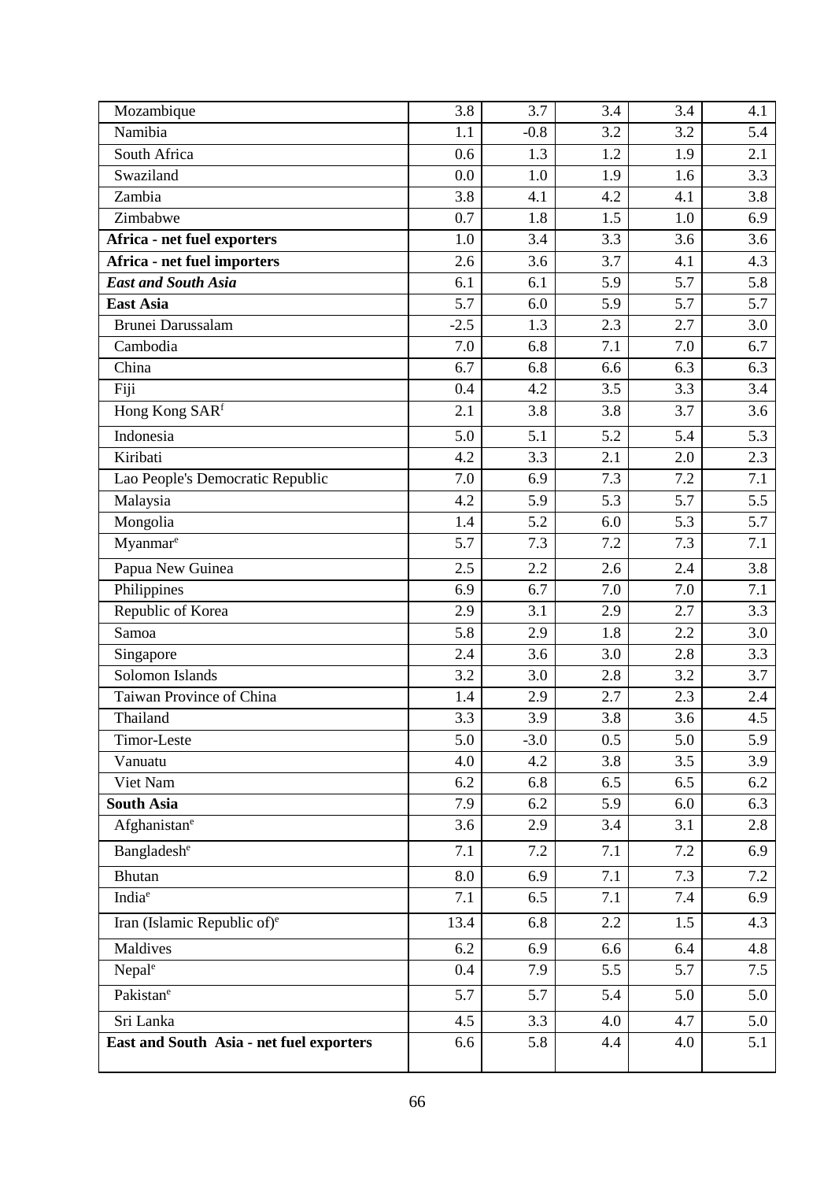| | | | | | |
|---|---|---|---|---|---|
| Mozambique | 3.8 | 3.7 | 3.4 | 3.4 | 4.1 |
| Namibia | 1.1 | -0.8 | 3.2 | 3.2 | 5.4 |
| South Africa | 0.6 | 1.3 | 1.2 | 1.9 | 2.1 |
| Swaziland | 0.0 | 1.0 | 1.9 | 1.6 | 3.3 |
| Zambia | 3.8 | 4.1 | 4.2 | 4.1 | 3.8 |
| Zimbabwe | 0.7 | 1.8 | 1.5 | 1.0 | 6.9 |
| **Africa - net fuel exporters** | 1.0 | 3.4 | 3.3 | 3.6 | 3.6 |
| **Africa - net fuel importers** | 2.6 | 3.6 | 3.7 | 4.1 | 4.3 |
| ***East and South Asia*** | 6.1 | 6.1 | 5.9 | 5.7 | 5.8 |
| **East Asia** | 5.7 | 6.0 | 5.9 | 5.7 | 5.7 |
| Brunei Darussalam | -2.5 | 1.3 | 2.3 | 2.7 | 3.0 |
| Cambodia | 7.0 | 6.8 | 7.1 | 7.0 | 6.7 |
| China | 6.7 | 6.8 | 6.6 | 6.3 | 6.3 |
| Fiji | 0.4 | 4.2 | 3.5 | 3.3 | 3.4 |
| Hong Kong SAR[f] | 2.1 | 3.8 | 3.8 | 3.7 | 3.6 |
| Indonesia | 5.0 | 5.1 | 5.2 | 5.4 | 5.3 |
| Kiribati | 4.2 | 3.3 | 2.1 | 2.0 | 2.3 |
| Lao People's Democratic Republic | 7.0 | 6.9 | 7.3 | 7.2 | 7.1 |
| Malaysia | 4.2 | 5.9 | 5.3 | 5.7 | 5.5 |
| Mongolia | 1.4 | 5.2 | 6.0 | 5.3 | 5.7 |
| Myanmar[e] | 5.7 | 7.3 | 7.2 | 7.3 | 7.1 |
| Papua New Guinea | 2.5 | 2.2 | 2.6 | 2.4 | 3.8 |
| Philippines | 6.9 | 6.7 | 7.0 | 7.0 | 7.1 |
| Republic of Korea | 2.9 | 3.1 | 2.9 | 2.7 | 3.3 |
| Samoa | 5.8 | 2.9 | 1.8 | 2.2 | 3.0 |
| Singapore | 2.4 | 3.6 | 3.0 | 2.8 | 3.3 |
| Solomon Islands | 3.2 | 3.0 | 2.8 | 3.2 | 3.7 |
| Taiwan Province of China | 1.4 | 2.9 | 2.7 | 2.3 | 2.4 |
| Thailand | 3.3 | 3.9 | 3.8 | 3.6 | 4.5 |
| Timor-Leste | 5.0 | -3.0 | 0.5 | 5.0 | 5.9 |
| Vanuatu | 4.0 | 4.2 | 3.8 | 3.5 | 3.9 |
| Viet Nam | 6.2 | 6.8 | 6.5 | 6.5 | 6.2 |
| **South Asia** | 7.9 | 6.2 | 5.9 | 6.0 | 6.3 |
| Afghanistan[e] | 3.6 | 2.9 | 3.4 | 3.1 | 2.8 |
| Bangladesh[e] | 7.1 | 7.2 | 7.1 | 7.2 | 6.9 |
| Bhutan | 8.0 | 6.9 | 7.1 | 7.3 | 7.2 |
| India[e] | 7.1 | 6.5 | 7.1 | 7.4 | 6.9 |
| Iran (Islamic Republic of)[e] | 13.4 | 6.8 | 2.2 | 1.5 | 4.3 |
| Maldives | 6.2 | 6.9 | 6.6 | 6.4 | 4.8 |
| Nepal[e] | 0.4 | 7.9 | 5.5 | 5.7 | 7.5 |
| Pakistan[e] | 5.7 | 5.7 | 5.4 | 5.0 | 5.0 |
| Sri Lanka | 4.5 | 3.3 | 4.0 | 4.7 | 5.0 |
| **East and South Asia - net fuel exporters** | 6.6 | 5.8 | 4.4 | 4.0 | 5.1 |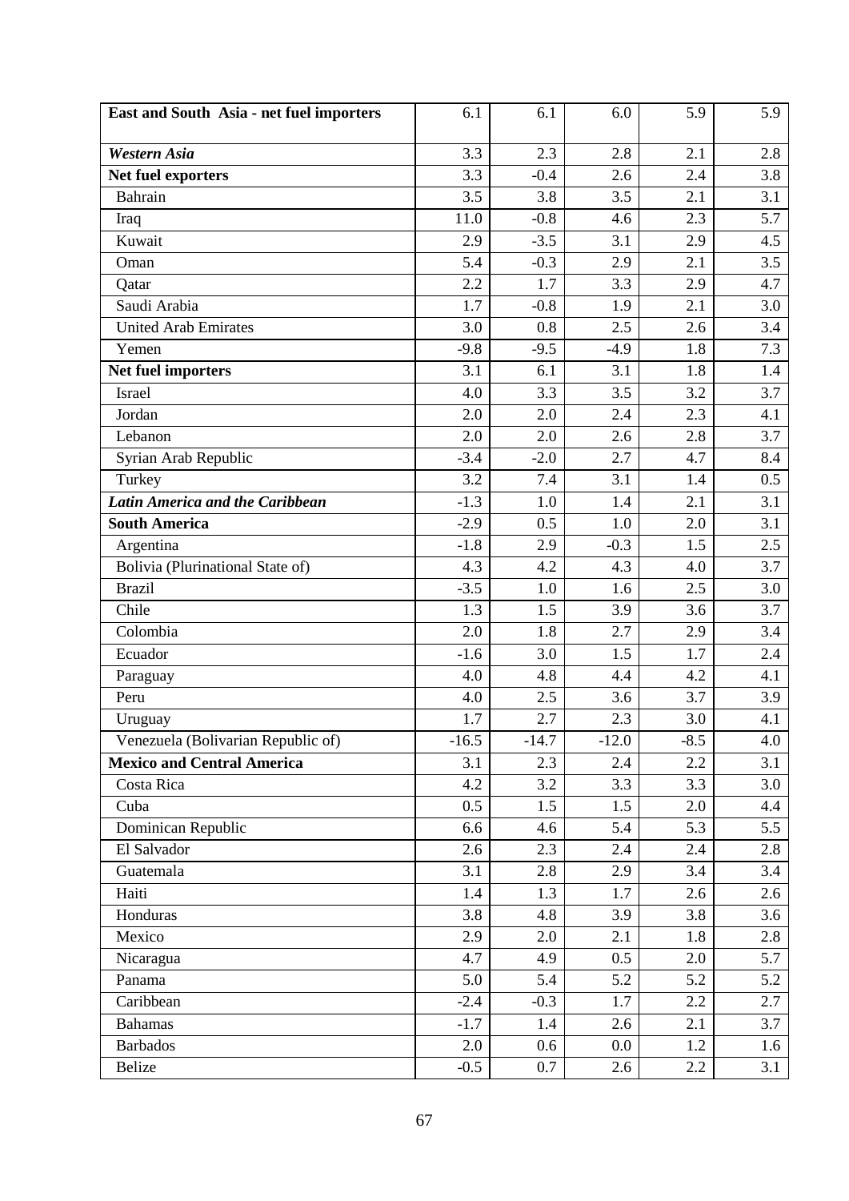| | | | | | |
|---|---|---|---|---|---|
| **East and South Asia - net fuel importers** | 6.1 | 6.1 | 6.0 | 5.9 | 5.9 |
| ***Western Asia*** | 3.3 | 2.3 | 2.8 | 2.1 | 2.8 |
| **Net fuel exporters** | 3.3 | -0.4 | 2.6 | 2.4 | 3.8 |
| Bahrain | 3.5 | 3.8 | 3.5 | 2.1 | 3.1 |
| Iraq | 11.0 | -0.8 | 4.6 | 2.3 | 5.7 |
| Kuwait | 2.9 | -3.5 | 3.1 | 2.9 | 4.5 |
| Oman | 5.4 | -0.3 | 2.9 | 2.1 | 3.5 |
| Qatar | 2.2 | 1.7 | 3.3 | 2.9 | 4.7 |
| Saudi Arabia | 1.7 | -0.8 | 1.9 | 2.1 | 3.0 |
| United Arab Emirates | 3.0 | 0.8 | 2.5 | 2.6 | 3.4 |
| Yemen | -9.8 | -9.5 | -4.9 | 1.8 | 7.3 |
| **Net fuel importers** | 3.1 | 6.1 | 3.1 | 1.8 | 1.4 |
| Israel | 4.0 | 3.3 | 3.5 | 3.2 | 3.7 |
| Jordan | 2.0 | 2.0 | 2.4 | 2.3 | 4.1 |
| Lebanon | 2.0 | 2.0 | 2.6 | 2.8 | 3.7 |
| Syrian Arab Republic | -3.4 | -2.0 | 2.7 | 4.7 | 8.4 |
| Turkey | 3.2 | 7.4 | 3.1 | 1.4 | 0.5 |
| ***Latin America and the Caribbean*** | -1.3 | 1.0 | 1.4 | 2.1 | 3.1 |
| **South America** | -2.9 | 0.5 | 1.0 | 2.0 | 3.1 |
| Argentina | -1.8 | 2.9 | -0.3 | 1.5 | 2.5 |
| Bolivia (Plurinational State of) | 4.3 | 4.2 | 4.3 | 4.0 | 3.7 |
| Brazil | -3.5 | 1.0 | 1.6 | 2.5 | 3.0 |
| Chile | 1.3 | 1.5 | 3.9 | 3.6 | 3.7 |
| Colombia | 2.0 | 1.8 | 2.7 | 2.9 | 3.4 |
| Ecuador | -1.6 | 3.0 | 1.5 | 1.7 | 2.4 |
| Paraguay | 4.0 | 4.8 | 4.4 | 4.2 | 4.1 |
| Peru | 4.0 | 2.5 | 3.6 | 3.7 | 3.9 |
| Uruguay | 1.7 | 2.7 | 2.3 | 3.0 | 4.1 |
| Venezuela (Bolivarian Republic of) | -16.5 | -14.7 | -12.0 | -8.5 | 4.0 |
| **Mexico and Central America** | 3.1 | 2.3 | 2.4 | 2.2 | 3.1 |
| Costa Rica | 4.2 | 3.2 | 3.3 | 3.3 | 3.0 |
| Cuba | 0.5 | 1.5 | 1.5 | 2.0 | 4.4 |
| Dominican Republic | 6.6 | 4.6 | 5.4 | 5.3 | 5.5 |
| El Salvador | 2.6 | 2.3 | 2.4 | 2.4 | 2.8 |
| Guatemala | 3.1 | 2.8 | 2.9 | 3.4 | 3.4 |
| Haiti | 1.4 | 1.3 | 1.7 | 2.6 | 2.6 |
| Honduras | 3.8 | 4.8 | 3.9 | 3.8 | 3.6 |
| Mexico | 2.9 | 2.0 | 2.1 | 1.8 | 2.8 |
| Nicaragua | 4.7 | 4.9 | 0.5 | 2.0 | 5.7 |
| Panama | 5.0 | 5.4 | 5.2 | 5.2 | 5.2 |
| Caribbean | -2.4 | -0.3 | 1.7 | 2.2 | 2.7 |
| Bahamas | -1.7 | 1.4 | 2.6 | 2.1 | 3.7 |
| Barbados | 2.0 | 0.6 | 0.0 | 1.2 | 1.6 |
| Belize | -0.5 | 0.7 | 2.6 | 2.2 | 3.1 |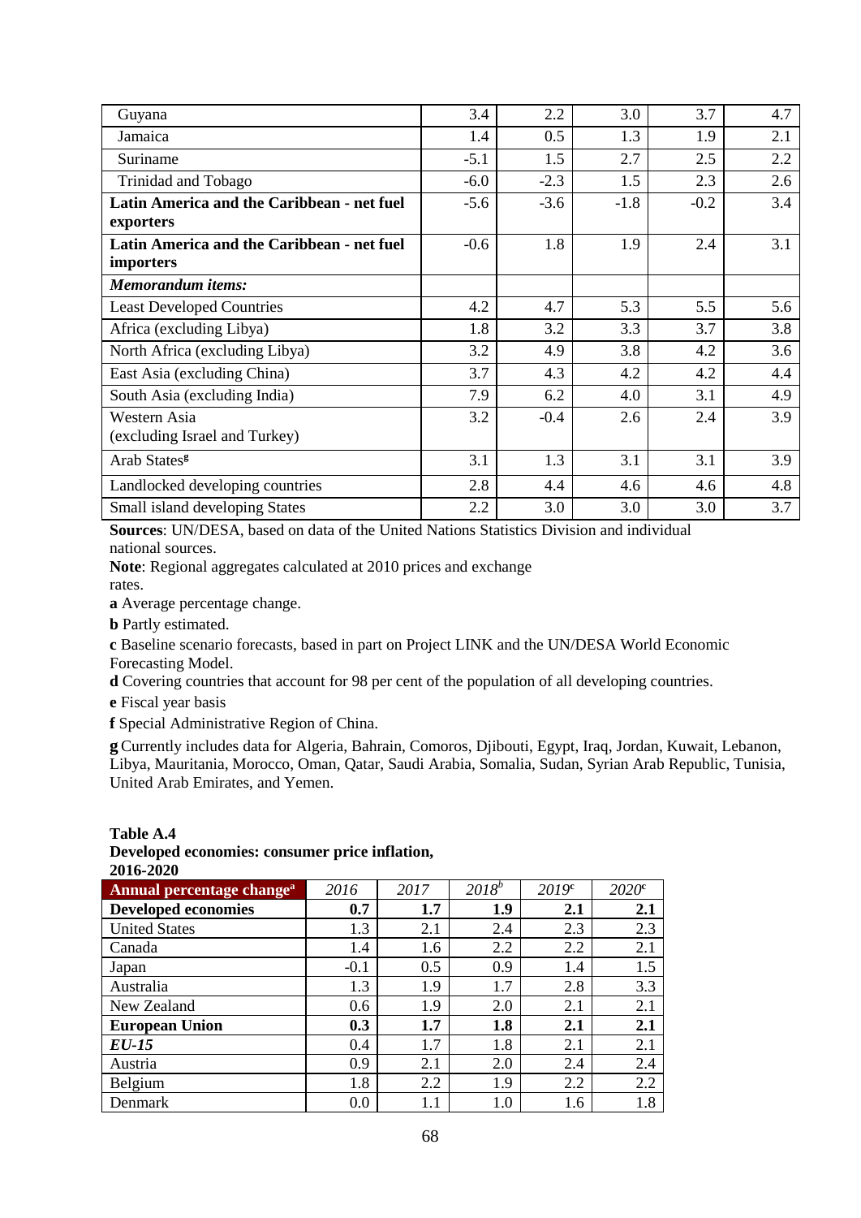| | | | | | |
|---|---|---|---|---|---|
| Guyana | 3.4 | 2.2 | 3.0 | 3.7 | 4.7 |
| Jamaica | 1.4 | 0.5 | 1.3 | 1.9 | 2.1 |
| Suriname | -5.1 | 1.5 | 2.7 | 2.5 | 2.2 |
| Trinidad and Tobago | -6.0 | -2.3 | 1.5 | 2.3 | 2.6 |
| **Latin America and the Caribbean - net fuel exporters** | -5.6 | -3.6 | -1.8 | -0.2 | 3.4 |
| **Latin America and the Caribbean - net fuel importers** | -0.6 | 1.8 | 1.9 | 2.4 | 3.1 |
| ***Memorandum items:*** | | | | | |
| Least Developed Countries | 4.2 | 4.7 | 5.3 | 5.5 | 5.6 |
| Africa (excluding Libya) | 1.8 | 3.2 | 3.3 | 3.7 | 3.8 |
| North Africa (excluding Libya) | 3.2 | 4.9 | 3.8 | 4.2 | 3.6 |
| East Asia (excluding China) | 3.7 | 4.3 | 4.2 | 4.2 | 4.4 |
| South Asia (excluding India) | 7.9 | 6.2 | 4.0 | 3.1 | 4.9 |
| Western Asia (excluding Israel and Turkey) | 3.2 | -0.4 | 2.6 | 2.4 | 3.9 |
| Arab States[g] | 3.1 | 1.3 | 3.1 | 3.1 | 3.9 |
| Landlocked developing countries | 2.8 | 4.4 | 4.6 | 4.6 | 4.8 |
| Small island developing States | 2.2 | 3.0 | 3.0 | 3.0 | 3.7 |

**Sources**: UN/DESA, based on data of the United Nations Statistics Division and individual national sources.

**Note**: Regional aggregates calculated at 2010 prices and exchange rates.

**a** Average percentage change.

**b** Partly estimated.

**c** Baseline scenario forecasts, based in part on Project LINK and the UN/DESA World Economic Forecasting Model.

**d** Covering countries that account for 98 per cent of the population of all developing countries.

**e** Fiscal year basis

**f** Special Administrative Region of China.

**g** Currently includes data for Algeria, Bahrain, Comoros, Djibouti, Egypt, Iraq, Jordan, Kuwait, Lebanon, Libya, Mauritania, Morocco, Oman, Qatar, Saudi Arabia, Somalia, Sudan, Syrian Arab Republic, Tunisia, United Arab Emirates, and Yemen.

**Table A.4**
**Developed economies: consumer price inflation, 2016-2020**

| Annual percentage change[a] | *2016* | *2017* | *2018[b]* | *2019[c]* | *2020[c]* |
|---|---|---|---|---|---|
| **Developed economies** | **0.7** | **1.7** | **1.9** | **2.1** | **2.1** |
| United States | 1.3 | 2.1 | 2.4 | 2.3 | 2.3 |
| Canada | 1.4 | 1.6 | 2.2 | 2.2 | 2.1 |
| Japan | -0.1 | 0.5 | 0.9 | 1.4 | 1.5 |
| Australia | 1.3 | 1.9 | 1.7 | 2.8 | 3.3 |
| New Zealand | 0.6 | 1.9 | 2.0 | 2.1 | 2.1 |
| **European Union** | **0.3** | **1.7** | **1.8** | **2.1** | **2.1** |
| ***EU-15*** | 0.4 | 1.7 | 1.8 | 2.1 | 2.1 |
| Austria | 0.9 | 2.1 | 2.0 | 2.4 | 2.4 |
| Belgium | 1.8 | 2.2 | 1.9 | 2.2 | 2.2 |
| Denmark | 0.0 | 1.1 | 1.0 | 1.6 | 1.8 |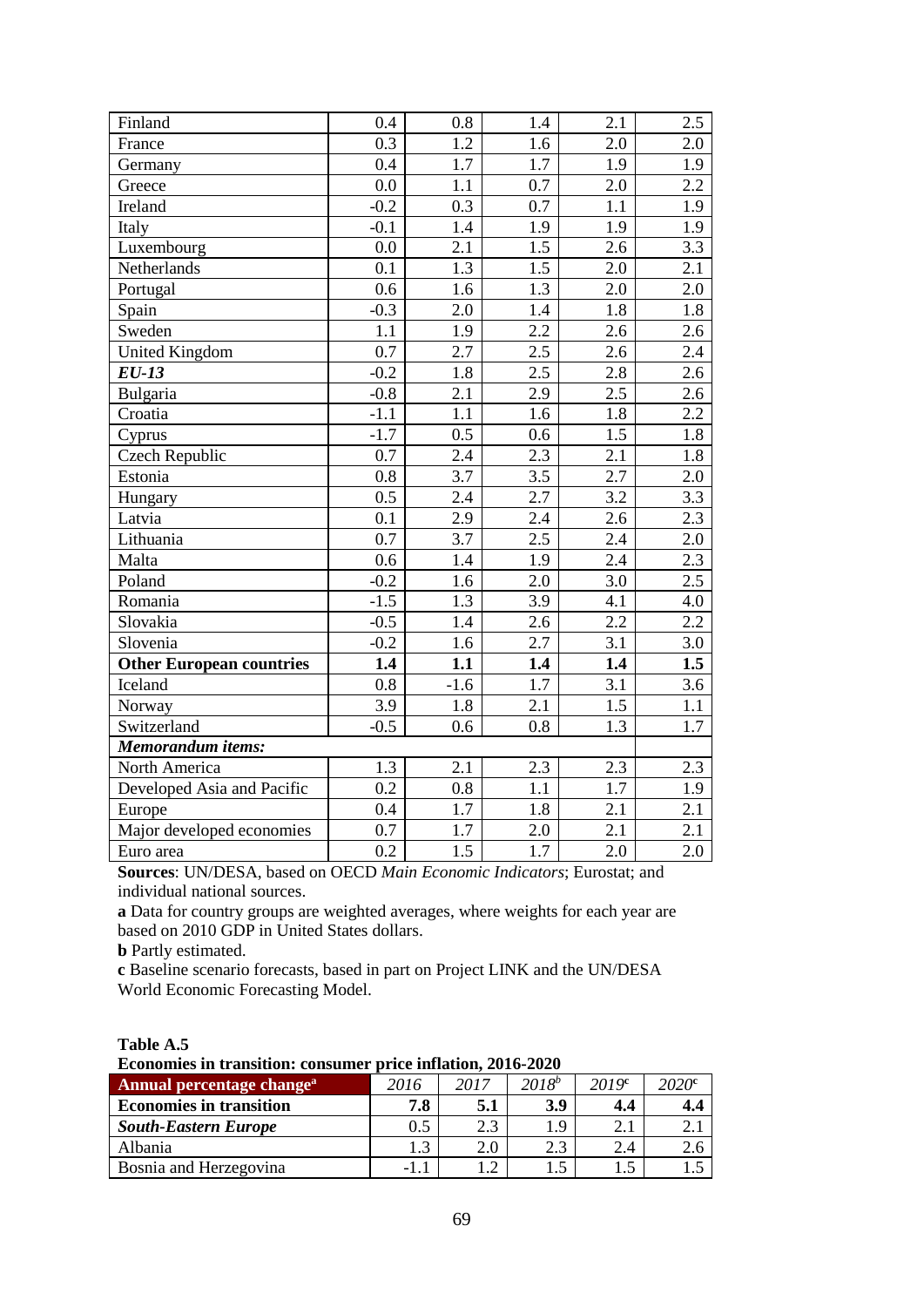| | | | | | |
|---|---|---|---|---|---|
| Finland | 0.4 | 0.8 | 1.4 | 2.1 | 2.5 |
| France | 0.3 | 1.2 | 1.6 | 2.0 | 2.0 |
| Germany | 0.4 | 1.7 | 1.7 | 1.9 | 1.9 |
| Greece | 0.0 | 1.1 | 0.7 | 2.0 | 2.2 |
| Ireland | -0.2 | 0.3 | 0.7 | 1.1 | 1.9 |
| Italy | -0.1 | 1.4 | 1.9 | 1.9 | 1.9 |
| Luxembourg | 0.0 | 2.1 | 1.5 | 2.6 | 3.3 |
| Netherlands | 0.1 | 1.3 | 1.5 | 2.0 | 2.1 |
| Portugal | 0.6 | 1.6 | 1.3 | 2.0 | 2.0 |
| Spain | -0.3 | 2.0 | 1.4 | 1.8 | 1.8 |
| Sweden | 1.1 | 1.9 | 2.2 | 2.6 | 2.6 |
| United Kingdom | 0.7 | 2.7 | 2.5 | 2.6 | 2.4 |
| ***EU-13*** | -0.2 | 1.8 | 2.5 | 2.8 | 2.6 |
| Bulgaria | -0.8 | 2.1 | 2.9 | 2.5 | 2.6 |
| Croatia | -1.1 | 1.1 | 1.6 | 1.8 | 2.2 |
| Cyprus | -1.7 | 0.5 | 0.6 | 1.5 | 1.8 |
| Czech Republic | 0.7 | 2.4 | 2.3 | 2.1 | 1.8 |
| Estonia | 0.8 | 3.7 | 3.5 | 2.7 | 2.0 |
| Hungary | 0.5 | 2.4 | 2.7 | 3.2 | 3.3 |
| Latvia | 0.1 | 2.9 | 2.4 | 2.6 | 2.3 |
| Lithuania | 0.7 | 3.7 | 2.5 | 2.4 | 2.0 |
| Malta | 0.6 | 1.4 | 1.9 | 2.4 | 2.3 |
| Poland | -0.2 | 1.6 | 2.0 | 3.0 | 2.5 |
| Romania | -1.5 | 1.3 | 3.9 | 4.1 | 4.0 |
| Slovakia | -0.5 | 1.4 | 2.6 | 2.2 | 2.2 |
| Slovenia | -0.2 | 1.6 | 2.7 | 3.1 | 3.0 |
| **Other European countries** | **1.4** | **1.1** | **1.4** | **1.4** | **1.5** |
| Iceland | 0.8 | -1.6 | 1.7 | 3.1 | 3.6 |
| Norway | 3.9 | 1.8 | 2.1 | 1.5 | 1.1 |
| Switzerland | -0.5 | 0.6 | 0.8 | 1.3 | 1.7 |
| ***Memorandum items:*** | | | | | |
| North America | 1.3 | 2.1 | 2.3 | 2.3 | 2.3 |
| Developed Asia and Pacific | 0.2 | 0.8 | 1.1 | 1.7 | 1.9 |
| Europe | 0.4 | 1.7 | 1.8 | 2.1 | 2.1 |
| Major developed economies | 0.7 | 1.7 | 2.0 | 2.1 | 2.1 |
| Euro area | 0.2 | 1.5 | 1.7 | 2.0 | 2.0 |

**Sources**: UN/DESA, based on OECD *Main Economic Indicators*; Eurostat; and individual national sources.

**a** Data for country groups are weighted averages, where weights for each year are based on 2010 GDP in United States dollars.

**b** Partly estimated.

**c** Baseline scenario forecasts, based in part on Project LINK and the UN/DESA World Economic Forecasting Model.

**Table A.5**

**Economies in transition: consumer price inflation, 2016-2020**

| Annual percentage change[a] | *2016* | *2017* | *2018[b]* | *2019[c]* | *2020[c]* |
|---|---|---|---|---|---|
| **Economies in transition** | **7.8** | **5.1** | **3.9** | **4.4** | **4.4** |
| ***South-Eastern Europe*** | 0.5 | 2.3 | 1.9 | 2.1 | 2.1 |
| Albania | 1.3 | 2.0 | 2.3 | 2.4 | 2.6 |
| Bosnia and Herzegovina | -1.1 | 1.2 | 1.5 | 1.5 | 1.5 |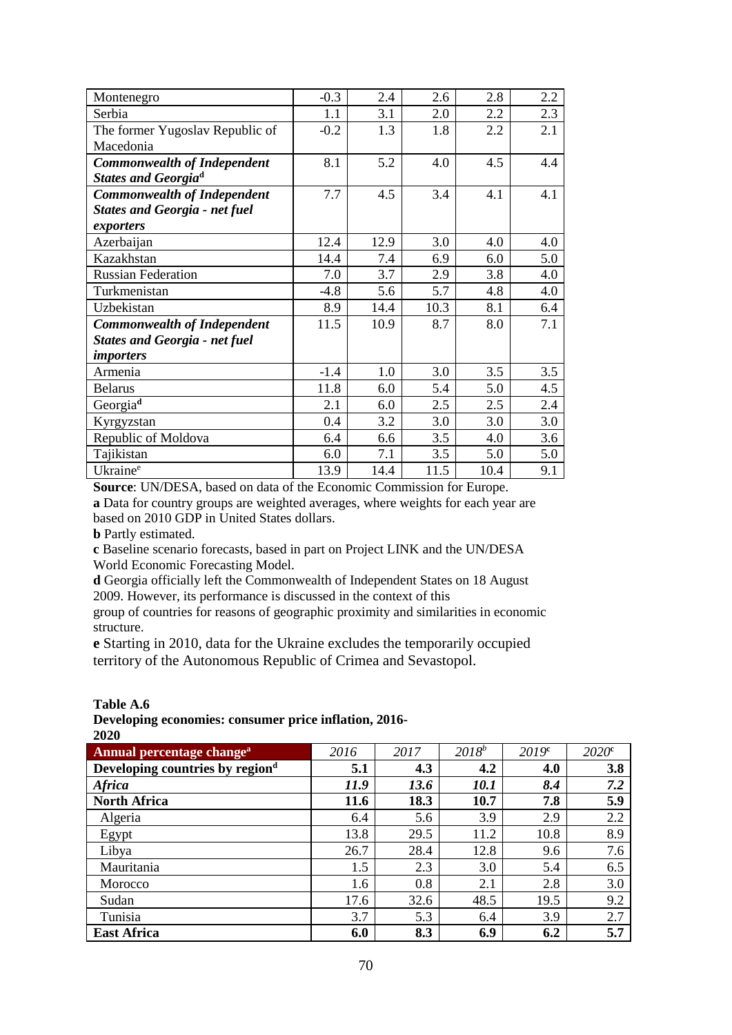| | | | | | |
|---|---|---|---|---|---|
| Montenegro | -0.3 | 2.4 | 2.6 | 2.8 | 2.2 |
| Serbia | 1.1 | 3.1 | 2.0 | 2.2 | 2.3 |
| The former Yugoslav Republic of Macedonia | -0.2 | 1.3 | 1.8 | 2.2 | 2.1 |
| ***Commonwealth of Independent States and Georgia***[d] | 8.1 | 5.2 | 4.0 | 4.5 | 4.4 |
| ***Commonwealth of Independent States and Georgia - net fuel exporters*** | 7.7 | 4.5 | 3.4 | 4.1 | 4.1 |
| Azerbaijan | 12.4 | 12.9 | 3.0 | 4.0 | 4.0 |
| Kazakhstan | 14.4 | 7.4 | 6.9 | 6.0 | 5.0 |
| Russian Federation | 7.0 | 3.7 | 2.9 | 3.8 | 4.0 |
| Turkmenistan | -4.8 | 5.6 | 5.7 | 4.8 | 4.0 |
| Uzbekistan | 8.9 | 14.4 | 10.3 | 8.1 | 6.4 |
| ***Commonwealth of Independent States and Georgia - net fuel importers*** | 11.5 | 10.9 | 8.7 | 8.0 | 7.1 |
| Armenia | -1.4 | 1.0 | 3.0 | 3.5 | 3.5 |
| Belarus | 11.8 | 6.0 | 5.4 | 5.0 | 4.5 |
| Georgia[d] | 2.1 | 6.0 | 2.5 | 2.5 | 2.4 |
| Kyrgyzstan | 0.4 | 3.2 | 3.0 | 3.0 | 3.0 |
| Republic of Moldova | 6.4 | 6.6 | 3.5 | 4.0 | 3.6 |
| Tajikistan | 6.0 | 7.1 | 3.5 | 5.0 | 5.0 |
| Ukraine[e] | 13.9 | 14.4 | 11.5 | 10.4 | 9.1 |

**Source**: UN/DESA, based on data of the Economic Commission for Europe.
**a** Data for country groups are weighted averages, where weights for each year are based on 2010 GDP in United States dollars.
**b** Partly estimated.
**c** Baseline scenario forecasts, based in part on Project LINK and the UN/DESA World Economic Forecasting Model.
**d** Georgia officially left the Commonwealth of Independent States on 18 August 2009. However, its performance is discussed in the context of this group of countries for reasons of geographic proximity and similarities in economic structure.
**e** Starting in 2010, data for the Ukraine excludes the temporarily occupied territory of the Autonomous Republic of Crimea and Sevastopol.

**Table A.6**
**Developing economies: consumer price inflation, 2016-2020**

| **Annual percentage change**[a] | *2016* | *2017* | *2018*[b] | *2019*[c] | *2020*[c] |
|---|---|---|---|---|---|
| **Developing countries by region**[d] | **5.1** | **4.3** | **4.2** | **4.0** | **3.8** |
| ***Africa*** | ***11.9*** | ***13.6*** | ***10.1*** | ***8.4*** | ***7.2*** |
| **North Africa** | **11.6** | **18.3** | **10.7** | **7.8** | **5.9** |
| Algeria | 6.4 | 5.6 | 3.9 | 2.9 | 2.2 |
| Egypt | 13.8 | 29.5 | 11.2 | 10.8 | 8.9 |
| Libya | 26.7 | 28.4 | 12.8 | 9.6 | 7.6 |
| Mauritania | 1.5 | 2.3 | 3.0 | 5.4 | 6.5 |
| Morocco | 1.6 | 0.8 | 2.1 | 2.8 | 3.0 |
| Sudan | 17.6 | 32.6 | 48.5 | 19.5 | 9.2 |
| Tunisia | 3.7 | 5.3 | 6.4 | 3.9 | 2.7 |
| **East Africa** | **6.0** | **8.3** | **6.9** | **6.2** | **5.7** |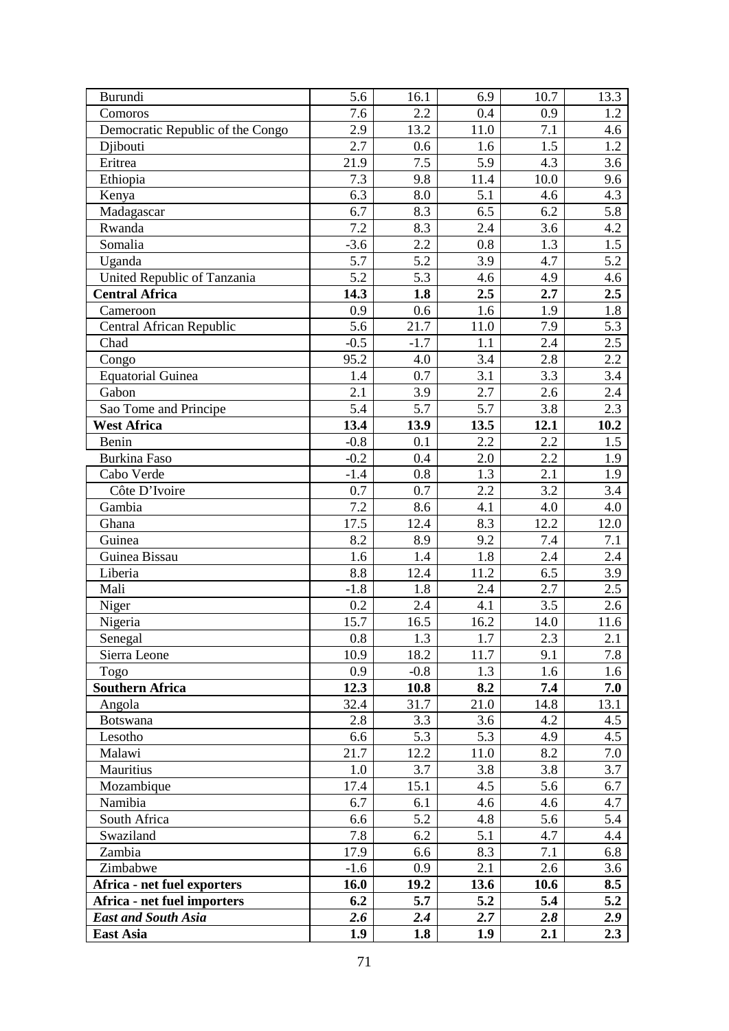| Burundi | 5.6 | 16.1 | 6.9 | 10.7 | 13.3 |
|---|---|---|---|---|---|
| Comoros | 7.6 | 2.2 | 0.4 | 0.9 | 1.2 |
| Democratic Republic of the Congo | 2.9 | 13.2 | 11.0 | 7.1 | 4.6 |
| Djibouti | 2.7 | 0.6 | 1.6 | 1.5 | 1.2 |
| Eritrea | 21.9 | 7.5 | 5.9 | 4.3 | 3.6 |
| Ethiopia | 7.3 | 9.8 | 11.4 | 10.0 | 9.6 |
| Kenya | 6.3 | 8.0 | 5.1 | 4.6 | 4.3 |
| Madagascar | 6.7 | 8.3 | 6.5 | 6.2 | 5.8 |
| Rwanda | 7.2 | 8.3 | 2.4 | 3.6 | 4.2 |
| Somalia | -3.6 | 2.2 | 0.8 | 1.3 | 1.5 |
| Uganda | 5.7 | 5.2 | 3.9 | 4.7 | 5.2 |
| United Republic of Tanzania | 5.2 | 5.3 | 4.6 | 4.9 | 4.6 |
| **Central Africa** | **14.3** | **1.8** | **2.5** | **2.7** | **2.5** |
| Cameroon | 0.9 | 0.6 | 1.6 | 1.9 | 1.8 |
| Central African Republic | 5.6 | 21.7 | 11.0 | 7.9 | 5.3 |
| Chad | -0.5 | -1.7 | 1.1 | 2.4 | 2.5 |
| Congo | 95.2 | 4.0 | 3.4 | 2.8 | 2.2 |
| Equatorial Guinea | 1.4 | 0.7 | 3.1 | 3.3 | 3.4 |
| Gabon | 2.1 | 3.9 | 2.7 | 2.6 | 2.4 |
| Sao Tome and Principe | 5.4 | 5.7 | 5.7 | 3.8 | 2.3 |
| **West Africa** | **13.4** | **13.9** | **13.5** | **12.1** | **10.2** |
| Benin | -0.8 | 0.1 | 2.2 | 2.2 | 1.5 |
| Burkina Faso | -0.2 | 0.4 | 2.0 | 2.2 | 1.9 |
| Cabo Verde | -1.4 | 0.8 | 1.3 | 2.1 | 1.9 |
| Côte D'Ivoire | 0.7 | 0.7 | 2.2 | 3.2 | 3.4 |
| Gambia | 7.2 | 8.6 | 4.1 | 4.0 | 4.0 |
| Ghana | 17.5 | 12.4 | 8.3 | 12.2 | 12.0 |
| Guinea | 8.2 | 8.9 | 9.2 | 7.4 | 7.1 |
| Guinea Bissau | 1.6 | 1.4 | 1.8 | 2.4 | 2.4 |
| Liberia | 8.8 | 12.4 | 11.2 | 6.5 | 3.9 |
| Mali | -1.8 | 1.8 | 2.4 | 2.7 | 2.5 |
| Niger | 0.2 | 2.4 | 4.1 | 3.5 | 2.6 |
| Nigeria | 15.7 | 16.5 | 16.2 | 14.0 | 11.6 |
| Senegal | 0.8 | 1.3 | 1.7 | 2.3 | 2.1 |
| Sierra Leone | 10.9 | 18.2 | 11.7 | 9.1 | 7.8 |
| Togo | 0.9 | -0.8 | 1.3 | 1.6 | 1.6 |
| **Southern Africa** | **12.3** | **10.8** | **8.2** | **7.4** | **7.0** |
| Angola | 32.4 | 31.7 | 21.0 | 14.8 | 13.1 |
| Botswana | 2.8 | 3.3 | 3.6 | 4.2 | 4.5 |
| Lesotho | 6.6 | 5.3 | 5.3 | 4.9 | 4.5 |
| Malawi | 21.7 | 12.2 | 11.0 | 8.2 | 7.0 |
| Mauritius | 1.0 | 3.7 | 3.8 | 3.8 | 3.7 |
| Mozambique | 17.4 | 15.1 | 4.5 | 5.6 | 6.7 |
| Namibia | 6.7 | 6.1 | 4.6 | 4.6 | 4.7 |
| South Africa | 6.6 | 5.2 | 4.8 | 5.6 | 5.4 |
| Swaziland | 7.8 | 6.2 | 5.1 | 4.7 | 4.4 |
| Zambia | 17.9 | 6.6 | 8.3 | 7.1 | 6.8 |
| Zimbabwe | -1.6 | 0.9 | 2.1 | 2.6 | 3.6 |
| **Africa - net fuel exporters** | **16.0** | **19.2** | **13.6** | **10.6** | **8.5** |
| **Africa - net fuel importers** | **6.2** | **5.7** | **5.2** | **5.4** | **5.2** |
| ***East and South Asia*** | ***2.6*** | ***2.4*** | ***2.7*** | ***2.8*** | ***2.9*** |
| **East Asia** | **1.9** | **1.8** | **1.9** | **2.1** | **2.3** |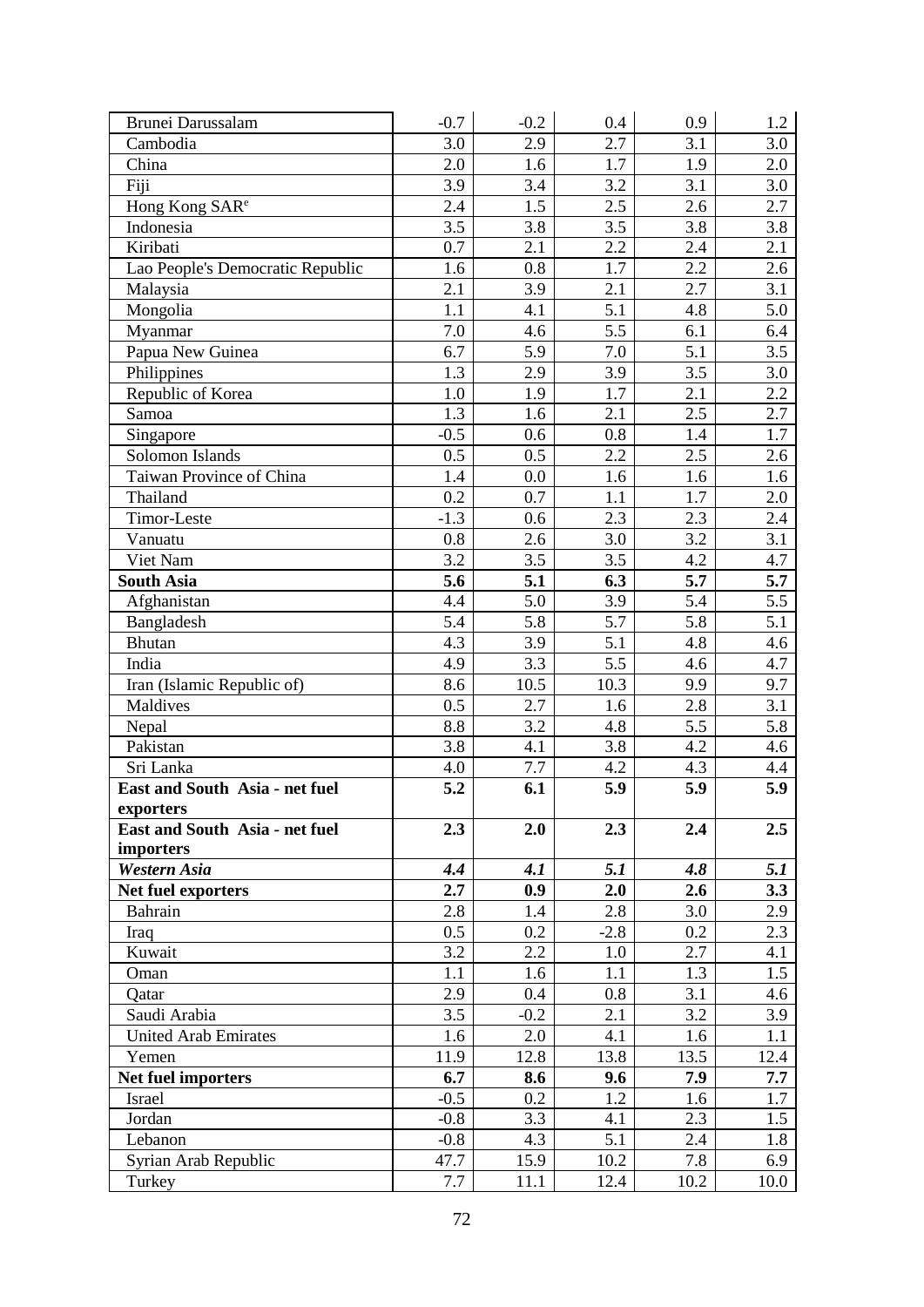| | | | | | |
|---|---|---|---|---|---|
| Brunei Darussalam | -0.7 | -0.2 | 0.4 | 0.9 | 1.2 |
| Cambodia | 3.0 | 2.9 | 2.7 | 3.1 | 3.0 |
| China | 2.0 | 1.6 | 1.7 | 1.9 | 2.0 |
| Fiji | 3.9 | 3.4 | 3.2 | 3.1 | 3.0 |
| Hong Kong SAR[e] | 2.4 | 1.5 | 2.5 | 2.6 | 2.7 |
| Indonesia | 3.5 | 3.8 | 3.5 | 3.8 | 3.8 |
| Kiribati | 0.7 | 2.1 | 2.2 | 2.4 | 2.1 |
| Lao People's Democratic Republic | 1.6 | 0.8 | 1.7 | 2.2 | 2.6 |
| Malaysia | 2.1 | 3.9 | 2.1 | 2.7 | 3.1 |
| Mongolia | 1.1 | 4.1 | 5.1 | 4.8 | 5.0 |
| Myanmar | 7.0 | 4.6 | 5.5 | 6.1 | 6.4 |
| Papua New Guinea | 6.7 | 5.9 | 7.0 | 5.1 | 3.5 |
| Philippines | 1.3 | 2.9 | 3.9 | 3.5 | 3.0 |
| Republic of Korea | 1.0 | 1.9 | 1.7 | 2.1 | 2.2 |
| Samoa | 1.3 | 1.6 | 2.1 | 2.5 | 2.7 |
| Singapore | -0.5 | 0.6 | 0.8 | 1.4 | 1.7 |
| Solomon Islands | 0.5 | 0.5 | 2.2 | 2.5 | 2.6 |
| Taiwan Province of China | 1.4 | 0.0 | 1.6 | 1.6 | 1.6 |
| Thailand | 0.2 | 0.7 | 1.1 | 1.7 | 2.0 |
| Timor-Leste | -1.3 | 0.6 | 2.3 | 2.3 | 2.4 |
| Vanuatu | 0.8 | 2.6 | 3.0 | 3.2 | 3.1 |
| Viet Nam | 3.2 | 3.5 | 3.5 | 4.2 | 4.7 |
| **South Asia** | **5.6** | **5.1** | **6.3** | **5.7** | **5.7** |
| Afghanistan | 4.4 | 5.0 | 3.9 | 5.4 | 5.5 |
| Bangladesh | 5.4 | 5.8 | 5.7 | 5.8 | 5.1 |
| Bhutan | 4.3 | 3.9 | 5.1 | 4.8 | 4.6 |
| India | 4.9 | 3.3 | 5.5 | 4.6 | 4.7 |
| Iran (Islamic Republic of) | 8.6 | 10.5 | 10.3 | 9.9 | 9.7 |
| Maldives | 0.5 | 2.7 | 1.6 | 2.8 | 3.1 |
| Nepal | 8.8 | 3.2 | 4.8 | 5.5 | 5.8 |
| Pakistan | 3.8 | 4.1 | 3.8 | 4.2 | 4.6 |
| Sri Lanka | 4.0 | 7.7 | 4.2 | 4.3 | 4.4 |
| **East and South Asia - net fuel exporters** | **5.2** | **6.1** | **5.9** | **5.9** | **5.9** |
| **East and South Asia - net fuel importers** | **2.3** | **2.0** | **2.3** | **2.4** | **2.5** |
| ***Western Asia*** | ***4.4*** | ***4.1*** | ***5.1*** | ***4.8*** | ***5.1*** |
| **Net fuel exporters** | **2.7** | **0.9** | **2.0** | **2.6** | **3.3** |
| Bahrain | 2.8 | 1.4 | 2.8 | 3.0 | 2.9 |
| Iraq | 0.5 | 0.2 | -2.8 | 0.2 | 2.3 |
| Kuwait | 3.2 | 2.2 | 1.0 | 2.7 | 4.1 |
| Oman | 1.1 | 1.6 | 1.1 | 1.3 | 1.5 |
| Qatar | 2.9 | 0.4 | 0.8 | 3.1 | 4.6 |
| Saudi Arabia | 3.5 | -0.2 | 2.1 | 3.2 | 3.9 |
| United Arab Emirates | 1.6 | 2.0 | 4.1 | 1.6 | 1.1 |
| Yemen | 11.9 | 12.8 | 13.8 | 13.5 | 12.4 |
| **Net fuel importers** | **6.7** | **8.6** | **9.6** | **7.9** | **7.7** |
| Israel | -0.5 | 0.2 | 1.2 | 1.6 | 1.7 |
| Jordan | -0.8 | 3.3 | 4.1 | 2.3 | 1.5 |
| Lebanon | -0.8 | 4.3 | 5.1 | 2.4 | 1.8 |
| Syrian Arab Republic | 47.7 | 15.9 | 10.2 | 7.8 | 6.9 |
| Turkey | 7.7 | 11.1 | 12.4 | 10.2 | 10.0 |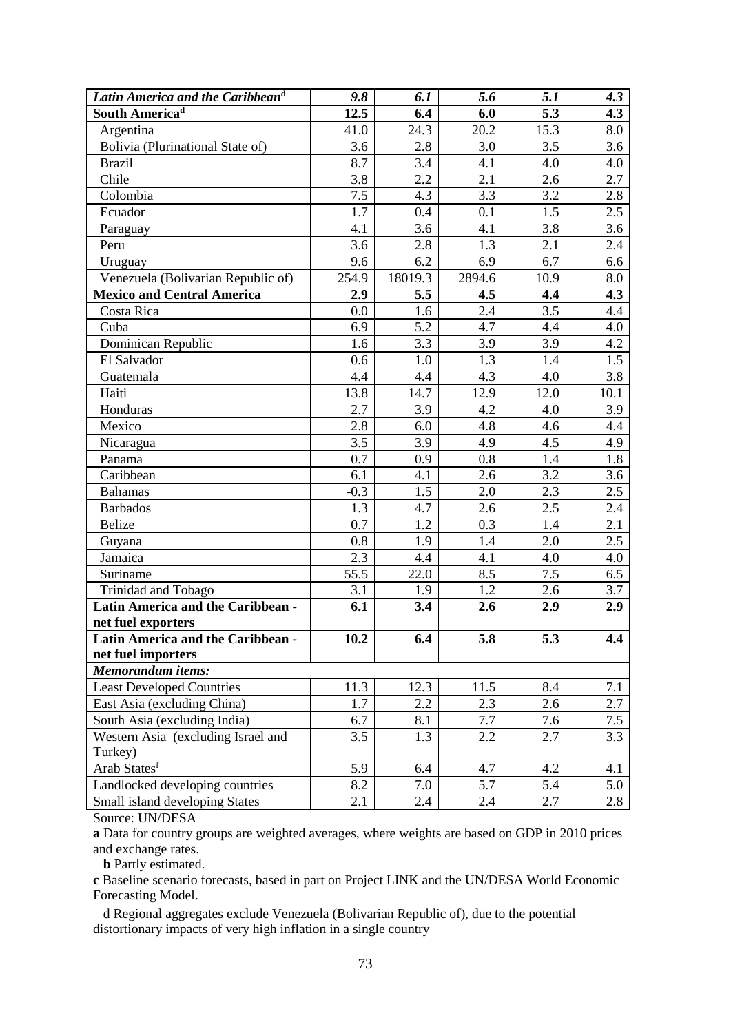| *Latin America and the Caribbean*[d] | *9.8* | *6.1* | *5.6* | *5.1* | *4.3* |
|---|---|---|---|---|---|
| **South America**[d] | **12.5** | **6.4** | **6.0** | **5.3** | **4.3** |
| Argentina | 41.0 | 24.3 | 20.2 | 15.3 | 8.0 |
| Bolivia (Plurinational State of) | 3.6 | 2.8 | 3.0 | 3.5 | 3.6 |
| Brazil | 8.7 | 3.4 | 4.1 | 4.0 | 4.0 |
| Chile | 3.8 | 2.2 | 2.1 | 2.6 | 2.7 |
| Colombia | 7.5 | 4.3 | 3.3 | 3.2 | 2.8 |
| Ecuador | 1.7 | 0.4 | 0.1 | 1.5 | 2.5 |
| Paraguay | 4.1 | 3.6 | 4.1 | 3.8 | 3.6 |
| Peru | 3.6 | 2.8 | 1.3 | 2.1 | 2.4 |
| Uruguay | 9.6 | 6.2 | 6.9 | 6.7 | 6.6 |
| Venezuela (Bolivarian Republic of) | 254.9 | 18019.3 | 2894.6 | 10.9 | 8.0 |
| **Mexico and Central America** | **2.9** | **5.5** | **4.5** | **4.4** | **4.3** |
| Costa Rica | 0.0 | 1.6 | 2.4 | 3.5 | 4.4 |
| Cuba | 6.9 | 5.2 | 4.7 | 4.4 | 4.0 |
| Dominican Republic | 1.6 | 3.3 | 3.9 | 3.9 | 4.2 |
| El Salvador | 0.6 | 1.0 | 1.3 | 1.4 | 1.5 |
| Guatemala | 4.4 | 4.4 | 4.3 | 4.0 | 3.8 |
| Haiti | 13.8 | 14.7 | 12.9 | 12.0 | 10.1 |
| Honduras | 2.7 | 3.9 | 4.2 | 4.0 | 3.9 |
| Mexico | 2.8 | 6.0 | 4.8 | 4.6 | 4.4 |
| Nicaragua | 3.5 | 3.9 | 4.9 | 4.5 | 4.9 |
| Panama | 0.7 | 0.9 | 0.8 | 1.4 | 1.8 |
| Caribbean | 6.1 | 4.1 | 2.6 | 3.2 | 3.6 |
| Bahamas | -0.3 | 1.5 | 2.0 | 2.3 | 2.5 |
| Barbados | 1.3 | 4.7 | 2.6 | 2.5 | 2.4 |
| Belize | 0.7 | 1.2 | 0.3 | 1.4 | 2.1 |
| Guyana | 0.8 | 1.9 | 1.4 | 2.0 | 2.5 |
| Jamaica | 2.3 | 4.4 | 4.1 | 4.0 | 4.0 |
| Suriname | 55.5 | 22.0 | 8.5 | 7.5 | 6.5 |
| Trinidad and Tobago | 3.1 | 1.9 | 1.2 | 2.6 | 3.7 |
| **Latin America and the Caribbean - net fuel exporters** | **6.1** | **3.4** | **2.6** | **2.9** | **2.9** |
| **Latin America and the Caribbean - net fuel importers** | **10.2** | **6.4** | **5.8** | **5.3** | **4.4** |
| ***Memorandum items:*** | | | | | |
| Least Developed Countries | 11.3 | 12.3 | 11.5 | 8.4 | 7.1 |
| East Asia (excluding China) | 1.7 | 2.2 | 2.3 | 2.6 | 2.7 |
| South Asia (excluding India) | 6.7 | 8.1 | 7.7 | 7.6 | 7.5 |
| Western Asia (excluding Israel and Turkey) | 3.5 | 1.3 | 2.2 | 2.7 | 3.3 |
| Arab States[f] | 5.9 | 6.4 | 4.7 | 4.2 | 4.1 |
| Landlocked developing countries | 8.2 | 7.0 | 5.7 | 5.4 | 5.0 |
| Small island developing States | 2.1 | 2.4 | 2.4 | 2.7 | 2.8 |

Source: UN/DESA

**a** Data for country groups are weighted averages, where weights are based on GDP in 2010 prices and exchange rates.

**b** Partly estimated.

**c** Baseline scenario forecasts, based in part on Project LINK and the UN/DESA World Economic Forecasting Model.

d Regional aggregates exclude Venezuela (Bolivarian Republic of), due to the potential distortionary impacts of very high inflation in a single country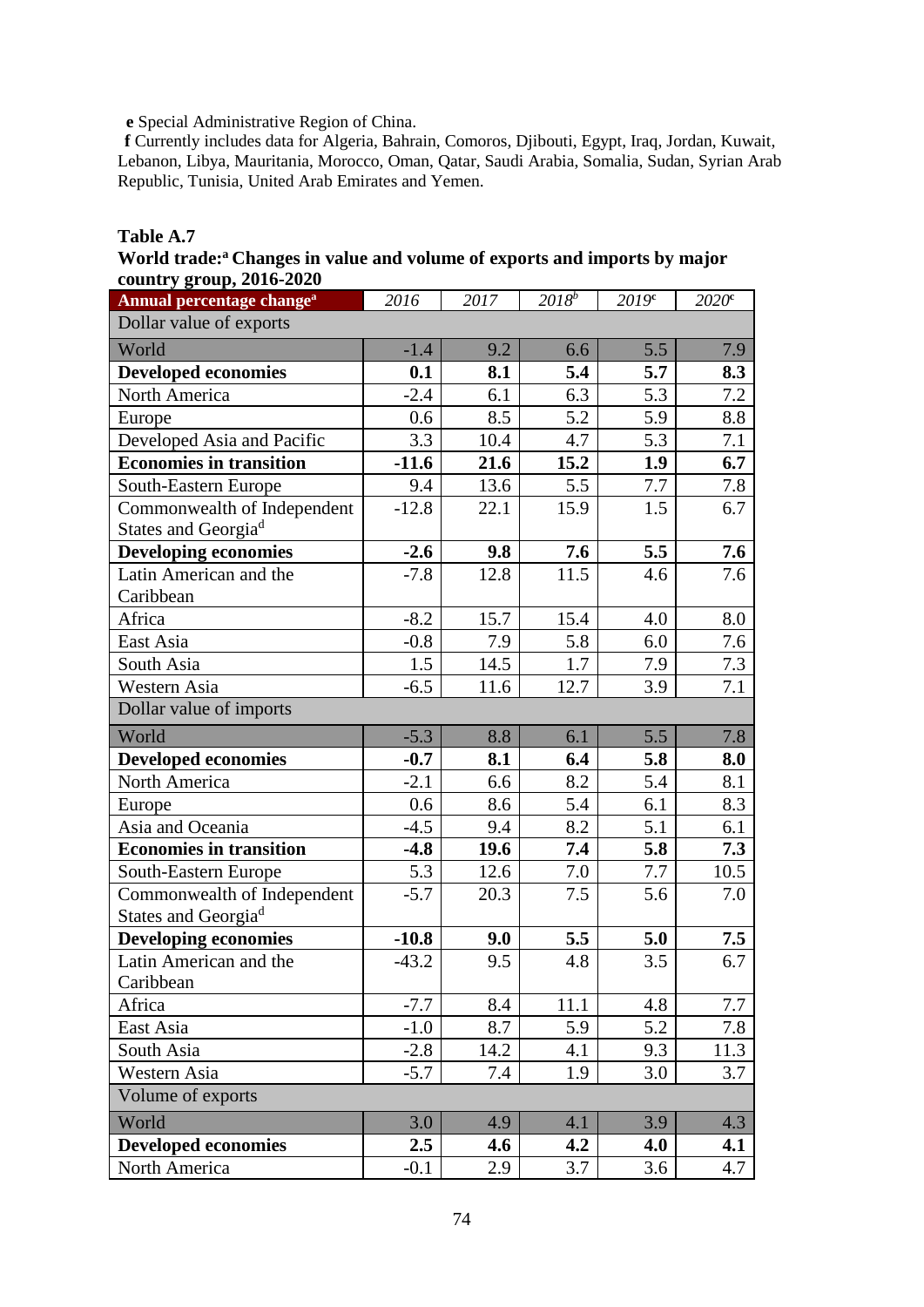**e** Special Administrative Region of China.

**f** Currently includes data for Algeria, Bahrain, Comoros, Djibouti, Egypt, Iraq, Jordan, Kuwait, Lebanon, Libya, Mauritania, Morocco, Oman, Qatar, Saudi Arabia, Somalia, Sudan, Syrian Arab Republic, Tunisia, United Arab Emirates and Yemen.

**Table A.7**

**World trade:[a] Changes in value and volume of exports and imports by major country group, 2016-2020**

| Annual percentage change[a] | *2016* | *2017* | *2018[b]* | *2019[c]* | *2020[c]* |
|---|---|---|---|---|---|
| Dollar value of exports | | | | | |
| World | -1.4 | 9.2 | 6.6 | 5.5 | 7.9 |
| **Developed economies** | **0.1** | **8.1** | **5.4** | **5.7** | **8.3** |
| North America | -2.4 | 6.1 | 6.3 | 5.3 | 7.2 |
| Europe | 0.6 | 8.5 | 5.2 | 5.9 | 8.8 |
| Developed Asia and Pacific | 3.3 | 10.4 | 4.7 | 5.3 | 7.1 |
| **Economies in transition** | **-11.6** | **21.6** | **15.2** | **1.9** | **6.7** |
| South-Eastern Europe | 9.4 | 13.6 | 5.5 | 7.7 | 7.8 |
| Commonwealth of Independent States and Georgia[d] | -12.8 | 22.1 | 15.9 | 1.5 | 6.7 |
| **Developing economies** | **-2.6** | **9.8** | **7.6** | **5.5** | **7.6** |
| Latin American and the Caribbean | -7.8 | 12.8 | 11.5 | 4.6 | 7.6 |
| Africa | -8.2 | 15.7 | 15.4 | 4.0 | 8.0 |
| East Asia | -0.8 | 7.9 | 5.8 | 6.0 | 7.6 |
| South Asia | 1.5 | 14.5 | 1.7 | 7.9 | 7.3 |
| Western Asia | -6.5 | 11.6 | 12.7 | 3.9 | 7.1 |
| Dollar value of imports | | | | | |
| World | -5.3 | 8.8 | 6.1 | 5.5 | 7.8 |
| **Developed economies** | **-0.7** | **8.1** | **6.4** | **5.8** | **8.0** |
| North America | -2.1 | 6.6 | 8.2 | 5.4 | 8.1 |
| Europe | 0.6 | 8.6 | 5.4 | 6.1 | 8.3 |
| Asia and Oceania | -4.5 | 9.4 | 8.2 | 5.1 | 6.1 |
| **Economies in transition** | **-4.8** | **19.6** | **7.4** | **5.8** | **7.3** |
| South-Eastern Europe | 5.3 | 12.6 | 7.0 | 7.7 | 10.5 |
| Commonwealth of Independent States and Georgia[d] | -5.7 | 20.3 | 7.5 | 5.6 | 7.0 |
| **Developing economies** | **-10.8** | **9.0** | **5.5** | **5.0** | **7.5** |
| Latin American and the Caribbean | -43.2 | 9.5 | 4.8 | 3.5 | 6.7 |
| Africa | -7.7 | 8.4 | 11.1 | 4.8 | 7.7 |
| East Asia | -1.0 | 8.7 | 5.9 | 5.2 | 7.8 |
| South Asia | -2.8 | 14.2 | 4.1 | 9.3 | 11.3 |
| Western Asia | -5.7 | 7.4 | 1.9 | 3.0 | 3.7 |
| Volume of exports | | | | | |
| World | 3.0 | 4.9 | 4.1 | 3.9 | 4.3 |
| **Developed economies** | **2.5** | **4.6** | **4.2** | **4.0** | **4.1** |
| North America | -0.1 | 2.9 | 3.7 | 3.6 | 4.7 |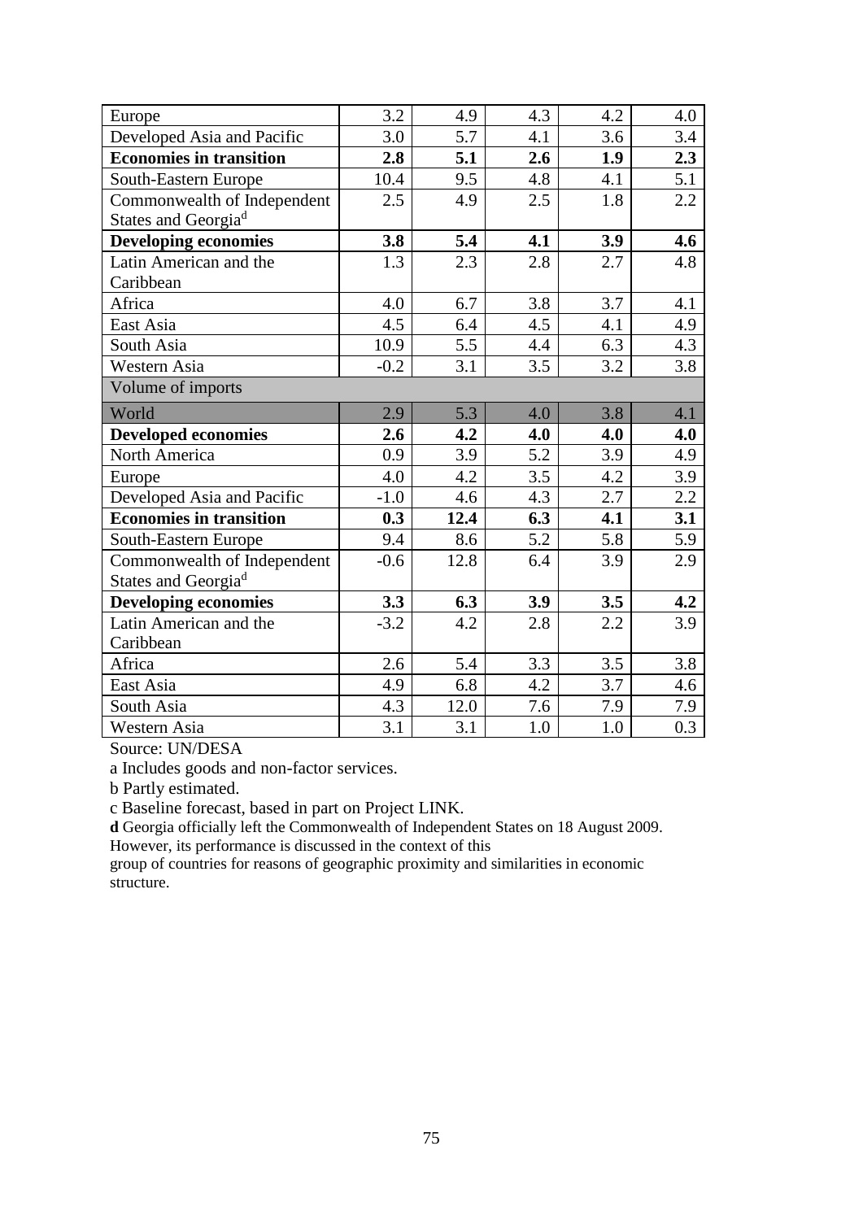| | | | | | |
|---|---|---|---|---|---|
| Europe | 3.2 | 4.9 | 4.3 | 4.2 | 4.0 |
| Developed Asia and Pacific | 3.0 | 5.7 | 4.1 | 3.6 | 3.4 |
| **Economies in transition** | **2.8** | **5.1** | **2.6** | **1.9** | **2.3** |
| South-Eastern Europe | 10.4 | 9.5 | 4.8 | 4.1 | 5.1 |
| Commonwealth of Independent States and Georgia[d] | 2.5 | 4.9 | 2.5 | 1.8 | 2.2 |
| **Developing economies** | **3.8** | **5.4** | **4.1** | **3.9** | **4.6** |
| Latin American and the Caribbean | 1.3 | 2.3 | 2.8 | 2.7 | 4.8 |
| Africa | 4.0 | 6.7 | 3.8 | 3.7 | 4.1 |
| East Asia | 4.5 | 6.4 | 4.5 | 4.1 | 4.9 |
| South Asia | 10.9 | 5.5 | 4.4 | 6.3 | 4.3 |
| Western Asia | -0.2 | 3.1 | 3.5 | 3.2 | 3.8 |
| Volume of imports | | | | | |
| World | 2.9 | 5.3 | 4.0 | 3.8 | 4.1 |
| **Developed economies** | **2.6** | **4.2** | **4.0** | **4.0** | **4.0** |
| North America | 0.9 | 3.9 | 5.2 | 3.9 | 4.9 |
| Europe | 4.0 | 4.2 | 3.5 | 4.2 | 3.9 |
| Developed Asia and Pacific | -1.0 | 4.6 | 4.3 | 2.7 | 2.2 |
| **Economies in transition** | **0.3** | **12.4** | **6.3** | **4.1** | **3.1** |
| South-Eastern Europe | 9.4 | 8.6 | 5.2 | 5.8 | 5.9 |
| Commonwealth of Independent States and Georgia[d] | -0.6 | 12.8 | 6.4 | 3.9 | 2.9 |
| **Developing economies** | **3.3** | **6.3** | **3.9** | **3.5** | **4.2** |
| Latin American and the Caribbean | -3.2 | 4.2 | 2.8 | 2.2 | 3.9 |
| Africa | 2.6 | 5.4 | 3.3 | 3.5 | 3.8 |
| East Asia | 4.9 | 6.8 | 4.2 | 3.7 | 4.6 |
| South Asia | 4.3 | 12.0 | 7.6 | 7.9 | 7.9 |
| Western Asia | 3.1 | 3.1 | 1.0 | 1.0 | 0.3 |

Source: UN/DESA

a Includes goods and non-factor services.

b Partly estimated.

c Baseline forecast, based in part on Project LINK.

**d** Georgia officially left the Commonwealth of Independent States on 18 August 2009. However, its performance is discussed in the context of this group of countries for reasons of geographic proximity and similarities in economic structure.